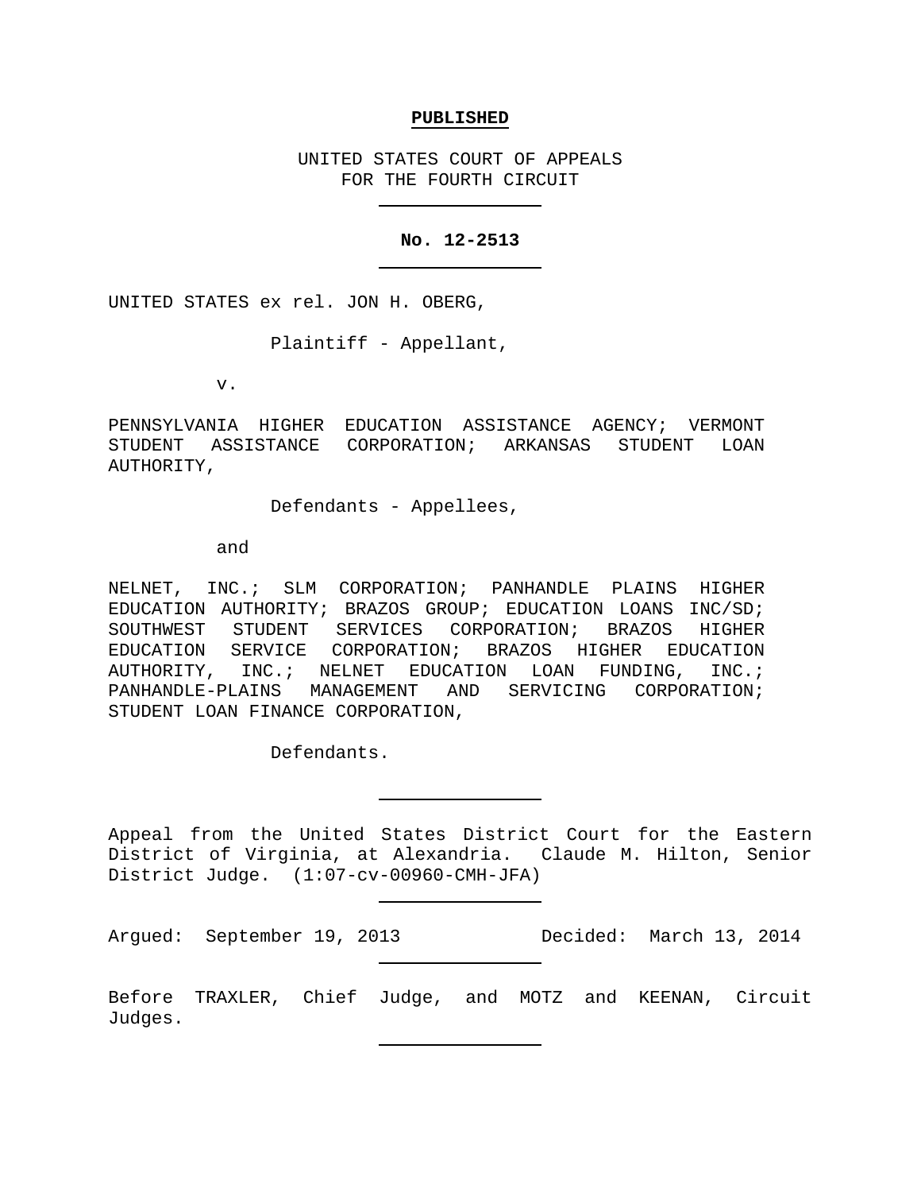**PUBLISHED**

UNITED STATES COURT OF APPEALS
FOR THE FOURTH CIRCUIT

---

**No. 12-2513**

---

UNITED STATES ex rel. JON H. OBERG,

Plaintiff - Appellant,

v.

PENNSYLVANIA HIGHER EDUCATION ASSISTANCE AGENCY; VERMONT STUDENT ASSISTANCE CORPORATION; ARKANSAS STUDENT LOAN AUTHORITY,

Defendants - Appellees,

and

NELNET, INC.; SLM CORPORATION; PANHANDLE PLAINS HIGHER EDUCATION AUTHORITY; BRAZOS GROUP; EDUCATION LOANS INC/SD; SOUTHWEST STUDENT SERVICES CORPORATION; BRAZOS HIGHER EDUCATION SERVICE CORPORATION; BRAZOS HIGHER EDUCATION AUTHORITY, INC.; NELNET EDUCATION LOAN FUNDING, INC.; PANHANDLE-PLAINS MANAGEMENT AND SERVICING CORPORATION; STUDENT LOAN FINANCE CORPORATION,

Defendants.

---

Appeal from the United States District Court for the Eastern District of Virginia, at Alexandria. Claude M. Hilton, Senior District Judge. (1:07-cv-00960-CMH-JFA)

---

Argued: September 19, 2013 Decided: March 13, 2014

---

Before TRAXLER, Chief Judge, and MOTZ and KEENAN, Circuit Judges.

---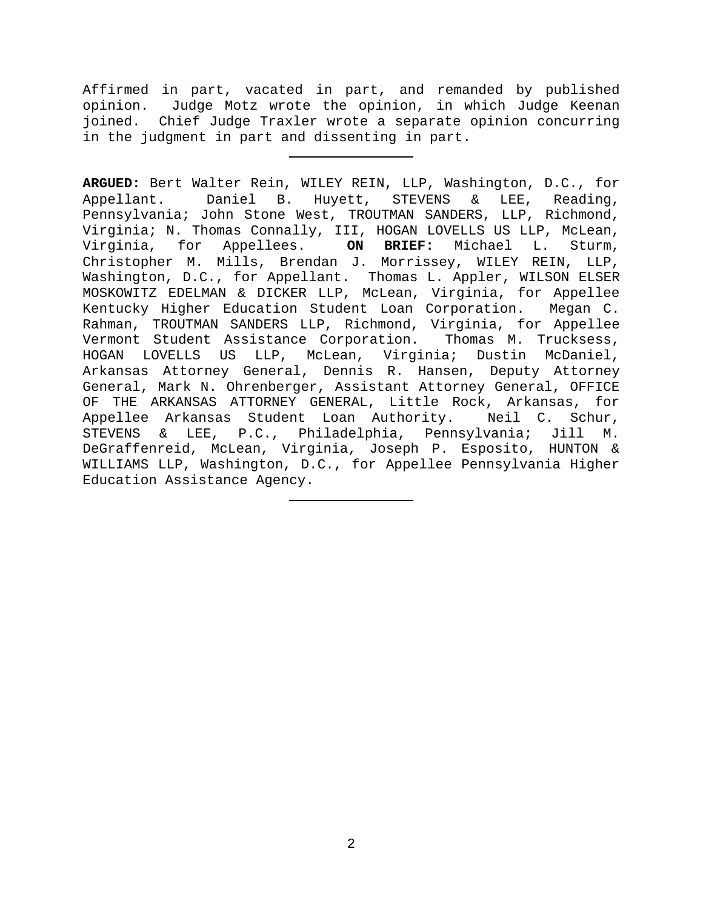Affirmed in part, vacated in part, and remanded by published opinion. Judge Motz wrote the opinion, in which Judge Keenan joined. Chief Judge Traxler wrote a separate opinion concurring in the judgment in part and dissenting in part.

---

**ARGUED:** Bert Walter Rein, WILEY REIN, LLP, Washington, D.C., for Appellant. Daniel B. Huyett, STEVENS & LEE, Reading, Pennsylvania; John Stone West, TROUTMAN SANDERS, LLP, Richmond, Virginia; N. Thomas Connally, III, HOGAN LOVELLS US LLP, McLean, Virginia, for Appellees. **ON BRIEF:** Michael L. Sturm, Christopher M. Mills, Brendan J. Morrissey, WILEY REIN, LLP, Washington, D.C., for Appellant. Thomas L. Appler, WILSON ELSER MOSKOWITZ EDELMAN & DICKER LLP, McLean, Virginia, for Appellee Kentucky Higher Education Student Loan Corporation. Megan C. Rahman, TROUTMAN SANDERS LLP, Richmond, Virginia, for Appellee Vermont Student Assistance Corporation. Thomas M. Trucksess, HOGAN LOVELLS US LLP, McLean, Virginia; Dustin McDaniel, Arkansas Attorney General, Dennis R. Hansen, Deputy Attorney General, Mark N. Ohrenberger, Assistant Attorney General, OFFICE OF THE ARKANSAS ATTORNEY GENERAL, Little Rock, Arkansas, for Appellee Arkansas Student Loan Authority. Neil C. Schur, STEVENS & LEE, P.C., Philadelphia, Pennsylvania; Jill M. DeGraffenreid, McLean, Virginia, Joseph P. Esposito, HUNTON & WILLIAMS LLP, Washington, D.C., for Appellee Pennsylvania Higher Education Assistance Agency.

---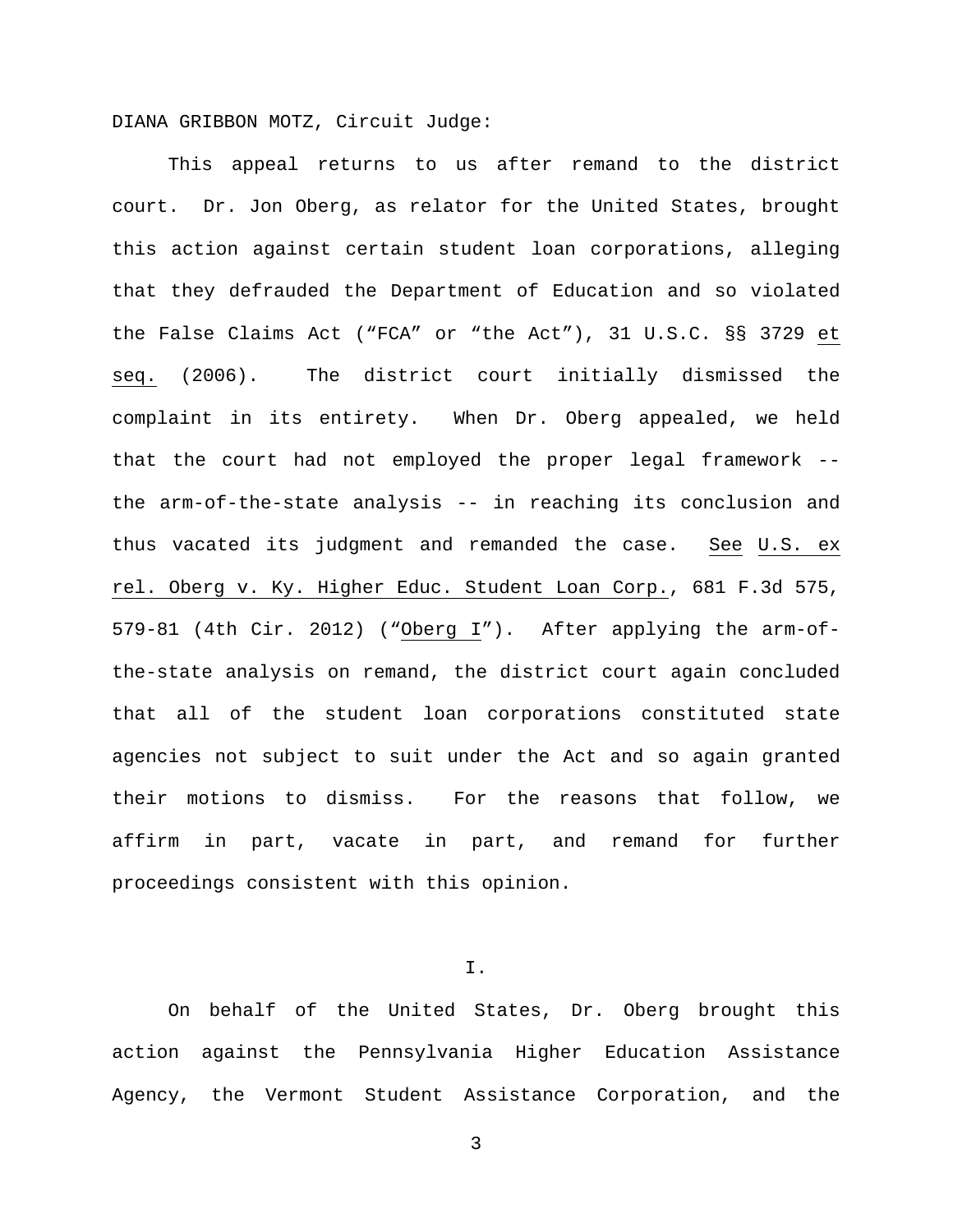DIANA GRIBBON MOTZ, Circuit Judge:

This appeal returns to us after remand to the district court. Dr. Jon Oberg, as relator for the United States, brought this action against certain student loan corporations, alleging that they defrauded the Department of Education and so violated the False Claims Act ("FCA" or "the Act"), 31 U.S.C. §§ 3729 et seq. (2006). The district court initially dismissed the complaint in its entirety. When Dr. Oberg appealed, we held that the court had not employed the proper legal framework -- the arm-of-the-state analysis -- in reaching its conclusion and thus vacated its judgment and remanded the case. See U.S. ex rel. Oberg v. Ky. Higher Educ. Student Loan Corp., 681 F.3d 575, 579-81 (4th Cir. 2012) ("Oberg I"). After applying the arm-of-the-state analysis on remand, the district court again concluded that all of the student loan corporations constituted state agencies not subject to suit under the Act and so again granted their motions to dismiss. For the reasons that follow, we affirm in part, vacate in part, and remand for further proceedings consistent with this opinion.

## I.

On behalf of the United States, Dr. Oberg brought this action against the Pennsylvania Higher Education Assistance Agency, the Vermont Student Assistance Corporation, and the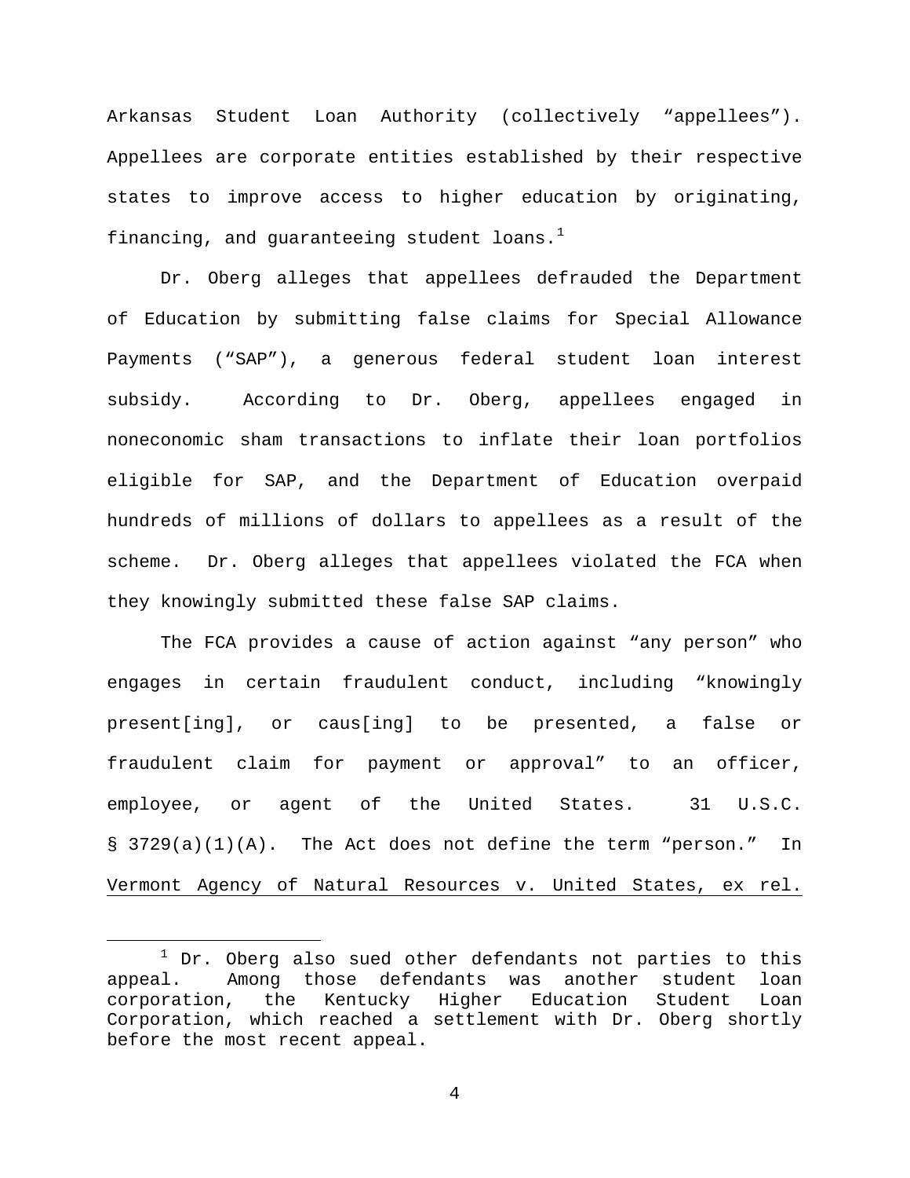Arkansas Student Loan Authority (collectively "appellees"). Appellees are corporate entities established by their respective states to improve access to higher education by originating, financing, and guaranteeing student loans.[1]

Dr. Oberg alleges that appellees defrauded the Department of Education by submitting false claims for Special Allowance Payments ("SAP"), a generous federal student loan interest subsidy. According to Dr. Oberg, appellees engaged in noneconomic sham transactions to inflate their loan portfolios eligible for SAP, and the Department of Education overpaid hundreds of millions of dollars to appellees as a result of the scheme. Dr. Oberg alleges that appellees violated the FCA when they knowingly submitted these false SAP claims.

The FCA provides a cause of action against "any person" who engages in certain fraudulent conduct, including "knowingly present[ing], or caus[ing] to be presented, a false or fraudulent claim for payment or approval" to an officer, employee, or agent of the United States. 31 U.S.C. § 3729(a)(1)(A). The Act does not define the term "person." In Vermont Agency of Natural Resources v. United States, ex rel.

[1] Dr. Oberg also sued other defendants not parties to this appeal. Among those defendants was another student loan corporation, the Kentucky Higher Education Student Loan Corporation, which reached a settlement with Dr. Oberg shortly before the most recent appeal.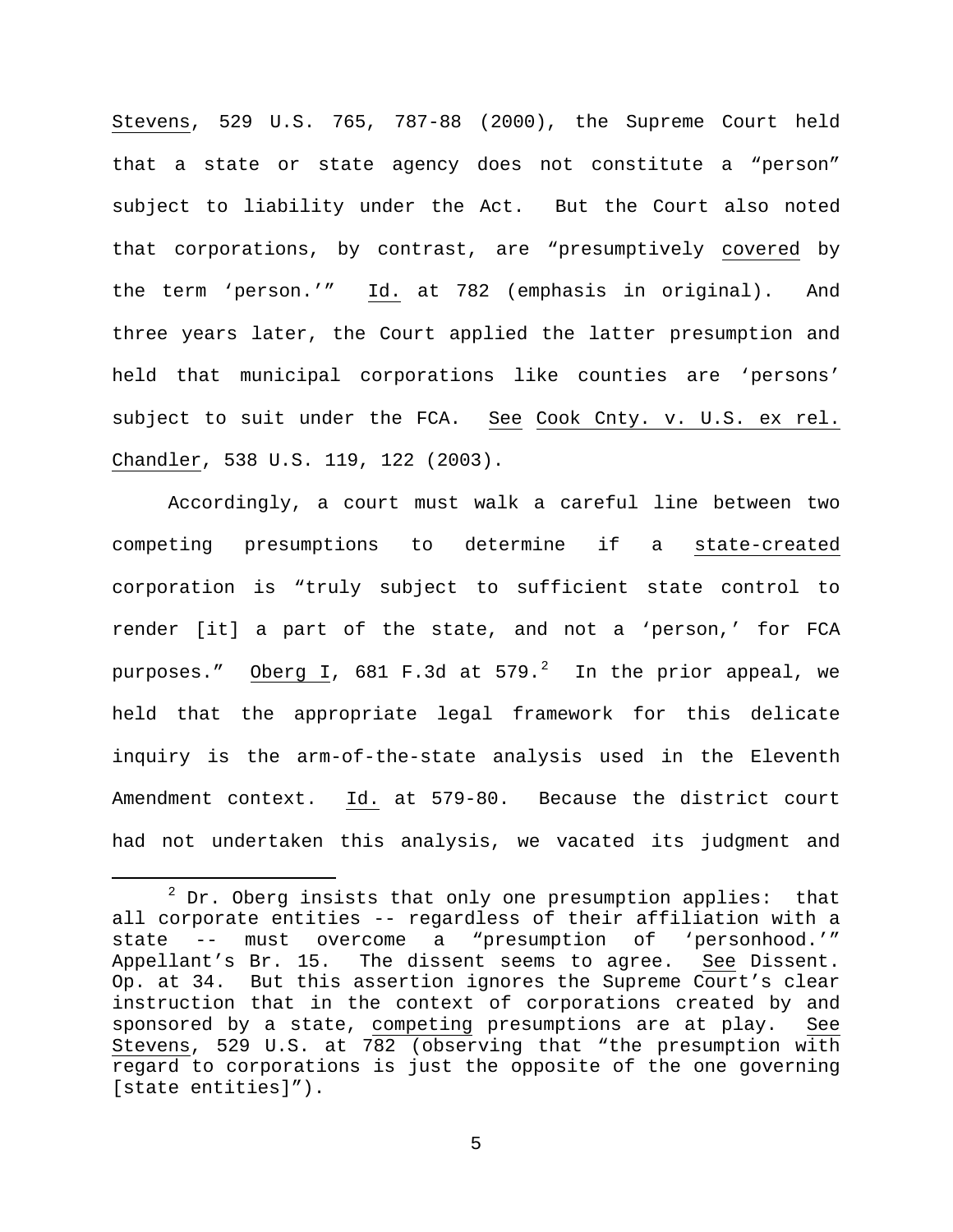Stevens, 529 U.S. 765, 787-88 (2000), the Supreme Court held that a state or state agency does not constitute a "person" subject to liability under the Act. But the Court also noted that corporations, by contrast, are "presumptively covered by the term 'person.'" Id. at 782 (emphasis in original). And three years later, the Court applied the latter presumption and held that municipal corporations like counties are 'persons' subject to suit under the FCA. See Cook Cnty. v. U.S. ex rel. Chandler, 538 U.S. 119, 122 (2003).

Accordingly, a court must walk a careful line between two competing presumptions to determine if a state-created corporation is "truly subject to sufficient state control to render [it] a part of the state, and not a 'person,' for FCA purposes." Oberg I, 681 F.3d at 579.[2] In the prior appeal, we held that the appropriate legal framework for this delicate inquiry is the arm-of-the-state analysis used in the Eleventh Amendment context. Id. at 579-80. Because the district court had not undertaken this analysis, we vacated its judgment and

[2] Dr. Oberg insists that only one presumption applies: that all corporate entities -- regardless of their affiliation with a state -- must overcome a "presumption of 'personhood.'" Appellant's Br. 15. The dissent seems to agree. See Dissent. Op. at 34. But this assertion ignores the Supreme Court's clear instruction that in the context of corporations created by and sponsored by a state, competing presumptions are at play. See Stevens, 529 U.S. at 782 (observing that "the presumption with regard to corporations is just the opposite of the one governing [state entities]").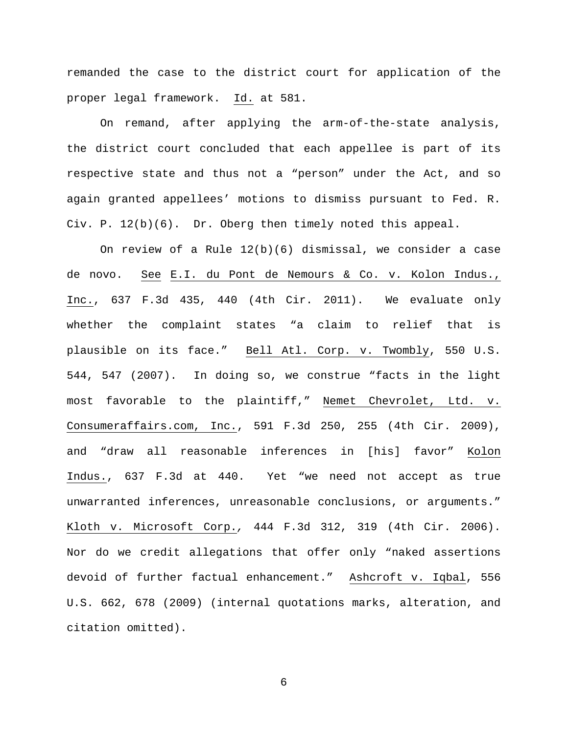remanded the case to the district court for application of the proper legal framework. Id. at 581.

On remand, after applying the arm-of-the-state analysis, the district court concluded that each appellee is part of its respective state and thus not a "person" under the Act, and so again granted appellees' motions to dismiss pursuant to Fed. R. Civ. P. 12(b)(6). Dr. Oberg then timely noted this appeal.

On review of a Rule 12(b)(6) dismissal, we consider a case de novo. See E.I. du Pont de Nemours & Co. v. Kolon Indus., Inc., 637 F.3d 435, 440 (4th Cir. 2011). We evaluate only whether the complaint states "a claim to relief that is plausible on its face." Bell Atl. Corp. v. Twombly, 550 U.S. 544, 547 (2007). In doing so, we construe "facts in the light most favorable to the plaintiff," Nemet Chevrolet, Ltd. v. Consumeraffairs.com, Inc., 591 F.3d 250, 255 (4th Cir. 2009), and "draw all reasonable inferences in [his] favor" Kolon Indus., 637 F.3d at 440. Yet "we need not accept as true unwarranted inferences, unreasonable conclusions, or arguments." Kloth v. Microsoft Corp., 444 F.3d 312, 319 (4th Cir. 2006). Nor do we credit allegations that offer only "naked assertions devoid of further factual enhancement." Ashcroft v. Iqbal, 556 U.S. 662, 678 (2009) (internal quotations marks, alteration, and citation omitted).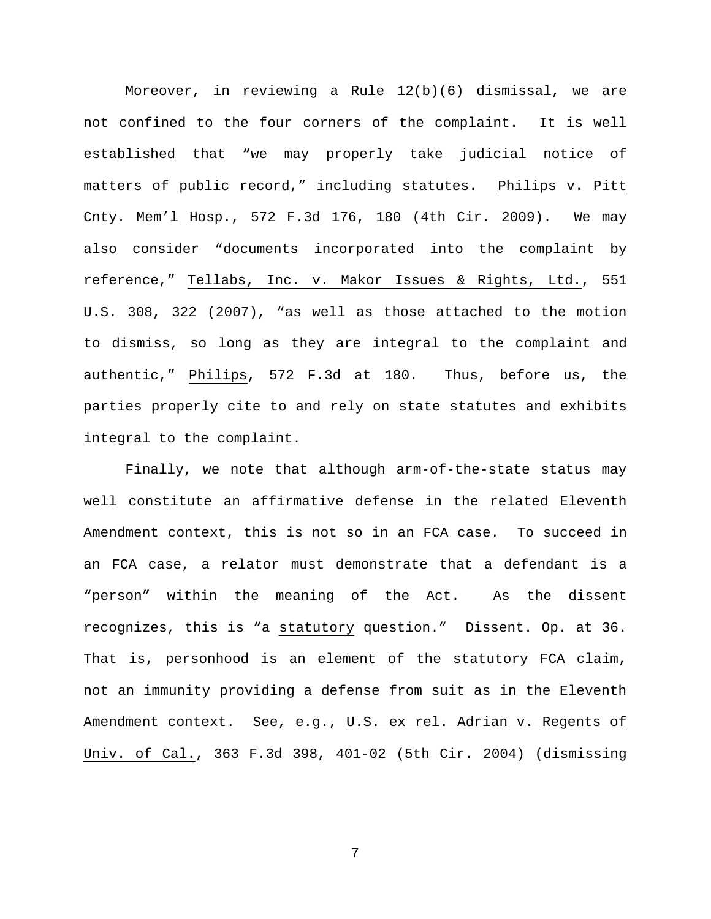Moreover, in reviewing a Rule 12(b)(6) dismissal, we are not confined to the four corners of the complaint. It is well established that "we may properly take judicial notice of matters of public record," including statutes. Philips v. Pitt Cnty. Mem'l Hosp., 572 F.3d 176, 180 (4th Cir. 2009). We may also consider "documents incorporated into the complaint by reference," Tellabs, Inc. v. Makor Issues & Rights, Ltd., 551 U.S. 308, 322 (2007), "as well as those attached to the motion to dismiss, so long as they are integral to the complaint and authentic," Philips, 572 F.3d at 180. Thus, before us, the parties properly cite to and rely on state statutes and exhibits integral to the complaint.

Finally, we note that although arm-of-the-state status may well constitute an affirmative defense in the related Eleventh Amendment context, this is not so in an FCA case. To succeed in an FCA case, a relator must demonstrate that a defendant is a "person" within the meaning of the Act. As the dissent recognizes, this is "a statutory question." Dissent. Op. at 36. That is, personhood is an element of the statutory FCA claim, not an immunity providing a defense from suit as in the Eleventh Amendment context. See, e.g., U.S. ex rel. Adrian v. Regents of Univ. of Cal., 363 F.3d 398, 401-02 (5th Cir. 2004) (dismissing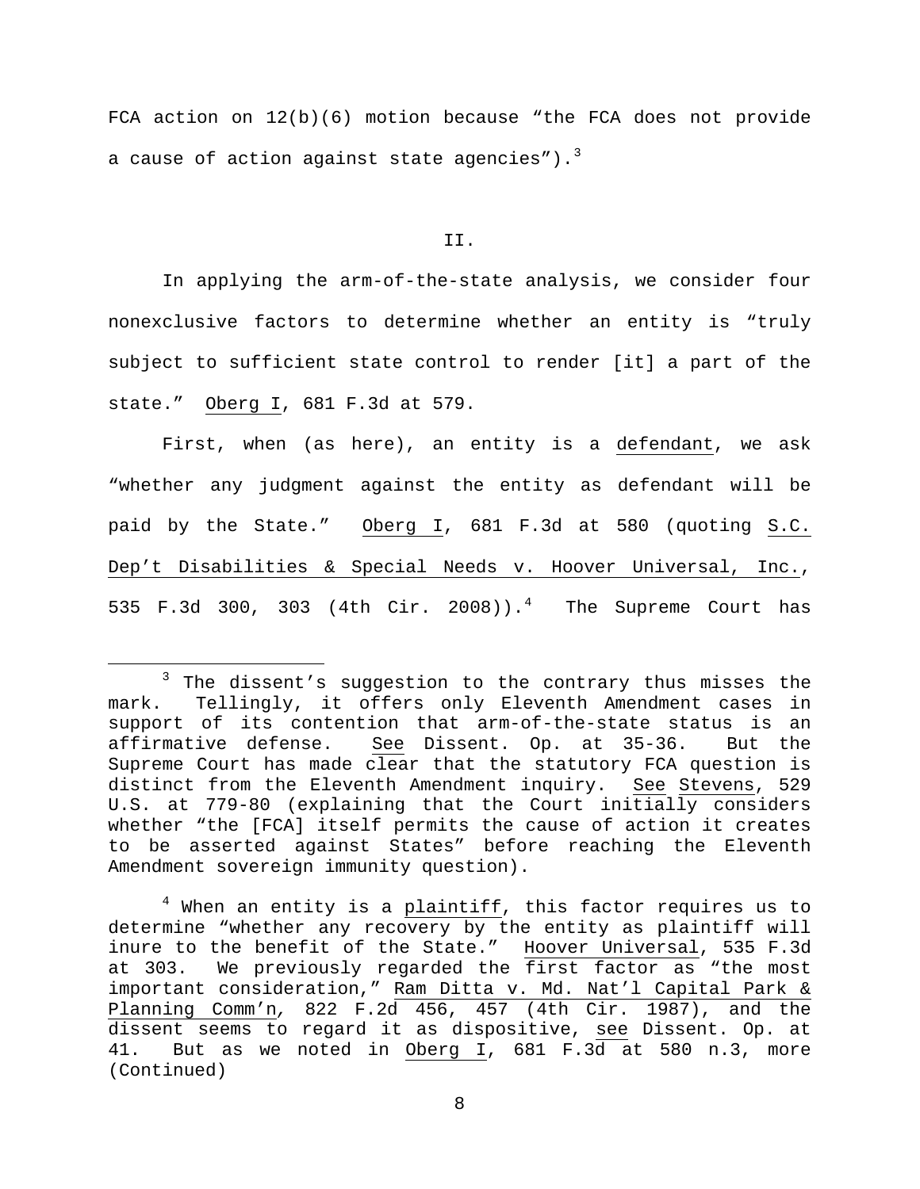FCA action on 12(b)(6) motion because "the FCA does not provide a cause of action against state agencies").[3]

## II.

In applying the arm-of-the-state analysis, we consider four nonexclusive factors to determine whether an entity is "truly subject to sufficient state control to render [it] a part of the state." Oberg I, 681 F.3d at 579.

First, when (as here), an entity is a defendant, we ask "whether any judgment against the entity as defendant will be paid by the State." Oberg I, 681 F.3d at 580 (quoting S.C. Dep't Disabilities & Special Needs v. Hoover Universal, Inc., 535 F.3d 300, 303 (4th Cir. 2008)).[4] The Supreme Court has

---

[3] The dissent's suggestion to the contrary thus misses the mark. Tellingly, it offers only Eleventh Amendment cases in support of its contention that arm-of-the-state status is an affirmative defense. See Dissent. Op. at 35-36. But the Supreme Court has made clear that the statutory FCA question is distinct from the Eleventh Amendment inquiry. See Stevens, 529 U.S. at 779-80 (explaining that the Court initially considers whether "the [FCA] itself permits the cause of action it creates to be asserted against States" before reaching the Eleventh Amendment sovereign immunity question).

[4] When an entity is a plaintiff, this factor requires us to determine "whether any recovery by the entity as plaintiff will inure to the benefit of the State." Hoover Universal, 535 F.3d at 303. We previously regarded the first factor as "the most important consideration," Ram Ditta v. Md. Nat'l Capital Park & Planning Comm'n, 822 F.2d 456, 457 (4th Cir. 1987), and the dissent seems to regard it as dispositive, see Dissent. Op. at 41. But as we noted in Oberg I, 681 F.3d at 580 n.3, more (Continued)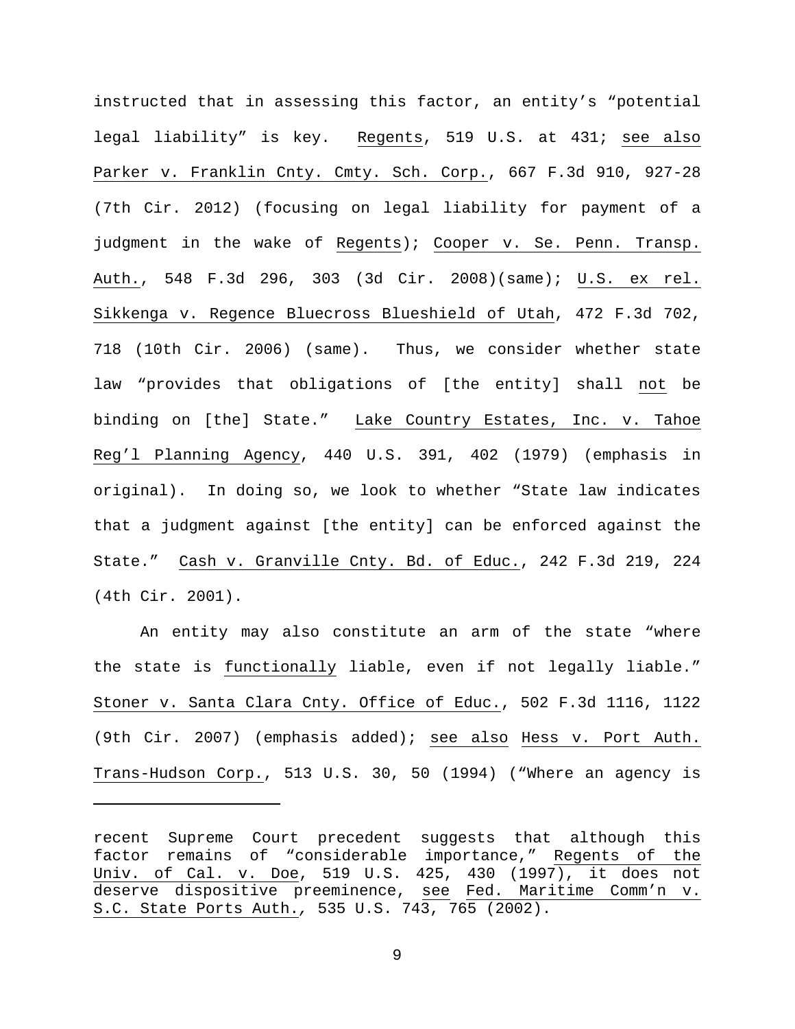instructed that in assessing this factor, an entity's "potential legal liability" is key. Regents, 519 U.S. at 431; see also Parker v. Franklin Cnty. Cmty. Sch. Corp., 667 F.3d 910, 927-28 (7th Cir. 2012) (focusing on legal liability for payment of a judgment in the wake of Regents); Cooper v. Se. Penn. Transp. Auth., 548 F.3d 296, 303 (3d Cir. 2008)(same); U.S. ex rel. Sikkenga v. Regence Bluecross Blueshield of Utah, 472 F.3d 702, 718 (10th Cir. 2006) (same). Thus, we consider whether state law "provides that obligations of [the entity] shall not be binding on [the] State." Lake Country Estates, Inc. v. Tahoe Reg'l Planning Agency, 440 U.S. 391, 402 (1979) (emphasis in original). In doing so, we look to whether "State law indicates that a judgment against [the entity] can be enforced against the State." Cash v. Granville Cnty. Bd. of Educ., 242 F.3d 219, 224 (4th Cir. 2001).

An entity may also constitute an arm of the state "where the state is functionally liable, even if not legally liable." Stoner v. Santa Clara Cnty. Office of Educ., 502 F.3d 1116, 1122 (9th Cir. 2007) (emphasis added); see also Hess v. Port Auth. Trans-Hudson Corp., 513 U.S. 30, 50 (1994) ("Where an agency is

---

recent Supreme Court precedent suggests that although this factor remains of "considerable importance," Regents of the Univ. of Cal. v. Doe, 519 U.S. 425, 430 (1997), it does not deserve dispositive preeminence, see Fed. Maritime Comm'n v. S.C. State Ports Auth., 535 U.S. 743, 765 (2002).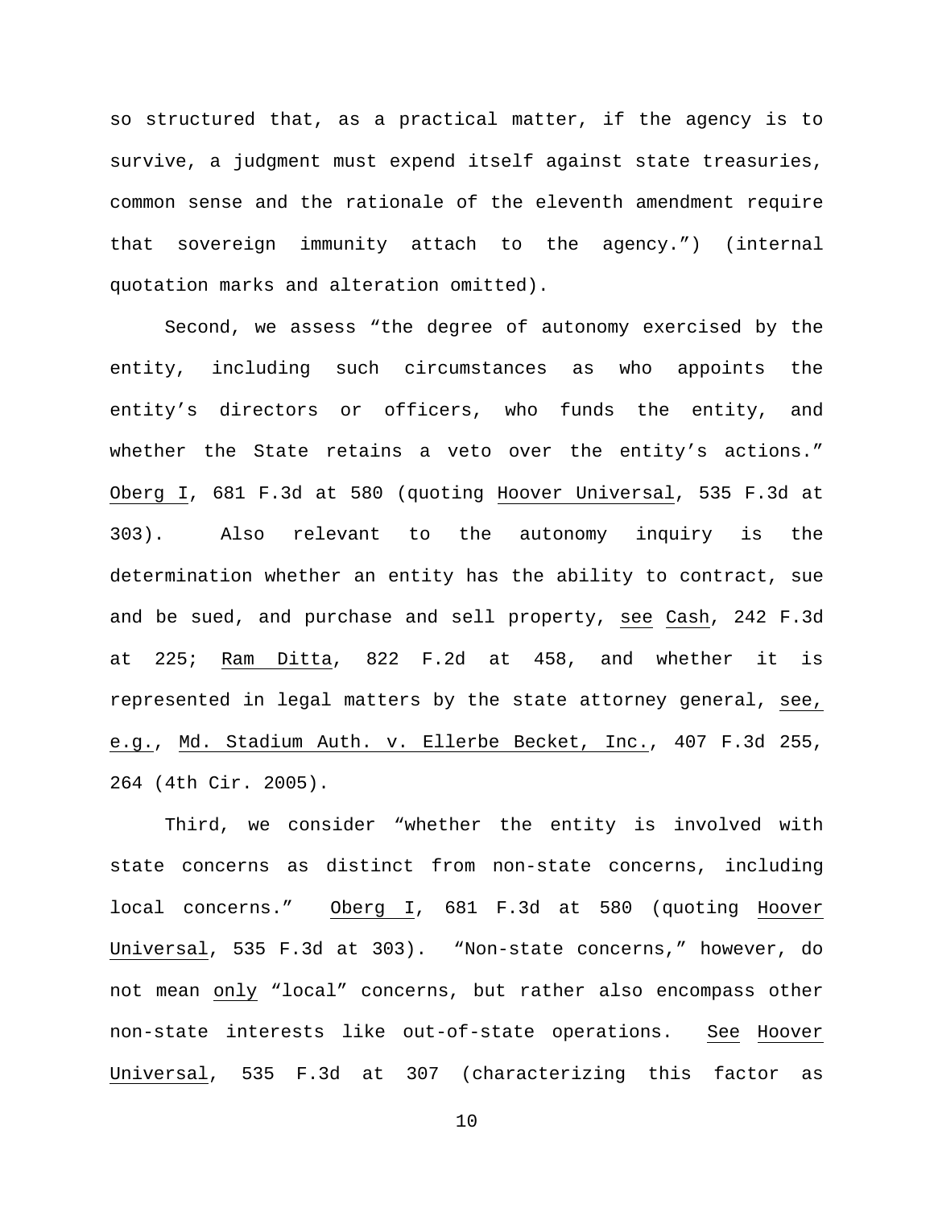so structured that, as a practical matter, if the agency is to survive, a judgment must expend itself against state treasuries, common sense and the rationale of the eleventh amendment require that sovereign immunity attach to the agency.") (internal quotation marks and alteration omitted).

Second, we assess "the degree of autonomy exercised by the entity, including such circumstances as who appoints the entity's directors or officers, who funds the entity, and whether the State retains a veto over the entity's actions." Oberg I, 681 F.3d at 580 (quoting Hoover Universal, 535 F.3d at 303). Also relevant to the autonomy inquiry is the determination whether an entity has the ability to contract, sue and be sued, and purchase and sell property, see Cash, 242 F.3d at 225; Ram Ditta, 822 F.2d at 458, and whether it is represented in legal matters by the state attorney general, see, e.g., Md. Stadium Auth. v. Ellerbe Becket, Inc., 407 F.3d 255, 264 (4th Cir. 2005).

Third, we consider "whether the entity is involved with state concerns as distinct from non-state concerns, including local concerns." Oberg I, 681 F.3d at 580 (quoting Hoover Universal, 535 F.3d at 303). "Non-state concerns," however, do not mean only "local" concerns, but rather also encompass other non-state interests like out-of-state operations. See Hoover Universal, 535 F.3d at 307 (characterizing this factor as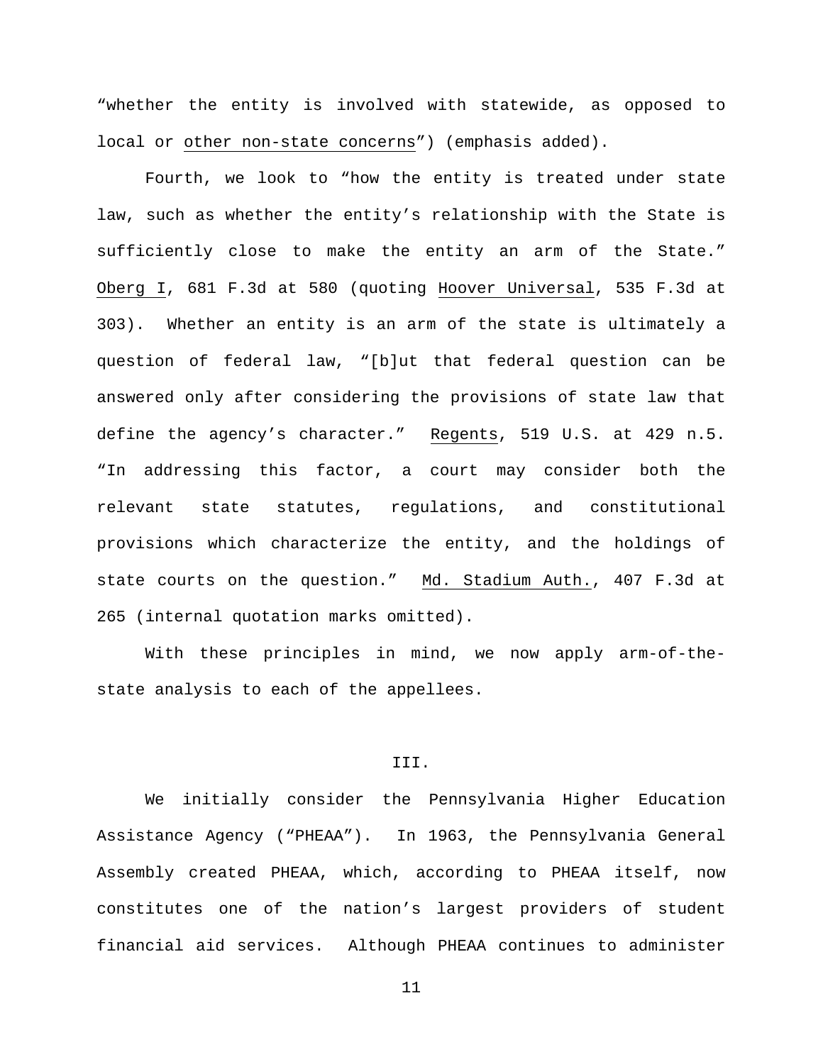"whether the entity is involved with statewide, as opposed to local or <u>other non-state concerns</u>") (emphasis added).

Fourth, we look to "how the entity is treated under state law, such as whether the entity's relationship with the State is sufficiently close to make the entity an arm of the State." <u>Oberg I</u>, 681 F.3d at 580 (quoting <u>Hoover Universal</u>, 535 F.3d at 303). Whether an entity is an arm of the state is ultimately a question of federal law, "[b]ut that federal question can be answered only after considering the provisions of state law that define the agency's character." <u>Regents</u>, 519 U.S. at 429 n.5. "In addressing this factor, a court may consider both the relevant state statutes, regulations, and constitutional provisions which characterize the entity, and the holdings of state courts on the question." <u>Md. Stadium Auth.</u>, 407 F.3d at 265 (internal quotation marks omitted).

With these principles in mind, we now apply arm-of-the-state analysis to each of the appellees.

## III.

We initially consider the Pennsylvania Higher Education Assistance Agency ("PHEAA"). In 1963, the Pennsylvania General Assembly created PHEAA, which, according to PHEAA itself, now constitutes one of the nation's largest providers of student financial aid services. Although PHEAA continues to administer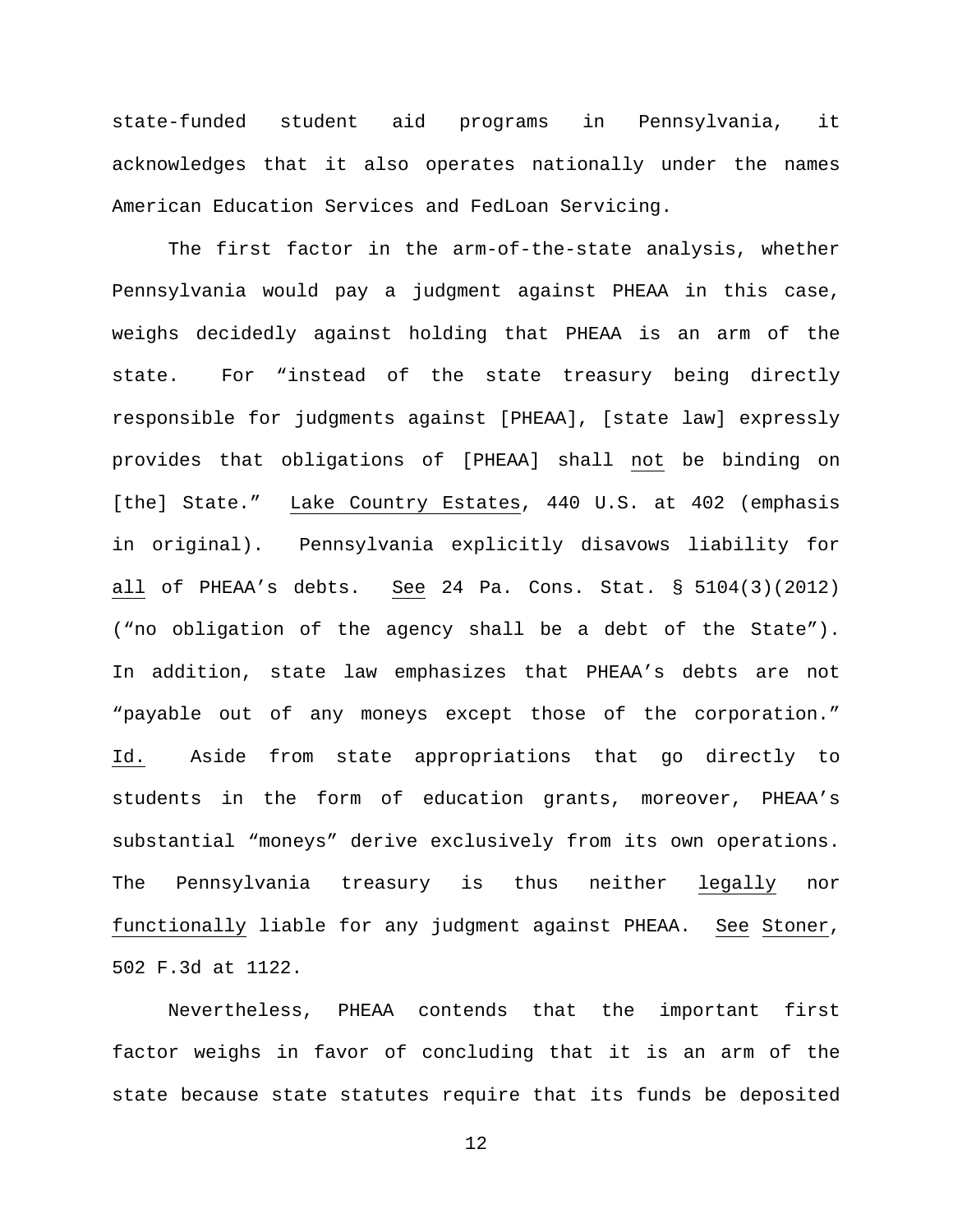state-funded student aid programs in Pennsylvania, it acknowledges that it also operates nationally under the names American Education Services and FedLoan Servicing.

The first factor in the arm-of-the-state analysis, whether Pennsylvania would pay a judgment against PHEAA in this case, weighs decidedly against holding that PHEAA is an arm of the state. For "instead of the state treasury being directly responsible for judgments against [PHEAA], [state law] expressly provides that obligations of [PHEAA] shall <u>not</u> be binding on [the] State." <u>Lake Country Estates</u>, 440 U.S. at 402 (emphasis in original). Pennsylvania explicitly disavows liability for <u>all</u> of PHEAA's debts. <u>See</u> 24 Pa. Cons. Stat. § 5104(3)(2012) ("no obligation of the agency shall be a debt of the State"). In addition, state law emphasizes that PHEAA's debts are not "payable out of any moneys except those of the corporation." <u>Id.</u> Aside from state appropriations that go directly to students in the form of education grants, moreover, PHEAA's substantial "moneys" derive exclusively from its own operations. The Pennsylvania treasury is thus neither <u>legally</u> nor <u>functionally</u> liable for any judgment against PHEAA. <u>See</u> <u>Stoner</u>, 502 F.3d at 1122.

Nevertheless, PHEAA contends that the important first factor weighs in favor of concluding that it is an arm of the state because state statutes require that its funds be deposited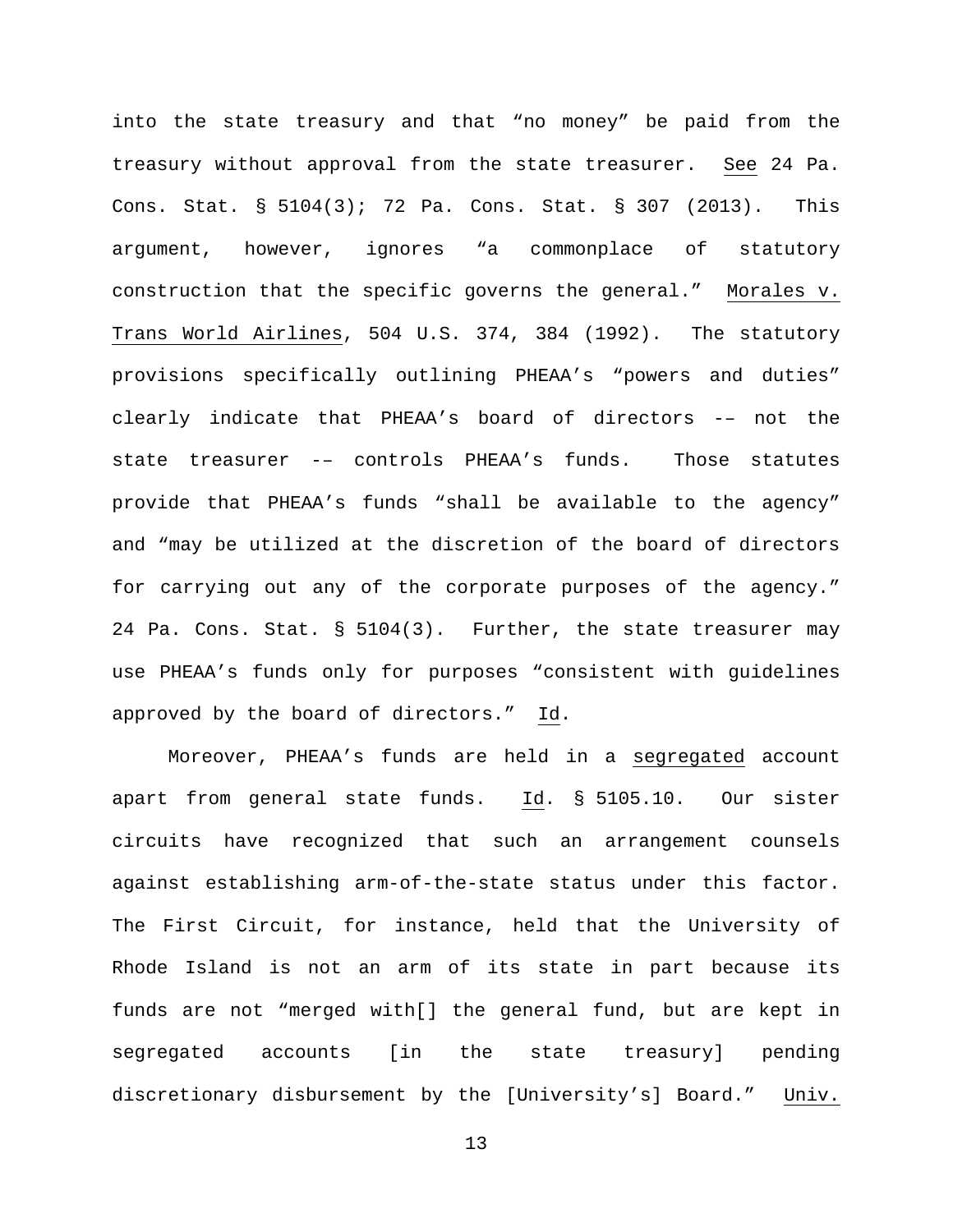into the state treasury and that "no money" be paid from the treasury without approval from the state treasurer. See 24 Pa. Cons. Stat. § 5104(3); 72 Pa. Cons. Stat. § 307 (2013). This argument, however, ignores "a commonplace of statutory construction that the specific governs the general." Morales v. Trans World Airlines, 504 U.S. 374, 384 (1992). The statutory provisions specifically outlining PHEAA's "powers and duties" clearly indicate that PHEAA's board of directors -– not the state treasurer -– controls PHEAA's funds. Those statutes provide that PHEAA's funds "shall be available to the agency" and "may be utilized at the discretion of the board of directors for carrying out any of the corporate purposes of the agency." 24 Pa. Cons. Stat. § 5104(3). Further, the state treasurer may use PHEAA's funds only for purposes "consistent with guidelines approved by the board of directors." Id.

Moreover, PHEAA's funds are held in a segregated account apart from general state funds. Id. § 5105.10. Our sister circuits have recognized that such an arrangement counsels against establishing arm-of-the-state status under this factor. The First Circuit, for instance, held that the University of Rhode Island is not an arm of its state in part because its funds are not "merged with[] the general fund, but are kept in segregated accounts [in the state treasury] pending discretionary disbursement by the [University's] Board." Univ.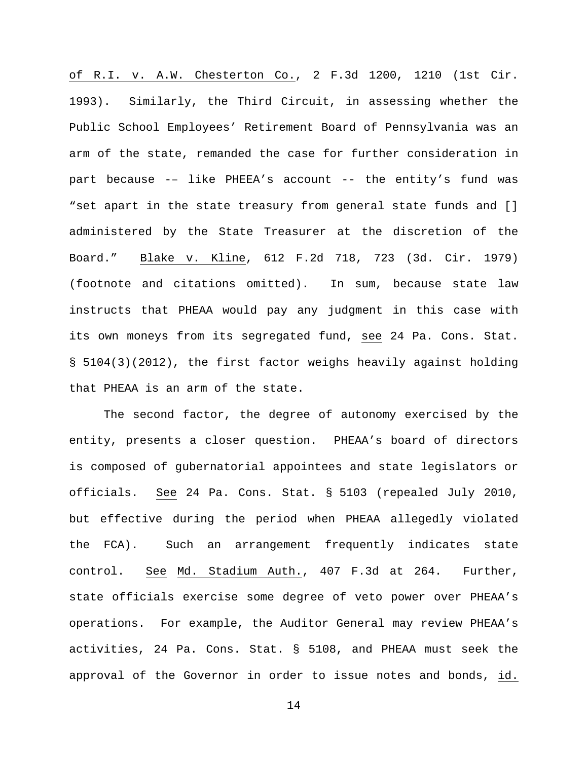of R.I. v. A.W. Chesterton Co., 2 F.3d 1200, 1210 (1st Cir. 1993). Similarly, the Third Circuit, in assessing whether the Public School Employees' Retirement Board of Pennsylvania was an arm of the state, remanded the case for further consideration in part because -– like PHEEA's account -- the entity's fund was "set apart in the state treasury from general state funds and [] administered by the State Treasurer at the discretion of the Board." Blake v. Kline, 612 F.2d 718, 723 (3d. Cir. 1979) (footnote and citations omitted). In sum, because state law instructs that PHEAA would pay any judgment in this case with its own moneys from its segregated fund, see 24 Pa. Cons. Stat. § 5104(3)(2012), the first factor weighs heavily against holding that PHEAA is an arm of the state.

The second factor, the degree of autonomy exercised by the entity, presents a closer question. PHEAA's board of directors is composed of gubernatorial appointees and state legislators or officials. See 24 Pa. Cons. Stat. § 5103 (repealed July 2010, but effective during the period when PHEAA allegedly violated the FCA). Such an arrangement frequently indicates state control. See Md. Stadium Auth., 407 F.3d at 264. Further, state officials exercise some degree of veto power over PHEAA's operations. For example, the Auditor General may review PHEAA's activities, 24 Pa. Cons. Stat. § 5108, and PHEAA must seek the approval of the Governor in order to issue notes and bonds, id.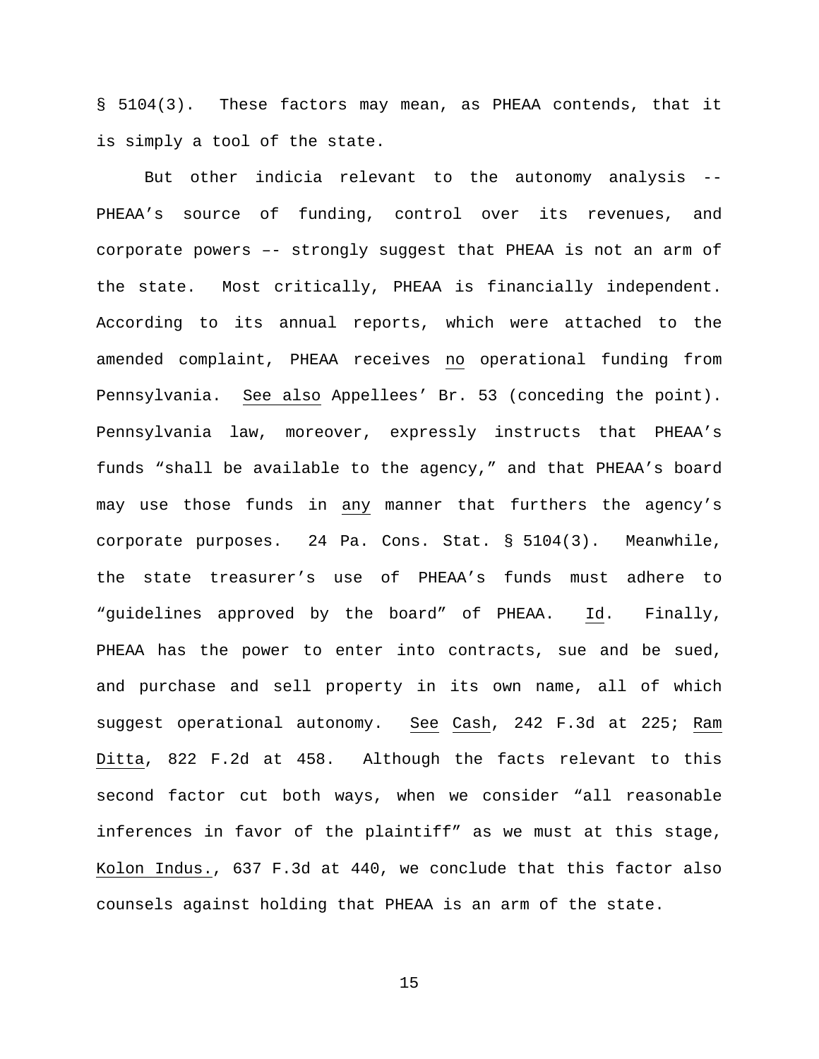§ 5104(3). These factors may mean, as PHEAA contends, that it is simply a tool of the state.

But other indicia relevant to the autonomy analysis -- PHEAA's source of funding, control over its revenues, and corporate powers –- strongly suggest that PHEAA is not an arm of the state. Most critically, PHEAA is financially independent. According to its annual reports, which were attached to the amended complaint, PHEAA receives no operational funding from Pennsylvania. See also Appellees' Br. 53 (conceding the point). Pennsylvania law, moreover, expressly instructs that PHEAA's funds "shall be available to the agency," and that PHEAA's board may use those funds in any manner that furthers the agency's corporate purposes. 24 Pa. Cons. Stat. § 5104(3). Meanwhile, the state treasurer's use of PHEAA's funds must adhere to "guidelines approved by the board" of PHEAA. Id. Finally, PHEAA has the power to enter into contracts, sue and be sued, and purchase and sell property in its own name, all of which suggest operational autonomy. See Cash, 242 F.3d at 225; Ram Ditta, 822 F.2d at 458. Although the facts relevant to this second factor cut both ways, when we consider "all reasonable inferences in favor of the plaintiff" as we must at this stage, Kolon Indus., 637 F.3d at 440, we conclude that this factor also counsels against holding that PHEAA is an arm of the state.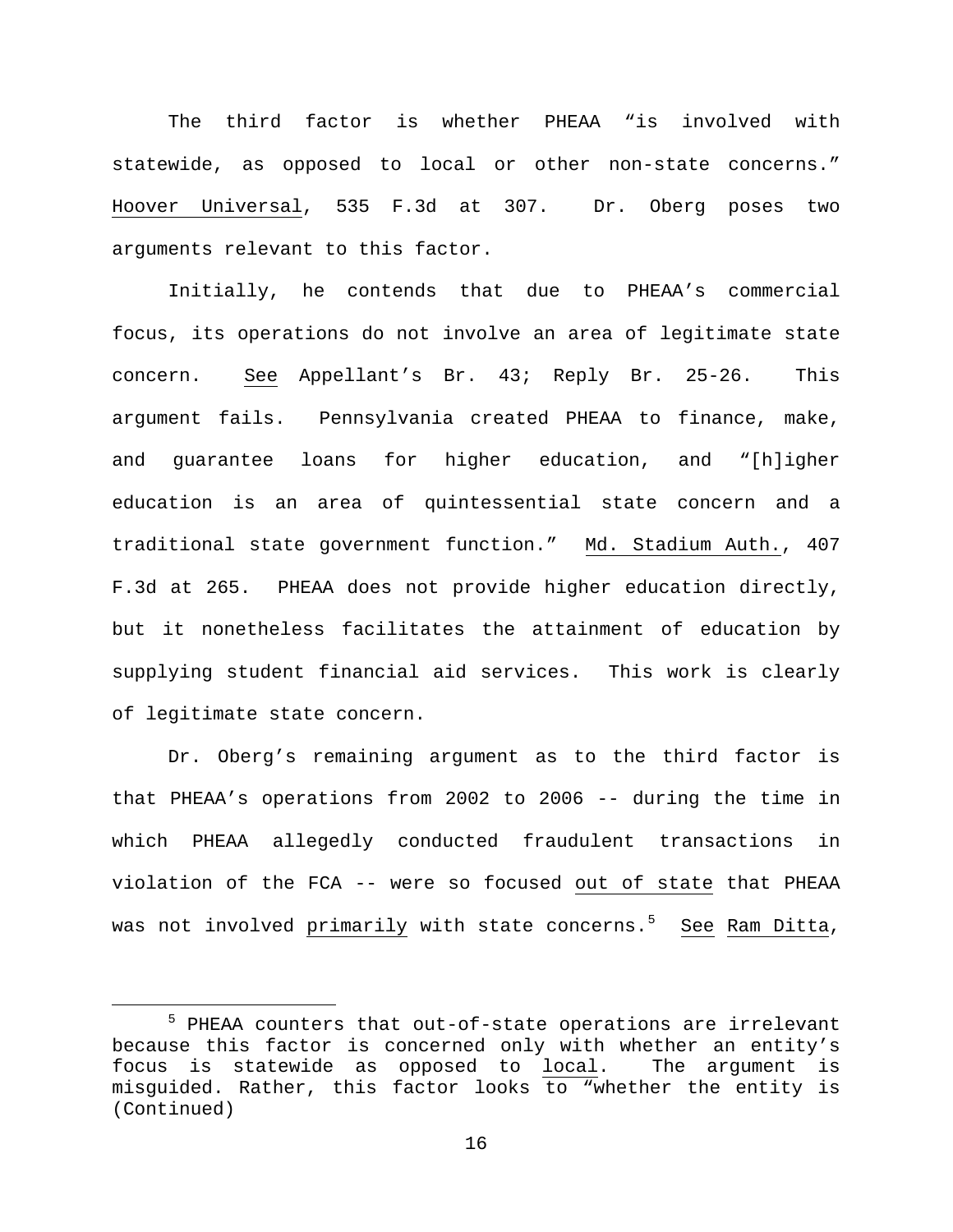The third factor is whether PHEAA "is involved with statewide, as opposed to local or other non-state concerns." Hoover Universal, 535 F.3d at 307. Dr. Oberg poses two arguments relevant to this factor.

Initially, he contends that due to PHEAA's commercial focus, its operations do not involve an area of legitimate state concern. See Appellant's Br. 43; Reply Br. 25-26. This argument fails. Pennsylvania created PHEAA to finance, make, and guarantee loans for higher education, and "[h]igher education is an area of quintessential state concern and a traditional state government function." Md. Stadium Auth., 407 F.3d at 265. PHEAA does not provide higher education directly, but it nonetheless facilitates the attainment of education by supplying student financial aid services. This work is clearly of legitimate state concern.

Dr. Oberg's remaining argument as to the third factor is that PHEAA's operations from 2002 to 2006 -- during the time in which PHEAA allegedly conducted fraudulent transactions in violation of the FCA -- were so focused out of state that PHEAA was not involved primarily with state concerns.[5] See Ram Ditta,

---

[5] PHEAA counters that out-of-state operations are irrelevant because this factor is concerned only with whether an entity's focus is statewide as opposed to local. The argument is misguided. Rather, this factor looks to "whether the entity is (Continued)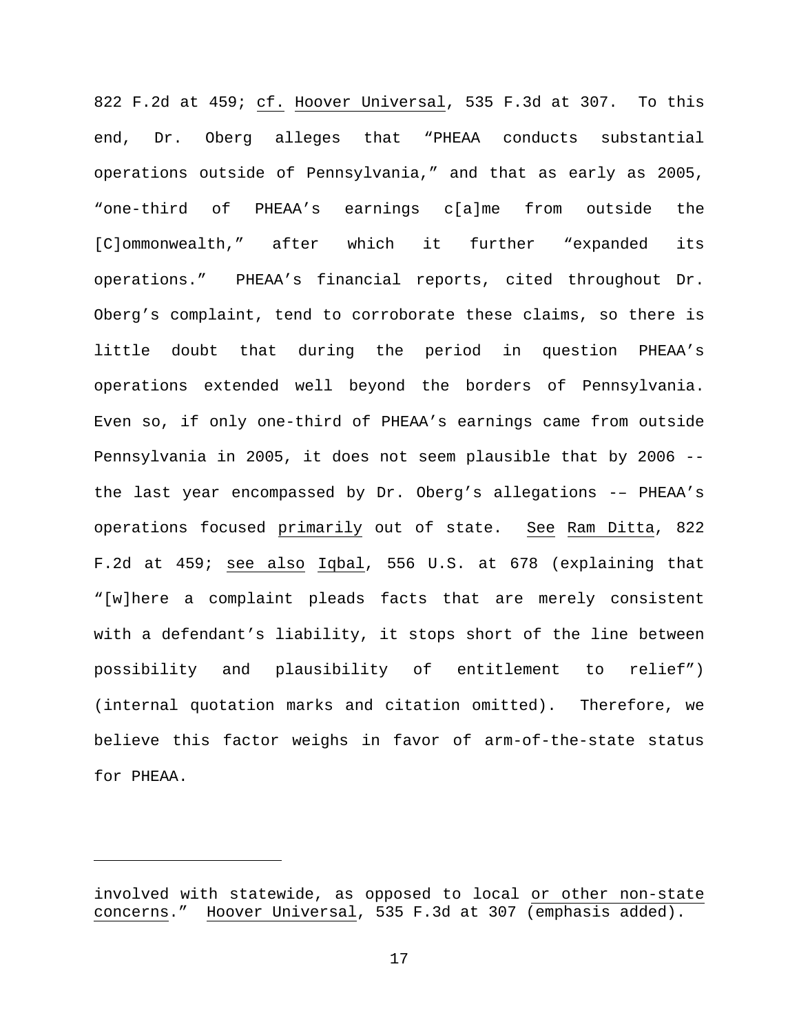822 F.2d at 459; cf. Hoover Universal, 535 F.3d at 307. To this end, Dr. Oberg alleges that "PHEAA conducts substantial operations outside of Pennsylvania," and that as early as 2005, "one-third of PHEAA's earnings c[a]me from outside the [C]ommonwealth," after which it further "expanded its operations." PHEAA's financial reports, cited throughout Dr. Oberg's complaint, tend to corroborate these claims, so there is little doubt that during the period in question PHEAA's operations extended well beyond the borders of Pennsylvania. Even so, if only one-third of PHEAA's earnings came from outside Pennsylvania in 2005, it does not seem plausible that by 2006 -- the last year encompassed by Dr. Oberg's allegations -– PHEAA's operations focused primarily out of state. See Ram Ditta, 822 F.2d at 459; see also Iqbal, 556 U.S. at 678 (explaining that "[w]here a complaint pleads facts that are merely consistent with a defendant's liability, it stops short of the line between possibility and plausibility of entitlement to relief") (internal quotation marks and citation omitted). Therefore, we believe this factor weighs in favor of arm-of-the-state status for PHEAA.

---

involved with statewide, as opposed to local or other non-state concerns." Hoover Universal, 535 F.3d at 307 (emphasis added).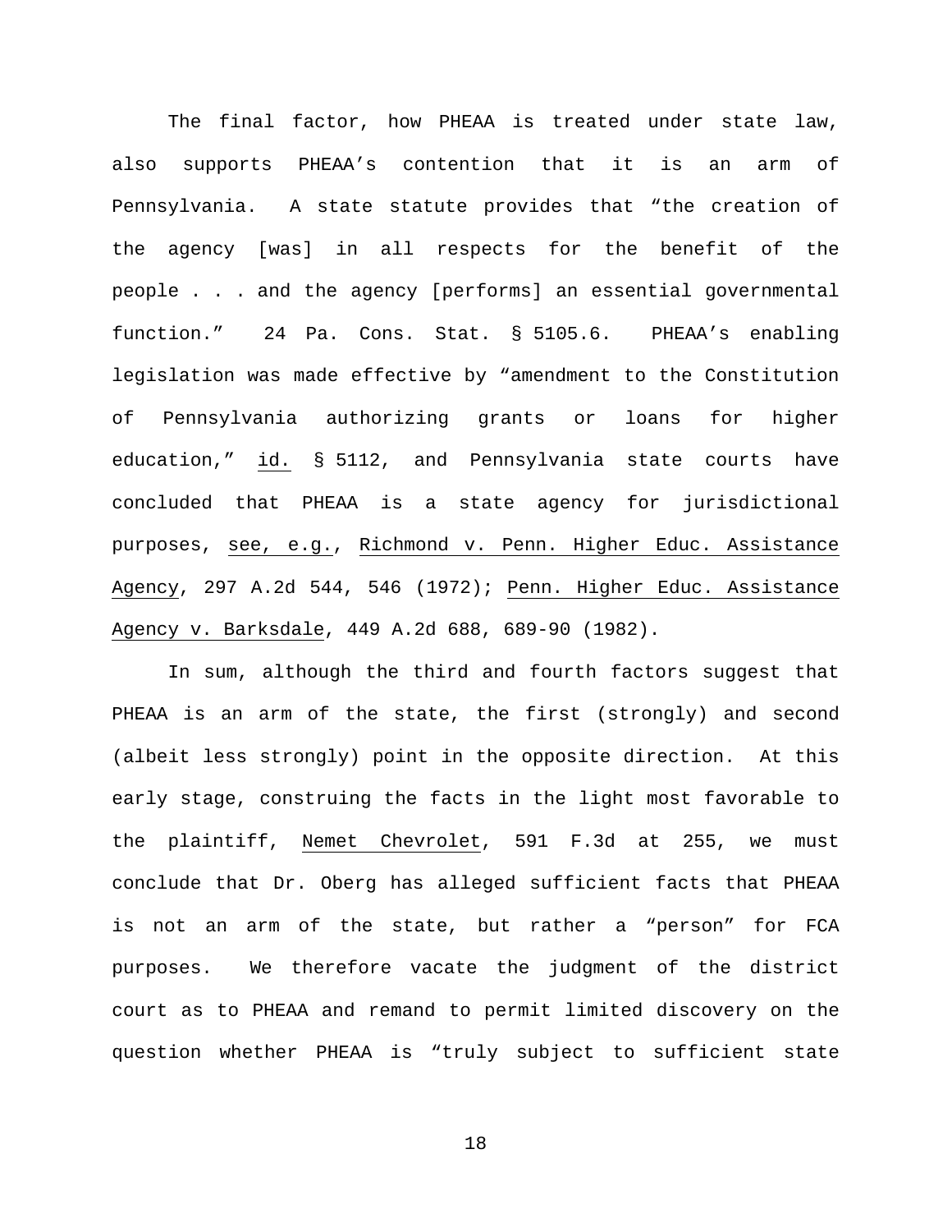The final factor, how PHEAA is treated under state law, also supports PHEAA's contention that it is an arm of Pennsylvania. A state statute provides that "the creation of the agency [was] in all respects for the benefit of the people . . . and the agency [performs] an essential governmental function." 24 Pa. Cons. Stat. § 5105.6. PHEAA's enabling legislation was made effective by "amendment to the Constitution of Pennsylvania authorizing grants or loans for higher education," id. § 5112, and Pennsylvania state courts have concluded that PHEAA is a state agency for jurisdictional purposes, see, e.g., Richmond v. Penn. Higher Educ. Assistance Agency, 297 A.2d 544, 546 (1972); Penn. Higher Educ. Assistance Agency v. Barksdale, 449 A.2d 688, 689-90 (1982).

In sum, although the third and fourth factors suggest that PHEAA is an arm of the state, the first (strongly) and second (albeit less strongly) point in the opposite direction. At this early stage, construing the facts in the light most favorable to the plaintiff, Nemet Chevrolet, 591 F.3d at 255, we must conclude that Dr. Oberg has alleged sufficient facts that PHEAA is not an arm of the state, but rather a "person" for FCA purposes. We therefore vacate the judgment of the district court as to PHEAA and remand to permit limited discovery on the question whether PHEAA is "truly subject to sufficient state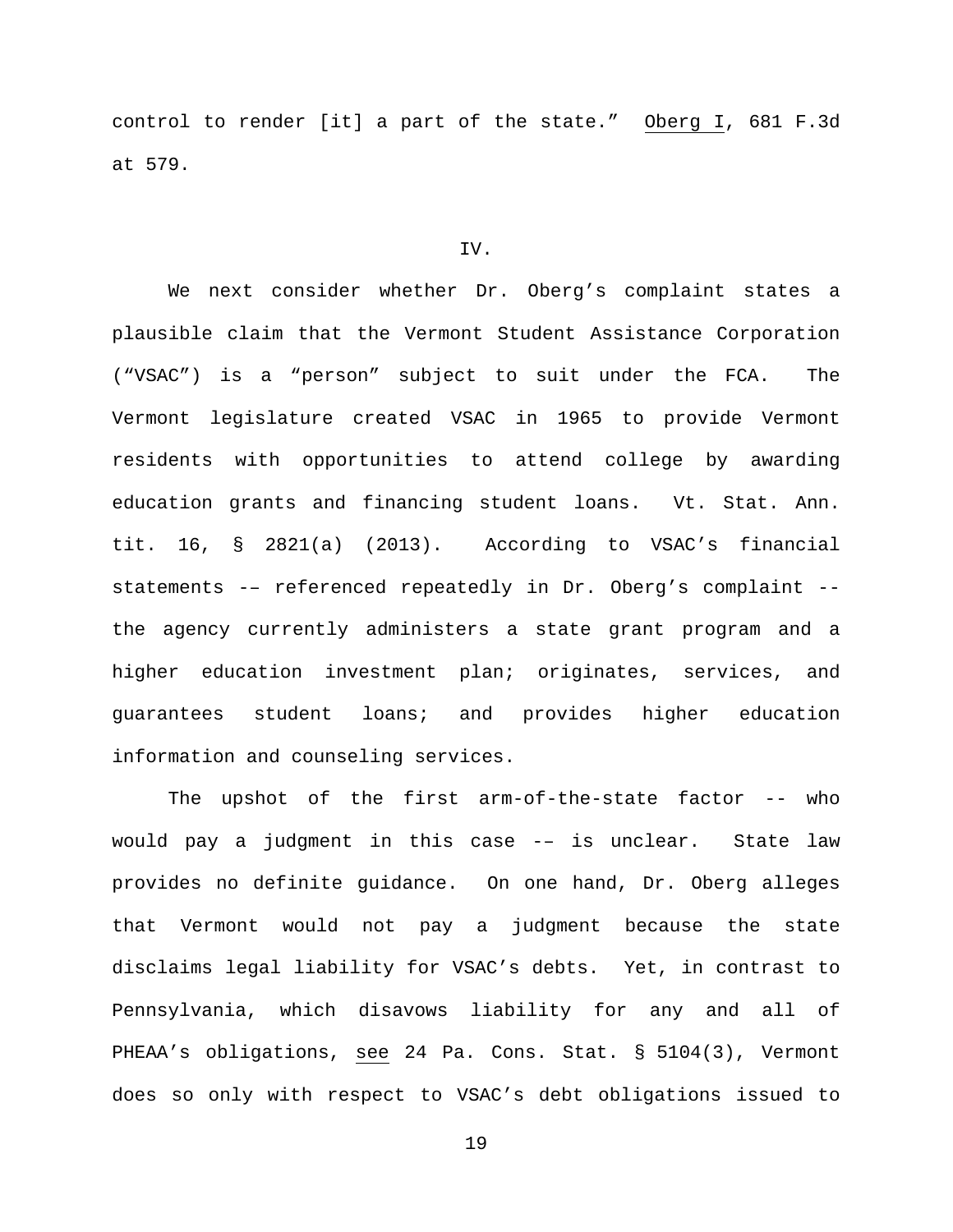control to render [it] a part of the state." Oberg I, 681 F.3d at 579.

IV.

We next consider whether Dr. Oberg's complaint states a plausible claim that the Vermont Student Assistance Corporation ("VSAC") is a "person" subject to suit under the FCA. The Vermont legislature created VSAC in 1965 to provide Vermont residents with opportunities to attend college by awarding education grants and financing student loans. Vt. Stat. Ann. tit. 16, § 2821(a) (2013). According to VSAC's financial statements -– referenced repeatedly in Dr. Oberg's complaint -- the agency currently administers a state grant program and a higher education investment plan; originates, services, and guarantees student loans; and provides higher education information and counseling services.

The upshot of the first arm-of-the-state factor -- who would pay a judgment in this case -– is unclear. State law provides no definite guidance. On one hand, Dr. Oberg alleges that Vermont would not pay a judgment because the state disclaims legal liability for VSAC's debts. Yet, in contrast to Pennsylvania, which disavows liability for any and all of PHEAA's obligations, see 24 Pa. Cons. Stat. § 5104(3), Vermont does so only with respect to VSAC's debt obligations issued to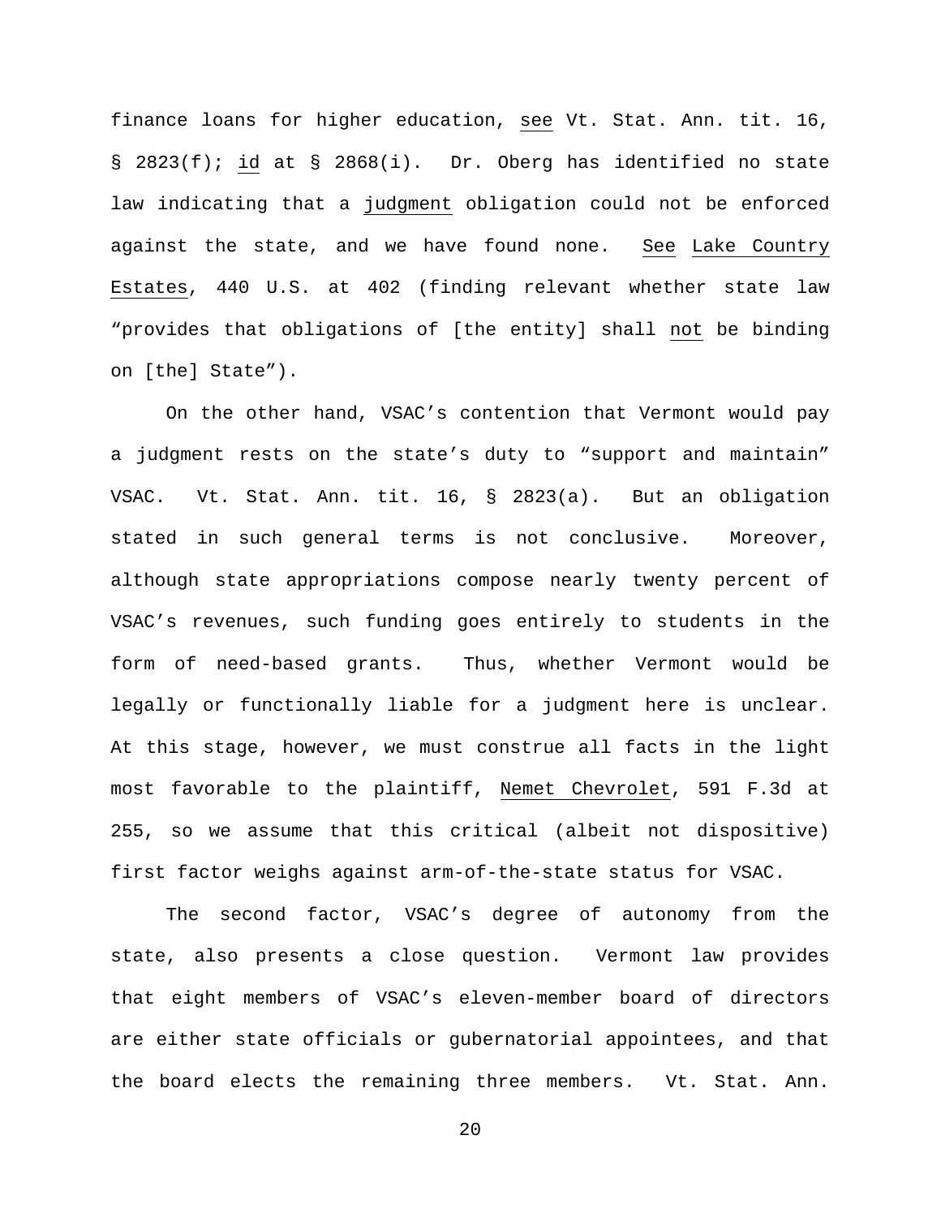finance loans for higher education, _see_ Vt. Stat. Ann. tit. 16, § 2823(f); _id_ at § 2868(i). Dr. Oberg has identified no state law indicating that a _judgment_ obligation could not be enforced against the state, and we have found none. _See_ _Lake Country Estates_, 440 U.S. at 402 (finding relevant whether state law "provides that obligations of [the entity] shall _not_ be binding on [the] State").

On the other hand, VSAC's contention that Vermont would pay a judgment rests on the state's duty to "support and maintain" VSAC. Vt. Stat. Ann. tit. 16, § 2823(a). But an obligation stated in such general terms is not conclusive. Moreover, although state appropriations compose nearly twenty percent of VSAC's revenues, such funding goes entirely to students in the form of need-based grants. Thus, whether Vermont would be legally or functionally liable for a judgment here is unclear. At this stage, however, we must construe all facts in the light most favorable to the plaintiff, _Nemet Chevrolet_, 591 F.3d at 255, so we assume that this critical (albeit not dispositive) first factor weighs against arm-of-the-state status for VSAC.

The second factor, VSAC's degree of autonomy from the state, also presents a close question. Vermont law provides that eight members of VSAC's eleven-member board of directors are either state officials or gubernatorial appointees, and that the board elects the remaining three members. Vt. Stat. Ann.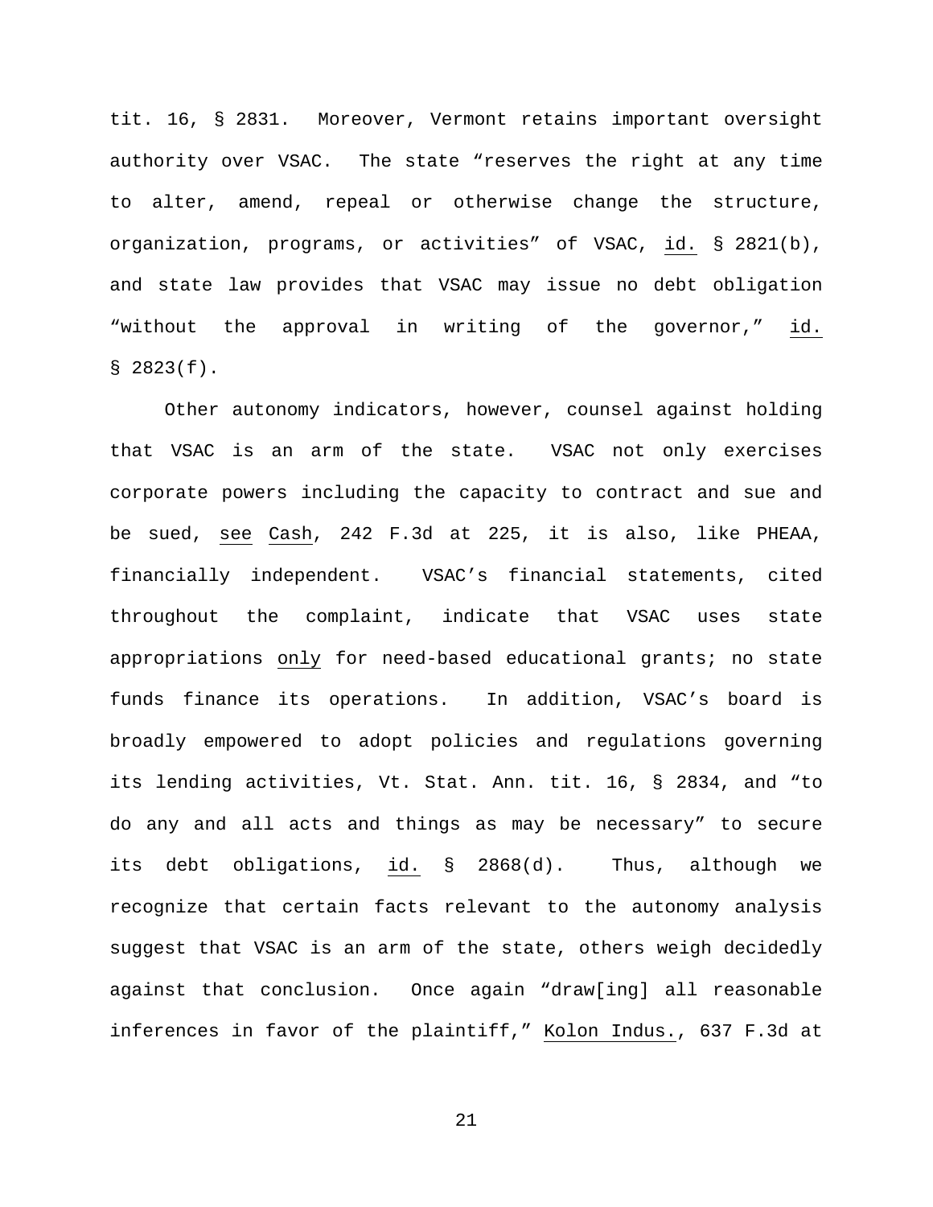tit. 16, § 2831. Moreover, Vermont retains important oversight authority over VSAC. The state "reserves the right at any time to alter, amend, repeal or otherwise change the structure, organization, programs, or activities" of VSAC, id. § 2821(b), and state law provides that VSAC may issue no debt obligation "without the approval in writing of the governor," id. § 2823(f).

Other autonomy indicators, however, counsel against holding that VSAC is an arm of the state. VSAC not only exercises corporate powers including the capacity to contract and sue and be sued, see Cash, 242 F.3d at 225, it is also, like PHEAA, financially independent. VSAC's financial statements, cited throughout the complaint, indicate that VSAC uses state appropriations only for need-based educational grants; no state funds finance its operations. In addition, VSAC's board is broadly empowered to adopt policies and regulations governing its lending activities, Vt. Stat. Ann. tit. 16, § 2834, and "to do any and all acts and things as may be necessary" to secure its debt obligations, id. § 2868(d). Thus, although we recognize that certain facts relevant to the autonomy analysis suggest that VSAC is an arm of the state, others weigh decidedly against that conclusion. Once again "draw[ing] all reasonable inferences in favor of the plaintiff," Kolon Indus., 637 F.3d at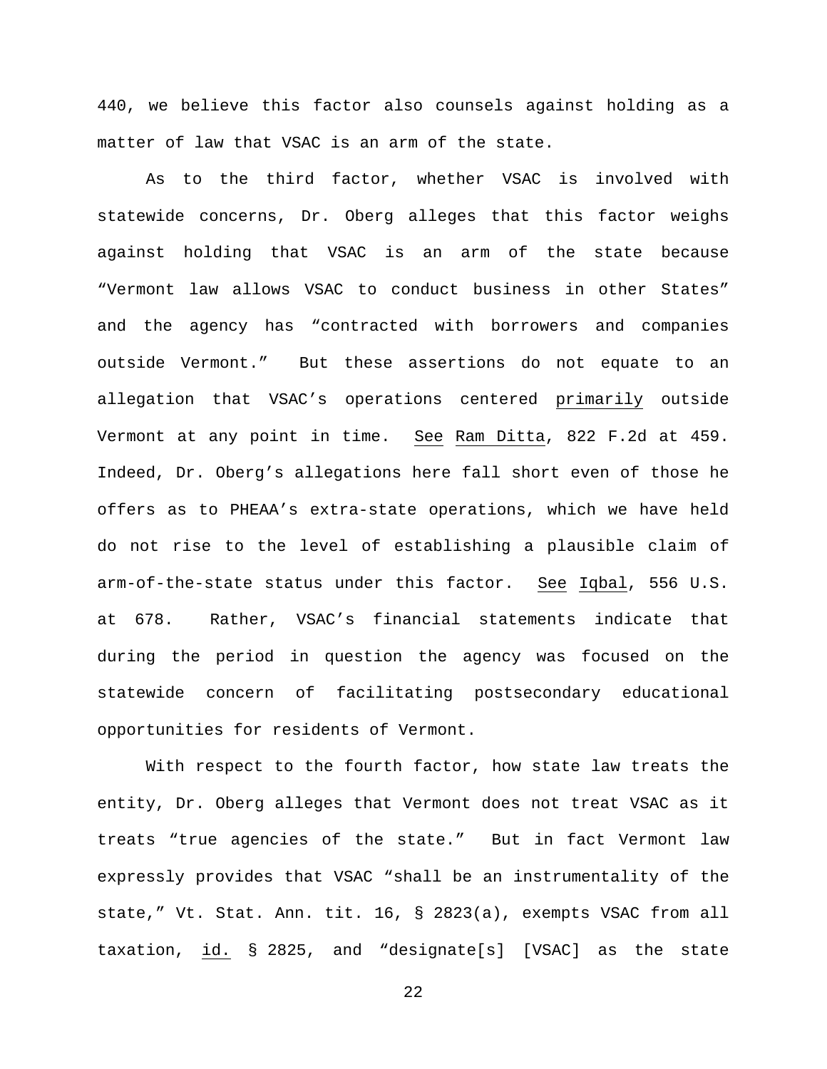440, we believe this factor also counsels against holding as a matter of law that VSAC is an arm of the state.

As to the third factor, whether VSAC is involved with statewide concerns, Dr. Oberg alleges that this factor weighs against holding that VSAC is an arm of the state because "Vermont law allows VSAC to conduct business in other States" and the agency has "contracted with borrowers and companies outside Vermont." But these assertions do not equate to an allegation that VSAC's operations centered <u>primarily</u> outside Vermont at any point in time. <u>See</u> <u>Ram Ditta</u>, 822 F.2d at 459. Indeed, Dr. Oberg's allegations here fall short even of those he offers as to PHEAA's extra-state operations, which we have held do not rise to the level of establishing a plausible claim of arm-of-the-state status under this factor. <u>See</u> <u>Iqbal</u>, 556 U.S. at 678. Rather, VSAC's financial statements indicate that during the period in question the agency was focused on the statewide concern of facilitating postsecondary educational opportunities for residents of Vermont.

With respect to the fourth factor, how state law treats the entity, Dr. Oberg alleges that Vermont does not treat VSAC as it treats "true agencies of the state." But in fact Vermont law expressly provides that VSAC "shall be an instrumentality of the state," Vt. Stat. Ann. tit. 16, § 2823(a), exempts VSAC from all taxation, <u>id.</u> § 2825, and "designate[s] [VSAC] as the state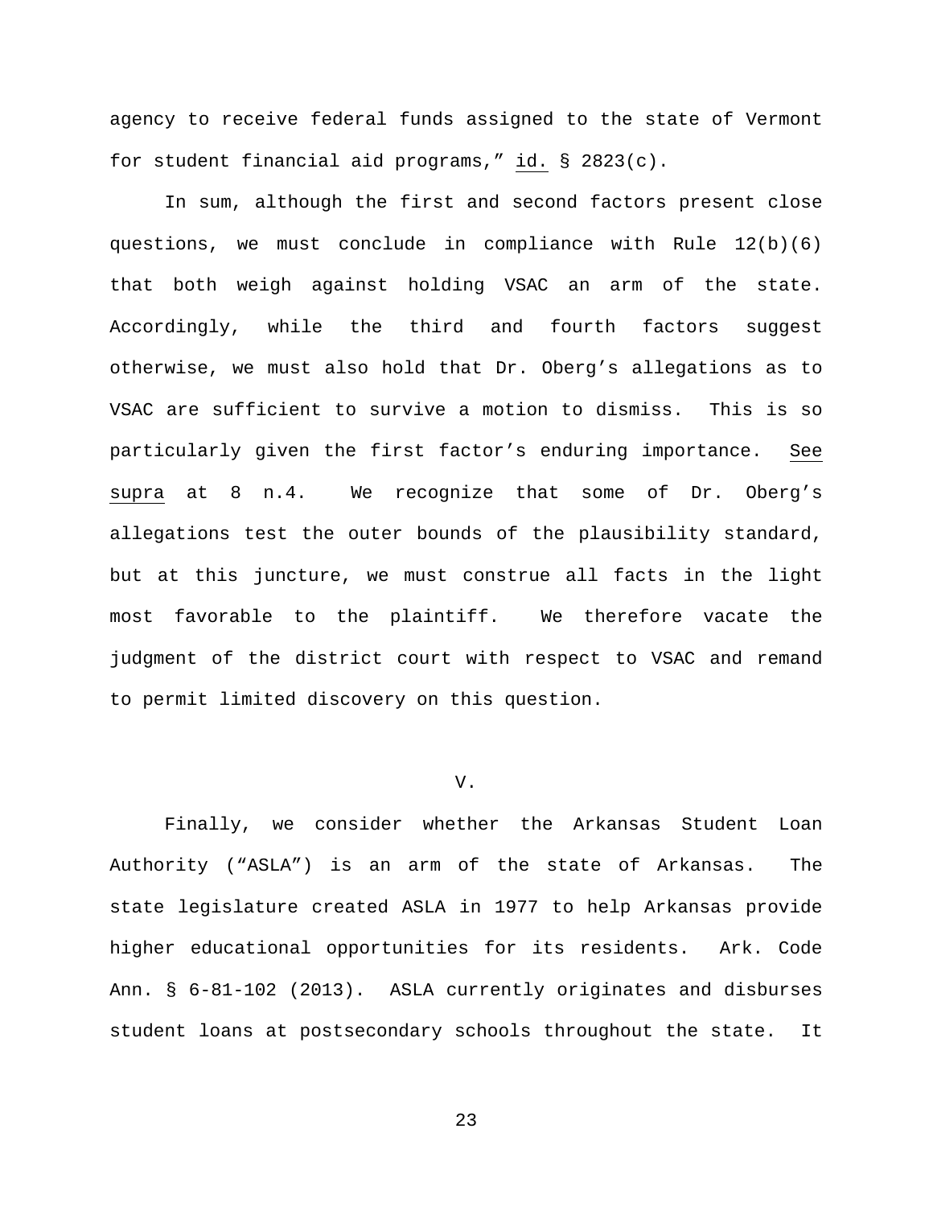agency to receive federal funds assigned to the state of Vermont for student financial aid programs," id. § 2823(c).

In sum, although the first and second factors present close questions, we must conclude in compliance with Rule 12(b)(6) that both weigh against holding VSAC an arm of the state. Accordingly, while the third and fourth factors suggest otherwise, we must also hold that Dr. Oberg's allegations as to VSAC are sufficient to survive a motion to dismiss. This is so particularly given the first factor's enduring importance. See supra at 8 n.4. We recognize that some of Dr. Oberg's allegations test the outer bounds of the plausibility standard, but at this juncture, we must construe all facts in the light most favorable to the plaintiff. We therefore vacate the judgment of the district court with respect to VSAC and remand to permit limited discovery on this question.

## V.

Finally, we consider whether the Arkansas Student Loan Authority ("ASLA") is an arm of the state of Arkansas. The state legislature created ASLA in 1977 to help Arkansas provide higher educational opportunities for its residents. Ark. Code Ann. § 6-81-102 (2013). ASLA currently originates and disburses student loans at postsecondary schools throughout the state. It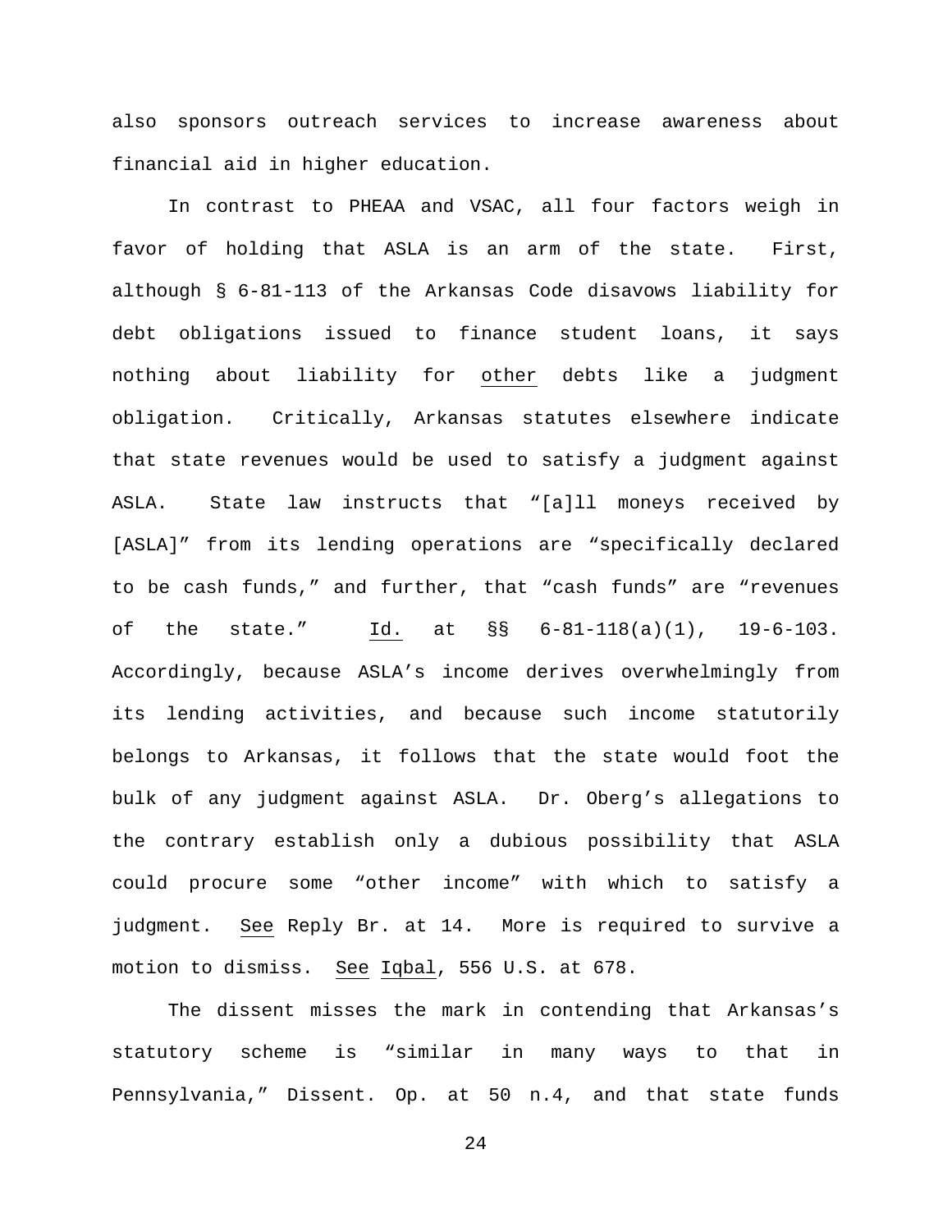also sponsors outreach services to increase awareness about financial aid in higher education.

In contrast to PHEAA and VSAC, all four factors weigh in favor of holding that ASLA is an arm of the state. First, although § 6-81-113 of the Arkansas Code disavows liability for debt obligations issued to finance student loans, it says nothing about liability for other debts like a judgment obligation. Critically, Arkansas statutes elsewhere indicate that state revenues would be used to satisfy a judgment against ASLA. State law instructs that "[a]ll moneys received by [ASLA]" from its lending operations are "specifically declared to be cash funds," and further, that "cash funds" are "revenues of the state." Id. at §§ 6-81-118(a)(1), 19-6-103. Accordingly, because ASLA's income derives overwhelmingly from its lending activities, and because such income statutorily belongs to Arkansas, it follows that the state would foot the bulk of any judgment against ASLA. Dr. Oberg's allegations to the contrary establish only a dubious possibility that ASLA could procure some "other income" with which to satisfy a judgment. See Reply Br. at 14. More is required to survive a motion to dismiss. See Iqbal, 556 U.S. at 678.

The dissent misses the mark in contending that Arkansas's statutory scheme is "similar in many ways to that in Pennsylvania," Dissent. Op. at 50 n.4, and that state funds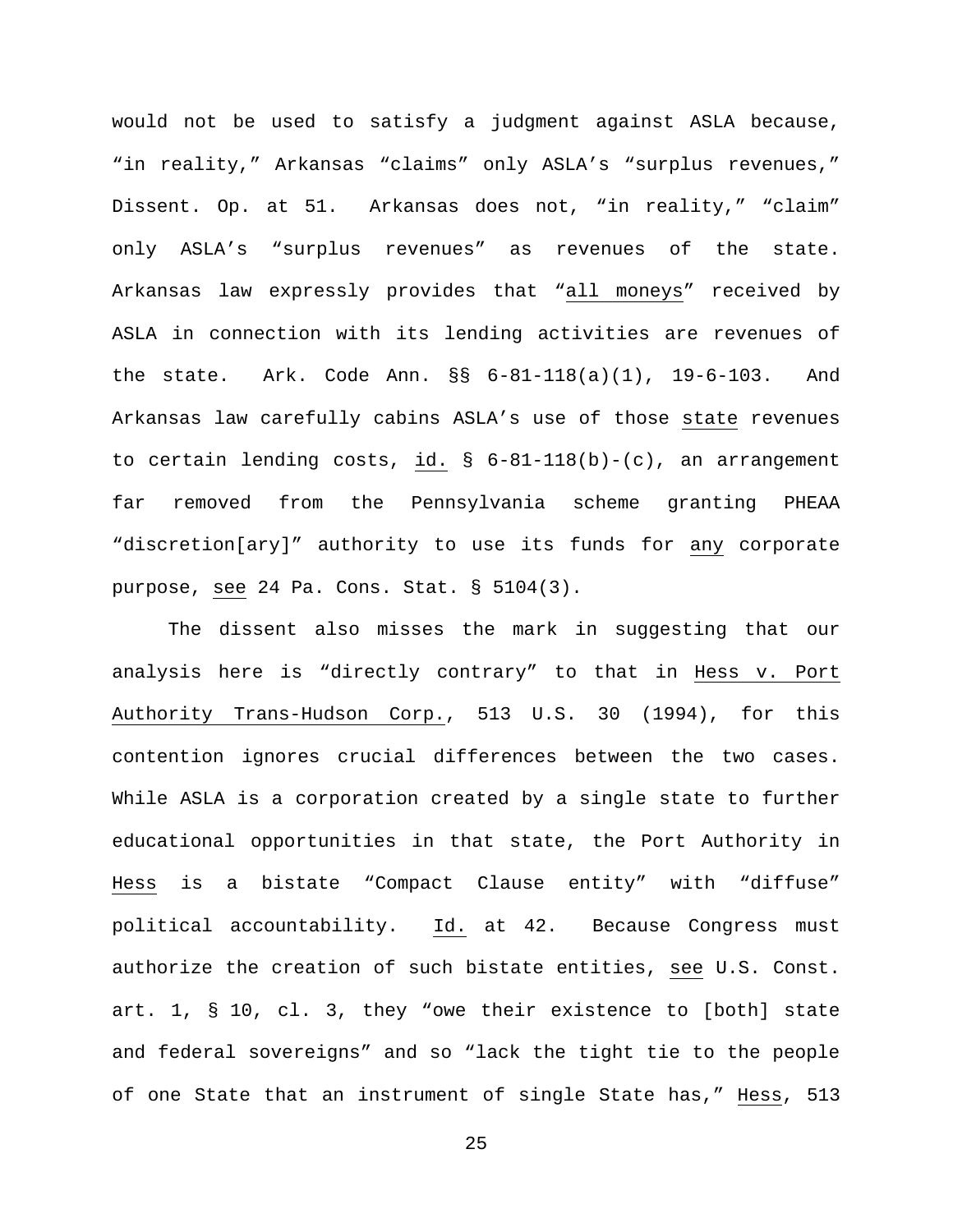would not be used to satisfy a judgment against ASLA because, "in reality," Arkansas "claims" only ASLA's "surplus revenues," Dissent. Op. at 51. Arkansas does not, "in reality," "claim" only ASLA's "surplus revenues" as revenues of the state. Arkansas law expressly provides that "all moneys" received by ASLA in connection with its lending activities are revenues of the state. Ark. Code Ann. §§ 6-81-118(a)(1), 19-6-103. And Arkansas law carefully cabins ASLA's use of those state revenues to certain lending costs, id. § 6-81-118(b)-(c), an arrangement far removed from the Pennsylvania scheme granting PHEAA "discretion[ary]" authority to use its funds for any corporate purpose, see 24 Pa. Cons. Stat. § 5104(3).

The dissent also misses the mark in suggesting that our analysis here is "directly contrary" to that in Hess v. Port Authority Trans-Hudson Corp., 513 U.S. 30 (1994), for this contention ignores crucial differences between the two cases. While ASLA is a corporation created by a single state to further educational opportunities in that state, the Port Authority in Hess is a bistate "Compact Clause entity" with "diffuse" political accountability. Id. at 42. Because Congress must authorize the creation of such bistate entities, see U.S. Const. art. 1, § 10, cl. 3, they "owe their existence to [both] state and federal sovereigns" and so "lack the tight tie to the people of one State that an instrument of single State has," Hess, 513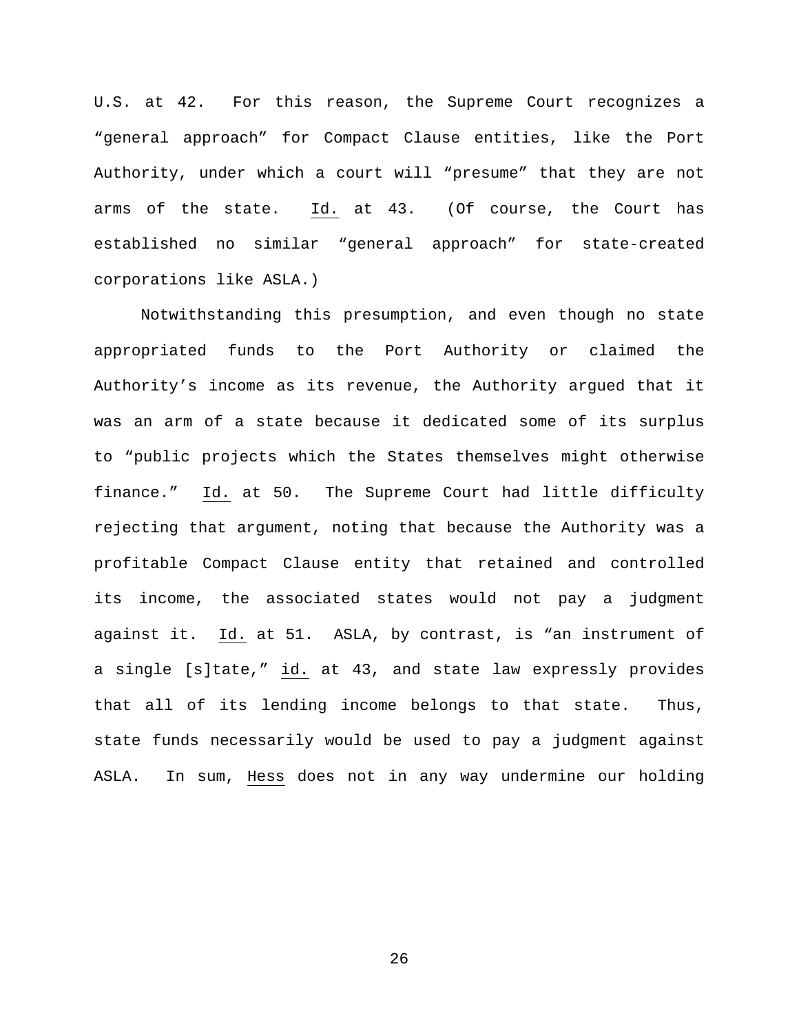U.S. at 42. For this reason, the Supreme Court recognizes a "general approach" for Compact Clause entities, like the Port Authority, under which a court will "presume" that they are not arms of the state. Id. at 43. (Of course, the Court has established no similar "general approach" for state-created corporations like ASLA.)

Notwithstanding this presumption, and even though no state appropriated funds to the Port Authority or claimed the Authority's income as its revenue, the Authority argued that it was an arm of a state because it dedicated some of its surplus to "public projects which the States themselves might otherwise finance." Id. at 50. The Supreme Court had little difficulty rejecting that argument, noting that because the Authority was a profitable Compact Clause entity that retained and controlled its income, the associated states would not pay a judgment against it. Id. at 51. ASLA, by contrast, is "an instrument of a single [s]tate," id. at 43, and state law expressly provides that all of its lending income belongs to that state. Thus, state funds necessarily would be used to pay a judgment against ASLA. In sum, Hess does not in any way undermine our holding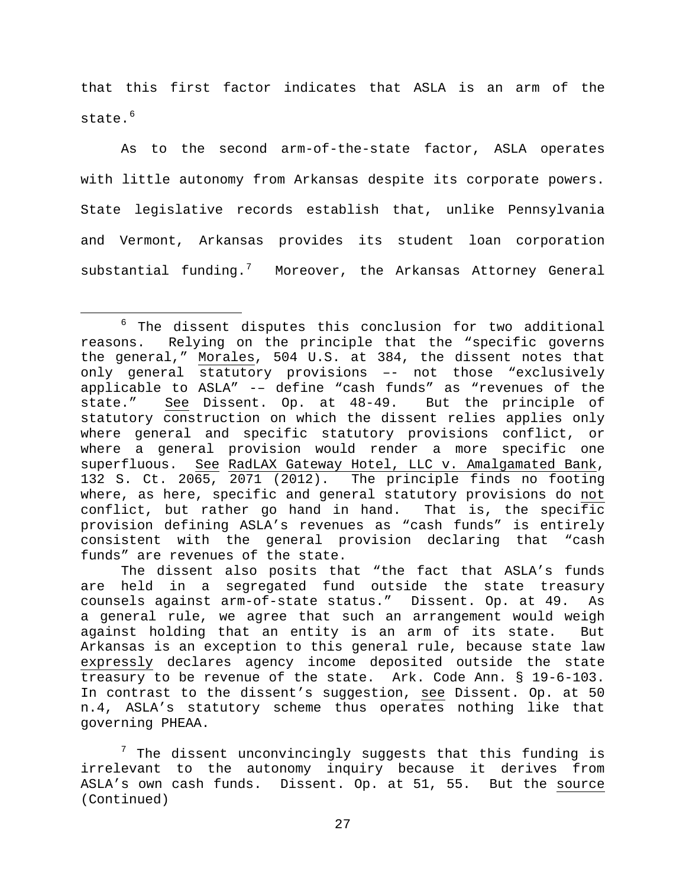that this first factor indicates that ASLA is an arm of the state.[6]

As to the second arm-of-the-state factor, ASLA operates with little autonomy from Arkansas despite its corporate powers. State legislative records establish that, unlike Pennsylvania and Vermont, Arkansas provides its student loan corporation substantial funding.[7] Moreover, the Arkansas Attorney General

---

[6] The dissent disputes this conclusion for two additional reasons. Relying on the principle that the "specific governs the general," Morales, 504 U.S. at 384, the dissent notes that only general statutory provisions –- not those "exclusively applicable to ASLA" -– define "cash funds" as "revenues of the state." See Dissent. Op. at 48-49. But the principle of statutory construction on which the dissent relies applies only where general and specific statutory provisions conflict, or where a general provision would render a more specific one superfluous. See RadLAX Gateway Hotel, LLC v. Amalgamated Bank, 132 S. Ct. 2065, 2071 (2012). The principle finds no footing where, as here, specific and general statutory provisions do not conflict, but rather go hand in hand. That is, the specific provision defining ASLA's revenues as "cash funds" is entirely consistent with the general provision declaring that "cash funds" are revenues of the state.

The dissent also posits that "the fact that ASLA's funds are held in a segregated fund outside the state treasury counsels against arm-of-state status." Dissent. Op. at 49. As a general rule, we agree that such an arrangement would weigh against holding that an entity is an arm of its state. But Arkansas is an exception to this general rule, because state law expressly declares agency income deposited outside the state treasury to be revenue of the state. Ark. Code Ann. § 19-6-103. In contrast to the dissent's suggestion, see Dissent. Op. at 50 n.4, ASLA's statutory scheme thus operates nothing like that governing PHEAA.

[7] The dissent unconvincingly suggests that this funding is irrelevant to the autonomy inquiry because it derives from ASLA's own cash funds. Dissent. Op. at 51, 55. But the source (Continued)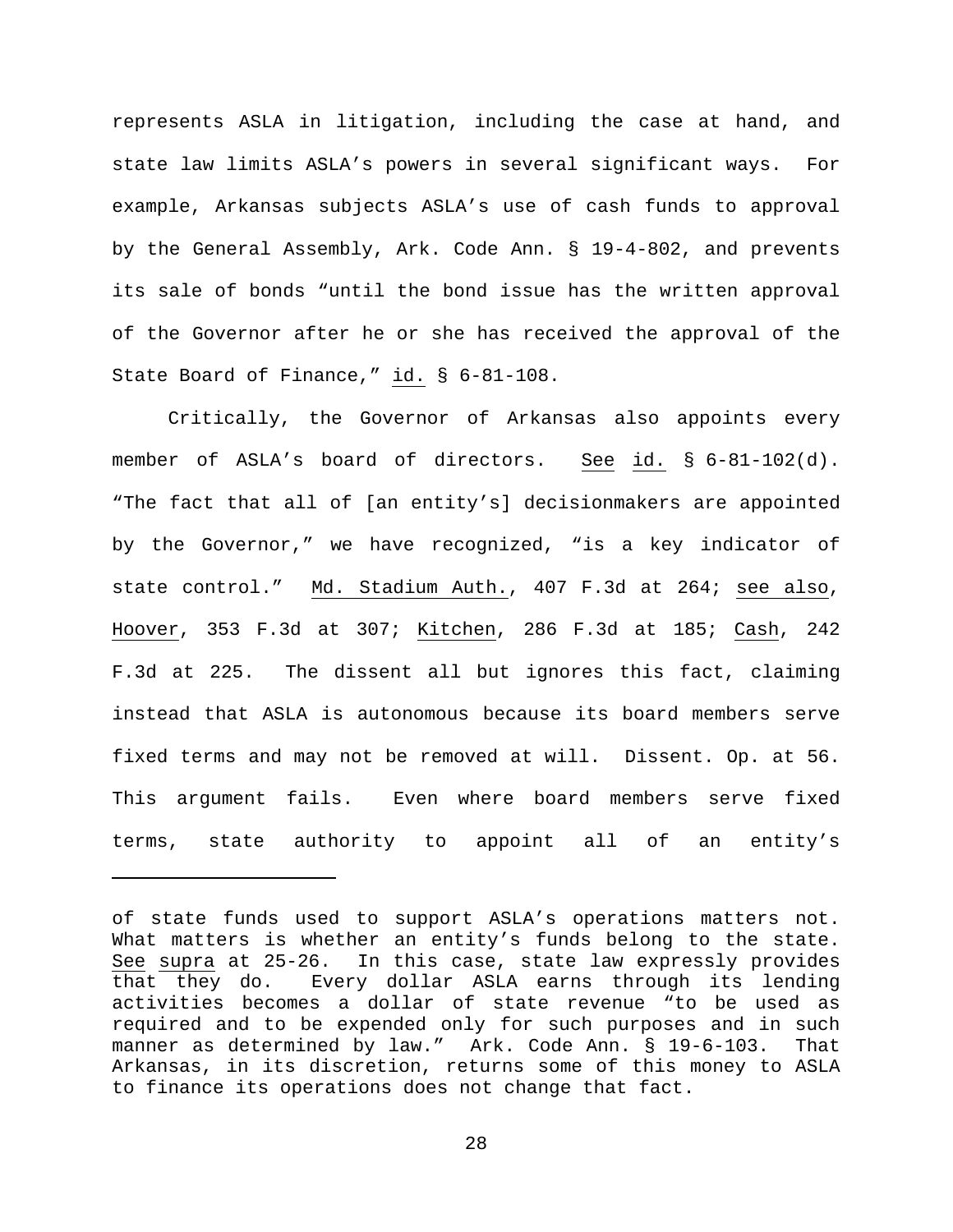represents ASLA in litigation, including the case at hand, and state law limits ASLA's powers in several significant ways. For example, Arkansas subjects ASLA's use of cash funds to approval by the General Assembly, Ark. Code Ann. § 19-4-802, and prevents its sale of bonds "until the bond issue has the written approval of the Governor after he or she has received the approval of the State Board of Finance," id. § 6-81-108.

Critically, the Governor of Arkansas also appoints every member of ASLA's board of directors. See id. § 6-81-102(d). "The fact that all of [an entity's] decisionmakers are appointed by the Governor," we have recognized, "is a key indicator of state control." Md. Stadium Auth., 407 F.3d at 264; see also, Hoover, 353 F.3d at 307; Kitchen, 286 F.3d at 185; Cash, 242 F.3d at 225. The dissent all but ignores this fact, claiming instead that ASLA is autonomous because its board members serve fixed terms and may not be removed at will. Dissent. Op. at 56. This argument fails. Even where board members serve fixed terms, state authority to appoint all of an entity's

---

of state funds used to support ASLA's operations matters not. What matters is whether an entity's funds belong to the state. See supra at 25-26. In this case, state law expressly provides that they do. Every dollar ASLA earns through its lending activities becomes a dollar of state revenue "to be used as required and to be expended only for such purposes and in such manner as determined by law." Ark. Code Ann. § 19-6-103. That Arkansas, in its discretion, returns some of this money to ASLA to finance its operations does not change that fact.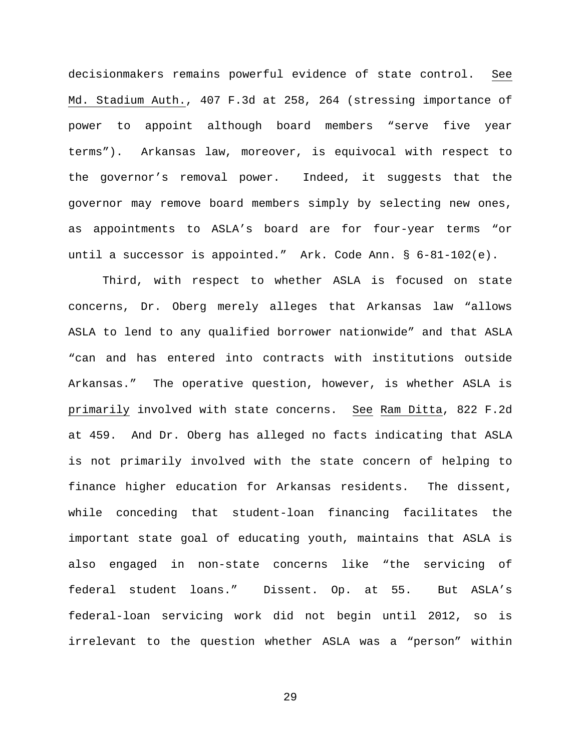decisionmakers remains powerful evidence of state control. See Md. Stadium Auth., 407 F.3d at 258, 264 (stressing importance of power to appoint although board members "serve five year terms"). Arkansas law, moreover, is equivocal with respect to the governor's removal power. Indeed, it suggests that the governor may remove board members simply by selecting new ones, as appointments to ASLA's board are for four-year terms "or until a successor is appointed." Ark. Code Ann. § 6-81-102(e).

Third, with respect to whether ASLA is focused on state concerns, Dr. Oberg merely alleges that Arkansas law "allows ASLA to lend to any qualified borrower nationwide" and that ASLA "can and has entered into contracts with institutions outside Arkansas." The operative question, however, is whether ASLA is primarily involved with state concerns. See Ram Ditta, 822 F.2d at 459. And Dr. Oberg has alleged no facts indicating that ASLA is not primarily involved with the state concern of helping to finance higher education for Arkansas residents. The dissent, while conceding that student-loan financing facilitates the important state goal of educating youth, maintains that ASLA is also engaged in non-state concerns like "the servicing of federal student loans." Dissent. Op. at 55. But ASLA's federal-loan servicing work did not begin until 2012, so is irrelevant to the question whether ASLA was a "person" within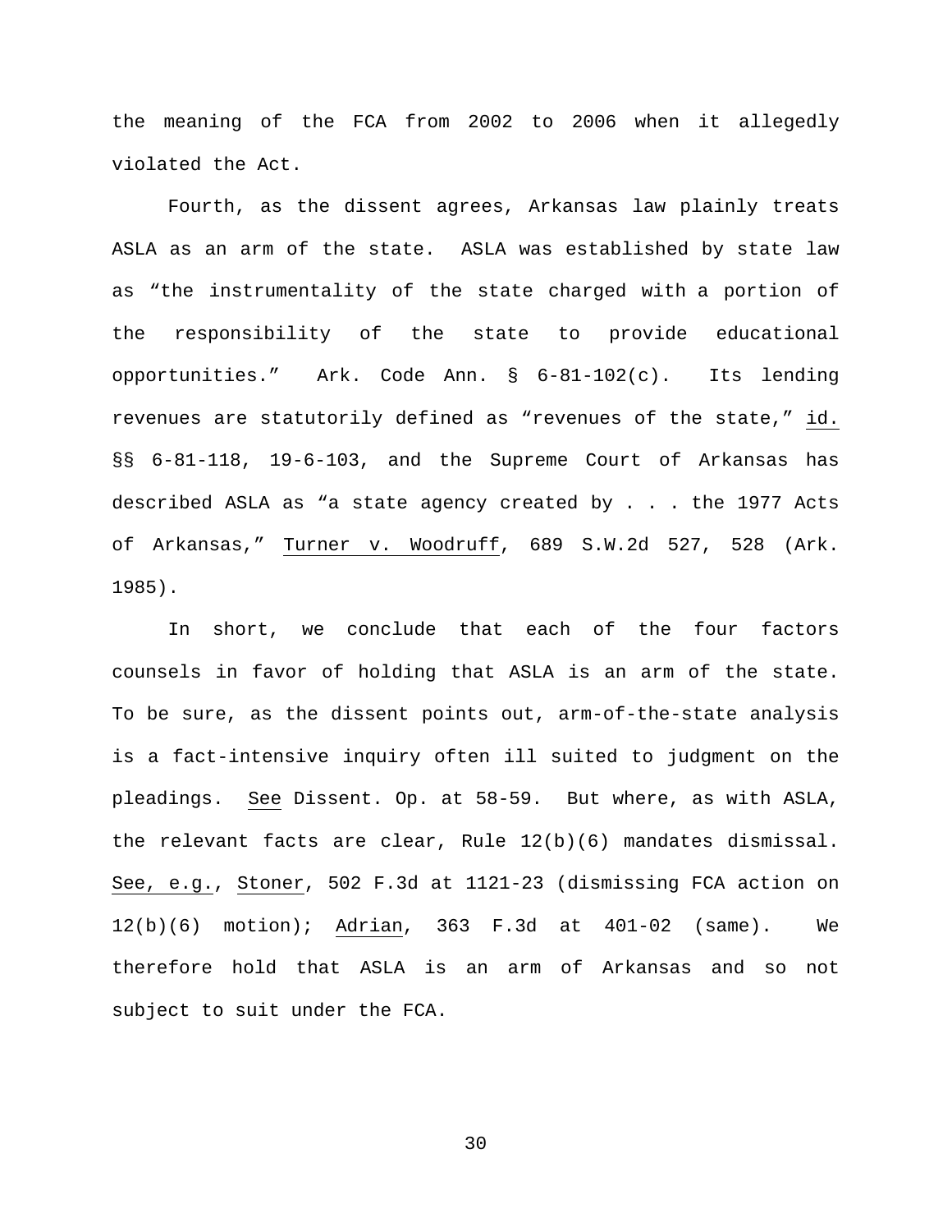the meaning of the FCA from 2002 to 2006 when it allegedly violated the Act.

Fourth, as the dissent agrees, Arkansas law plainly treats ASLA as an arm of the state. ASLA was established by state law as "the instrumentality of the state charged with a portion of the responsibility of the state to provide educational opportunities." Ark. Code Ann. § 6-81-102(c). Its lending revenues are statutorily defined as "revenues of the state," id. §§ 6-81-118, 19-6-103, and the Supreme Court of Arkansas has described ASLA as "a state agency created by . . . the 1977 Acts of Arkansas," Turner v. Woodruff, 689 S.W.2d 527, 528 (Ark. 1985).

In short, we conclude that each of the four factors counsels in favor of holding that ASLA is an arm of the state. To be sure, as the dissent points out, arm-of-the-state analysis is a fact-intensive inquiry often ill suited to judgment on the pleadings. See Dissent. Op. at 58-59. But where, as with ASLA, the relevant facts are clear, Rule 12(b)(6) mandates dismissal. See, e.g., Stoner, 502 F.3d at 1121-23 (dismissing FCA action on 12(b)(6) motion); Adrian, 363 F.3d at 401-02 (same). We therefore hold that ASLA is an arm of Arkansas and so not subject to suit under the FCA.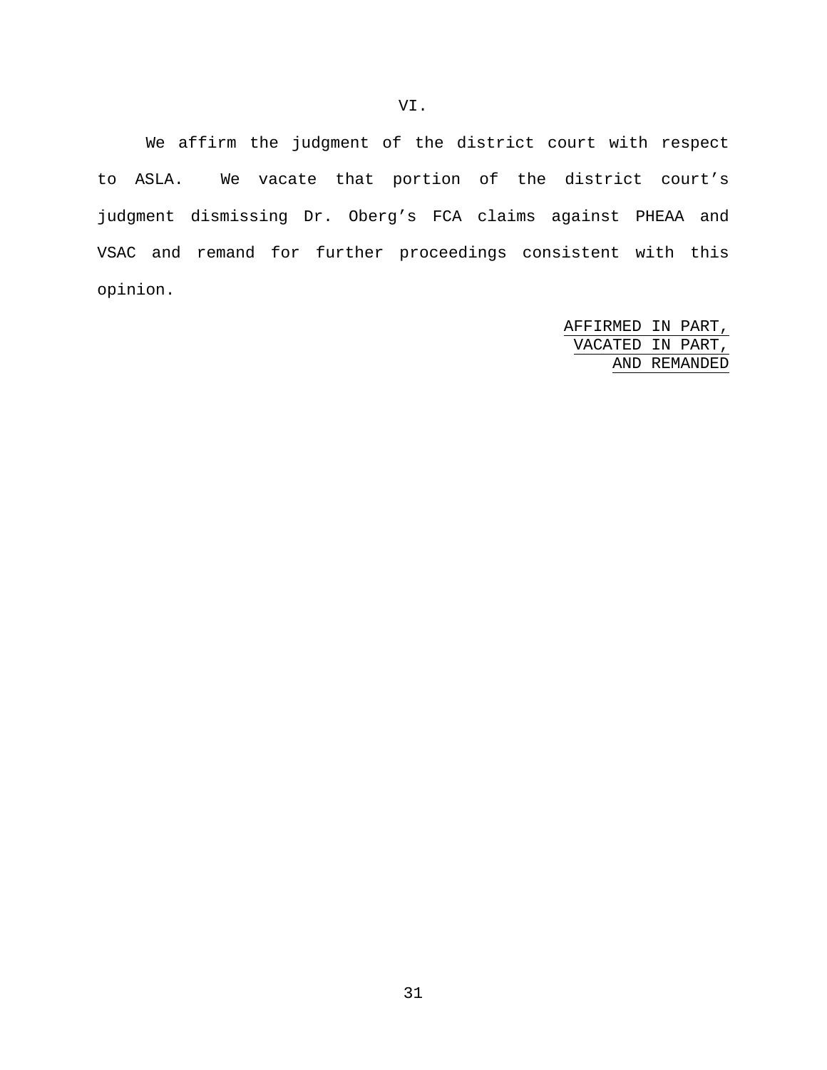## VI.

We affirm the judgment of the district court with respect to ASLA. We vacate that portion of the district court's judgment dismissing Dr. Oberg's FCA claims against PHEAA and VSAC and remand for further proceedings consistent with this opinion.

AFFIRMED IN PART,
VACATED IN PART,
AND REMANDED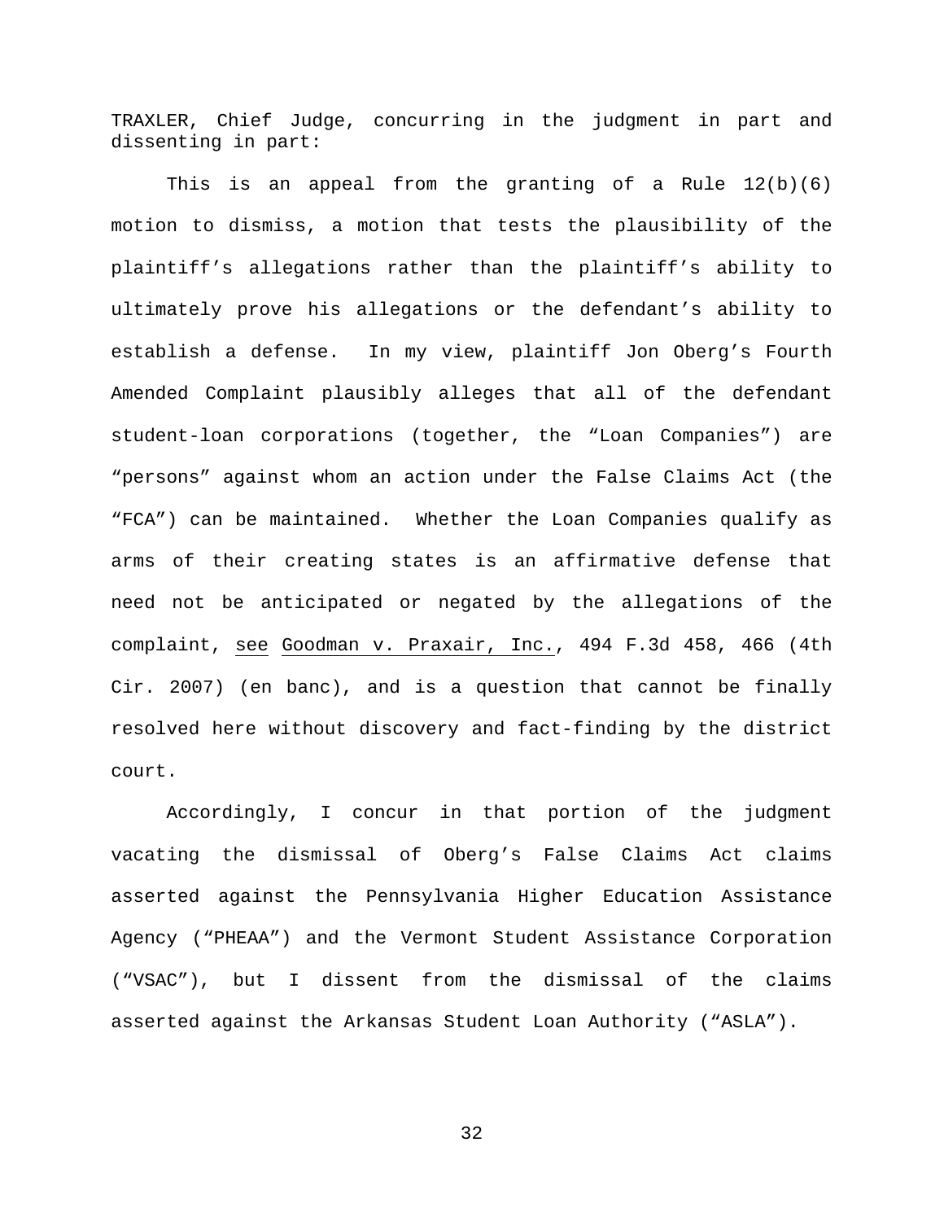TRAXLER, Chief Judge, concurring in the judgment in part and dissenting in part:

This is an appeal from the granting of a Rule 12(b)(6) motion to dismiss, a motion that tests the plausibility of the plaintiff's allegations rather than the plaintiff's ability to ultimately prove his allegations or the defendant's ability to establish a defense. In my view, plaintiff Jon Oberg's Fourth Amended Complaint plausibly alleges that all of the defendant student-loan corporations (together, the "Loan Companies") are "persons" against whom an action under the False Claims Act (the "FCA") can be maintained. Whether the Loan Companies qualify as arms of their creating states is an affirmative defense that need not be anticipated or negated by the allegations of the complaint, see Goodman v. Praxair, Inc., 494 F.3d 458, 466 (4th Cir. 2007) (en banc), and is a question that cannot be finally resolved here without discovery and fact-finding by the district court.

Accordingly, I concur in that portion of the judgment vacating the dismissal of Oberg's False Claims Act claims asserted against the Pennsylvania Higher Education Assistance Agency ("PHEAA") and the Vermont Student Assistance Corporation ("VSAC"), but I dissent from the dismissal of the claims asserted against the Arkansas Student Loan Authority ("ASLA").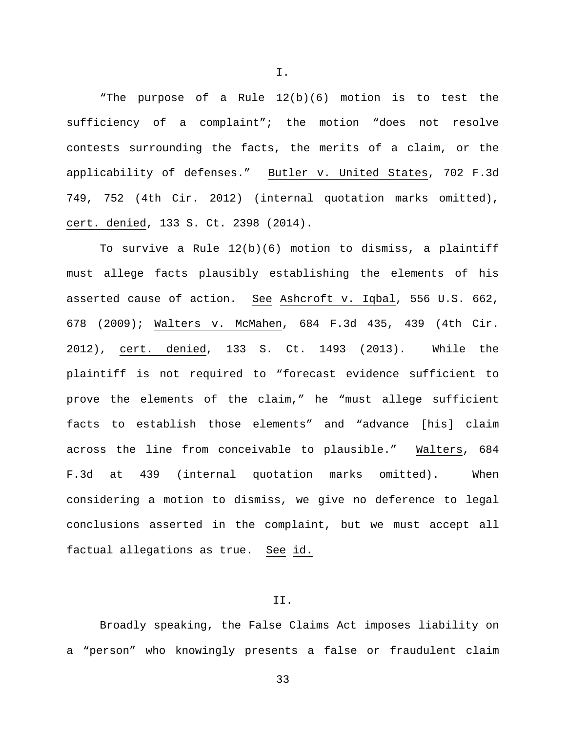## I.

"The purpose of a Rule 12(b)(6) motion is to test the sufficiency of a complaint"; the motion "does not resolve contests surrounding the facts, the merits of a claim, or the applicability of defenses." Butler v. United States, 702 F.3d 749, 752 (4th Cir. 2012) (internal quotation marks omitted), cert. denied, 133 S. Ct. 2398 (2014).

To survive a Rule 12(b)(6) motion to dismiss, a plaintiff must allege facts plausibly establishing the elements of his asserted cause of action. See Ashcroft v. Iqbal, 556 U.S. 662, 678 (2009); Walters v. McMahen, 684 F.3d 435, 439 (4th Cir. 2012), cert. denied, 133 S. Ct. 1493 (2013). While the plaintiff is not required to "forecast evidence sufficient to prove the elements of the claim," he "must allege sufficient facts to establish those elements" and "advance [his] claim across the line from conceivable to plausible." Walters, 684 F.3d at 439 (internal quotation marks omitted). When considering a motion to dismiss, we give no deference to legal conclusions asserted in the complaint, but we must accept all factual allegations as true. See id.

## II.

Broadly speaking, the False Claims Act imposes liability on a "person" who knowingly presents a false or fraudulent claim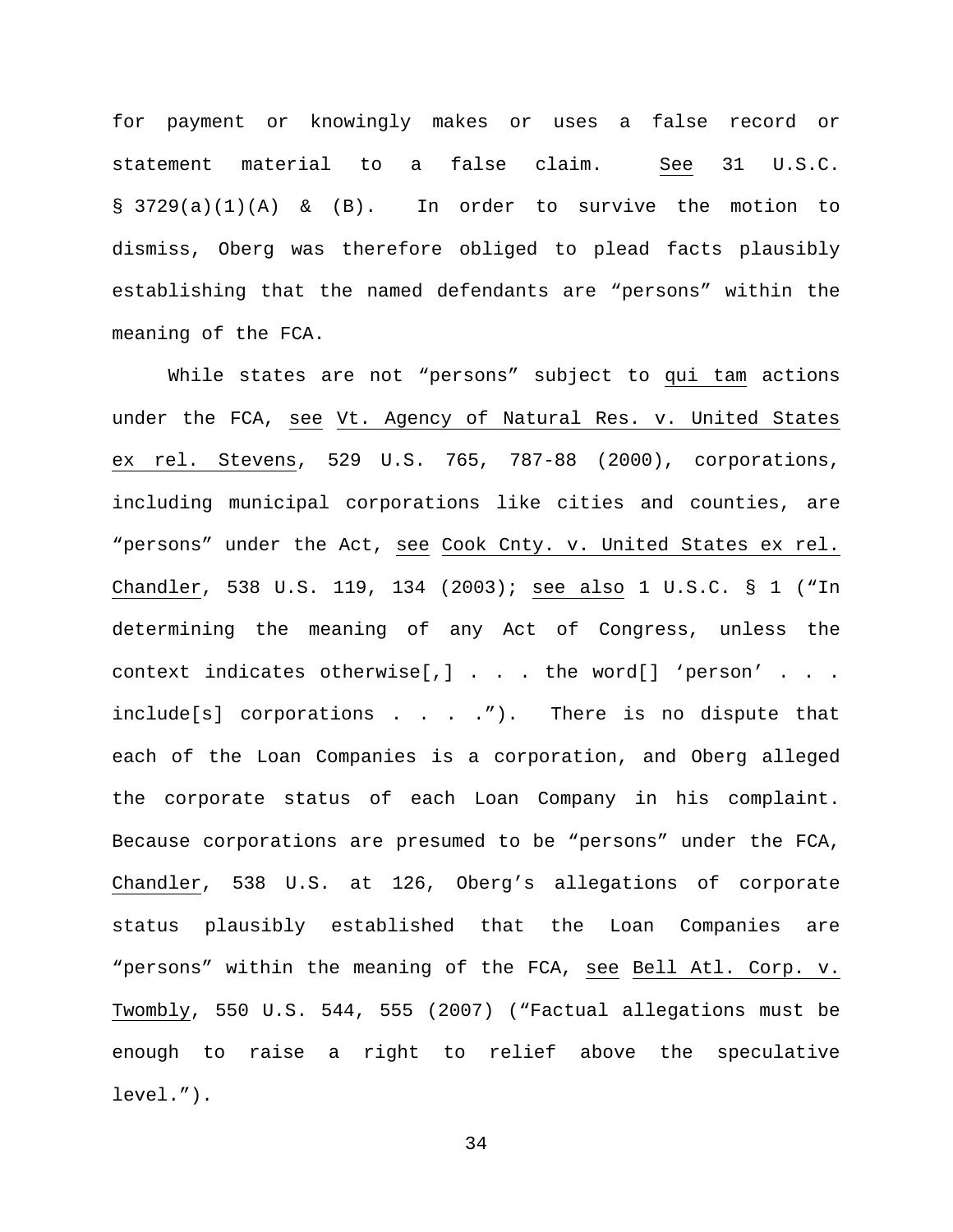for payment or knowingly makes or uses a false record or statement material to a false claim. See 31 U.S.C. § 3729(a)(1)(A) & (B). In order to survive the motion to dismiss, Oberg was therefore obliged to plead facts plausibly establishing that the named defendants are "persons" within the meaning of the FCA.

While states are not "persons" subject to qui tam actions under the FCA, see Vt. Agency of Natural Res. v. United States ex rel. Stevens, 529 U.S. 765, 787-88 (2000), corporations, including municipal corporations like cities and counties, are "persons" under the Act, see Cook Cnty. v. United States ex rel. Chandler, 538 U.S. 119, 134 (2003); see also 1 U.S.C. § 1 ("In determining the meaning of any Act of Congress, unless the context indicates otherwise[,] . . . the word[] 'person' . . . include[s] corporations . . . ."). There is no dispute that each of the Loan Companies is a corporation, and Oberg alleged the corporate status of each Loan Company in his complaint. Because corporations are presumed to be "persons" under the FCA, Chandler, 538 U.S. at 126, Oberg's allegations of corporate status plausibly established that the Loan Companies are "persons" within the meaning of the FCA, see Bell Atl. Corp. v. Twombly, 550 U.S. 544, 555 (2007) ("Factual allegations must be enough to raise a right to relief above the speculative level.").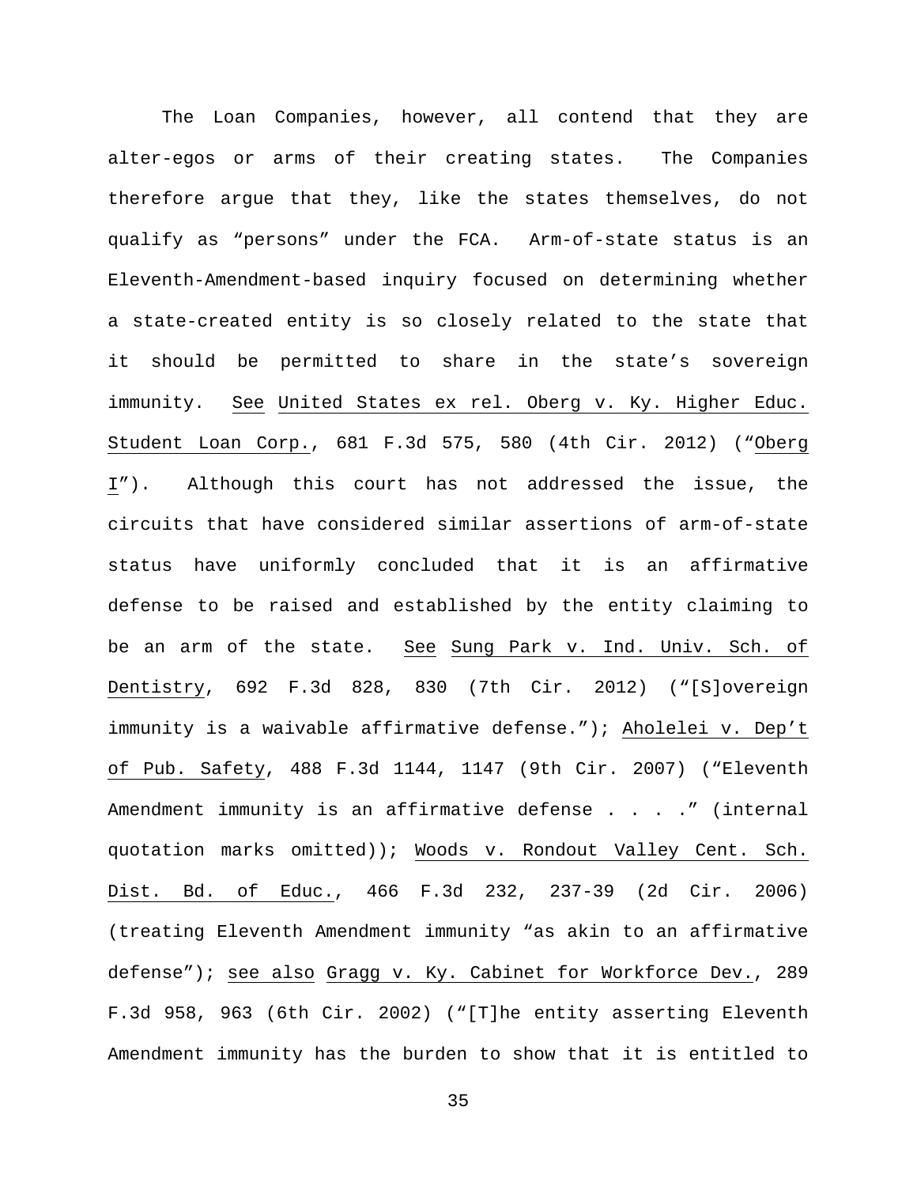The Loan Companies, however, all contend that they are alter-egos or arms of their creating states. The Companies therefore argue that they, like the states themselves, do not qualify as "persons" under the FCA. Arm-of-state status is an Eleventh-Amendment-based inquiry focused on determining whether a state-created entity is so closely related to the state that it should be permitted to share in the state's sovereign immunity. See United States ex rel. Oberg v. Ky. Higher Educ. Student Loan Corp., 681 F.3d 575, 580 (4th Cir. 2012) ("Oberg I"). Although this court has not addressed the issue, the circuits that have considered similar assertions of arm-of-state status have uniformly concluded that it is an affirmative defense to be raised and established by the entity claiming to be an arm of the state. See Sung Park v. Ind. Univ. Sch. of Dentistry, 692 F.3d 828, 830 (7th Cir. 2012) ("[S]overeign immunity is a waivable affirmative defense."); Aholelei v. Dep't of Pub. Safety, 488 F.3d 1144, 1147 (9th Cir. 2007) ("Eleventh Amendment immunity is an affirmative defense . . . ." (internal quotation marks omitted)); Woods v. Rondout Valley Cent. Sch. Dist. Bd. of Educ., 466 F.3d 232, 237-39 (2d Cir. 2006) (treating Eleventh Amendment immunity "as akin to an affirmative defense"); see also Gragg v. Ky. Cabinet for Workforce Dev., 289 F.3d 958, 963 (6th Cir. 2002) ("[T]he entity asserting Eleventh Amendment immunity has the burden to show that it is entitled to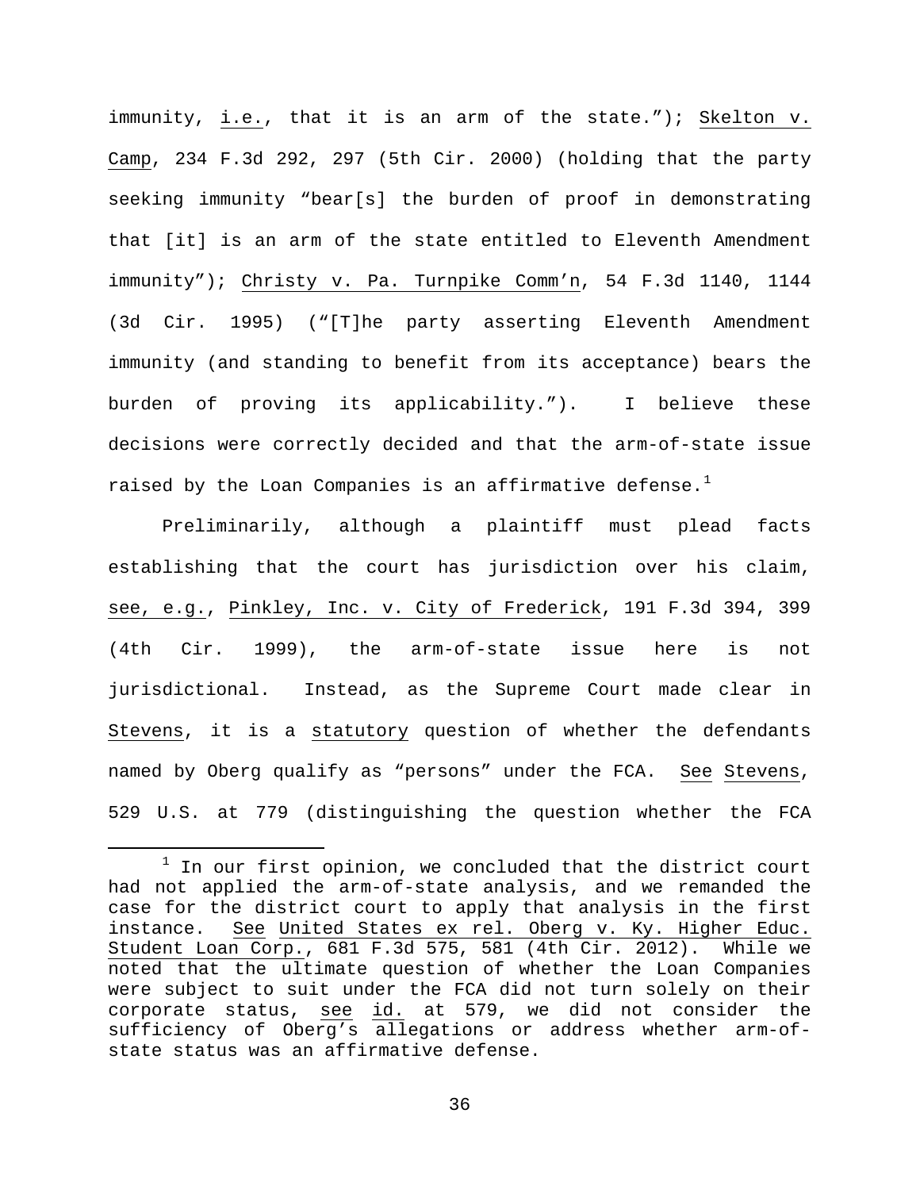immunity, i.e., that it is an arm of the state."); Skelton v. Camp, 234 F.3d 292, 297 (5th Cir. 2000) (holding that the party seeking immunity "bear[s] the burden of proof in demonstrating that [it] is an arm of the state entitled to Eleventh Amendment immunity"); Christy v. Pa. Turnpike Comm'n, 54 F.3d 1140, 1144 (3d Cir. 1995) ("[T]he party asserting Eleventh Amendment immunity (and standing to benefit from its acceptance) bears the burden of proving its applicability."). I believe these decisions were correctly decided and that the arm-of-state issue raised by the Loan Companies is an affirmative defense.[1]

Preliminarily, although a plaintiff must plead facts establishing that the court has jurisdiction over his claim, see, e.g., Pinkley, Inc. v. City of Frederick, 191 F.3d 394, 399 (4th Cir. 1999), the arm-of-state issue here is not jurisdictional. Instead, as the Supreme Court made clear in Stevens, it is a statutory question of whether the defendants named by Oberg qualify as "persons" under the FCA. See Stevens, 529 U.S. at 779 (distinguishing the question whether the FCA

---

[1] In our first opinion, we concluded that the district court had not applied the arm-of-state analysis, and we remanded the case for the district court to apply that analysis in the first instance. See United States ex rel. Oberg v. Ky. Higher Educ. Student Loan Corp., 681 F.3d 575, 581 (4th Cir. 2012). While we noted that the ultimate question of whether the Loan Companies were subject to suit under the FCA did not turn solely on their corporate status, see id. at 579, we did not consider the sufficiency of Oberg's allegations or address whether arm-of-state status was an affirmative defense.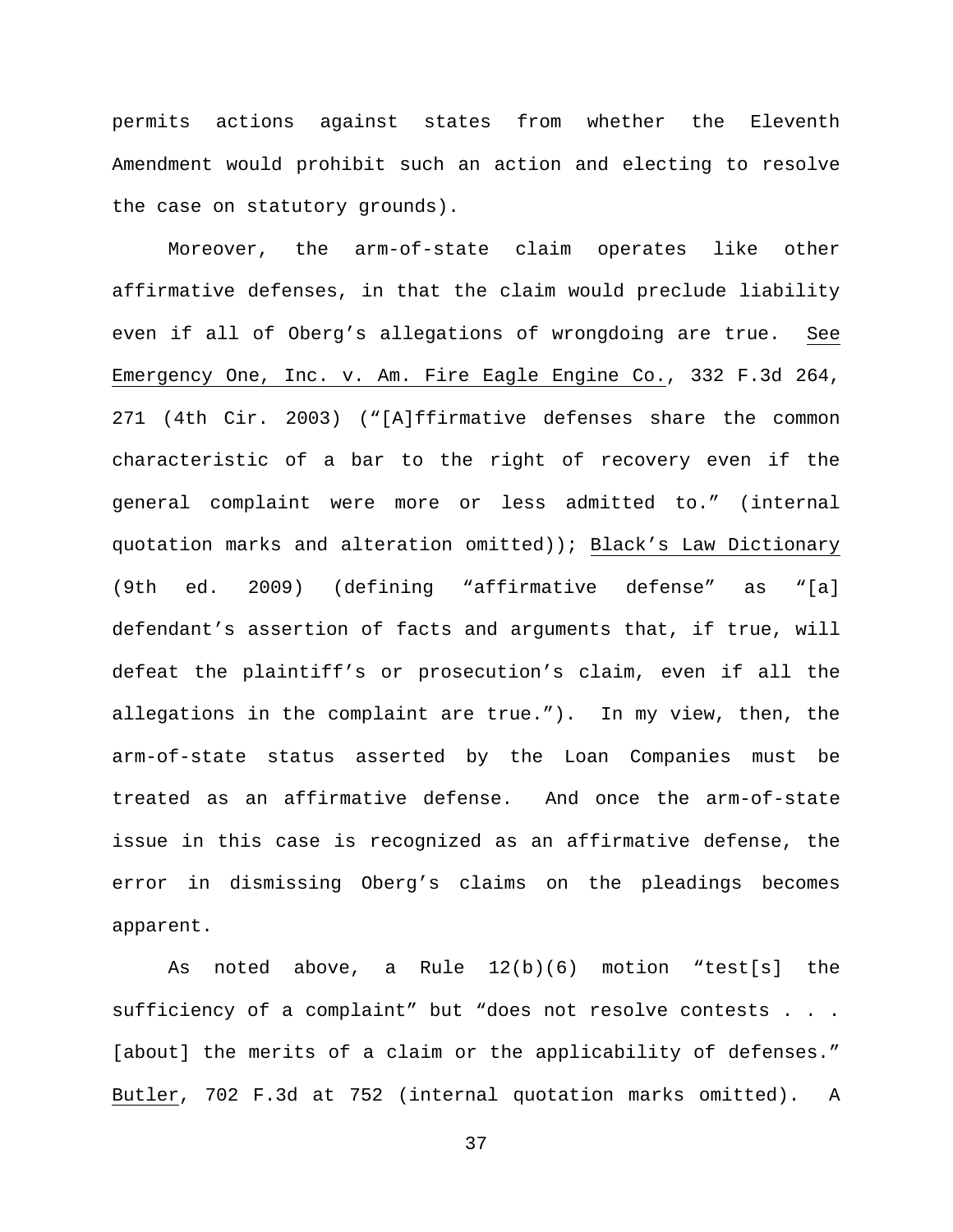permits actions against states from whether the Eleventh Amendment would prohibit such an action and electing to resolve the case on statutory grounds).

Moreover, the arm-of-state claim operates like other affirmative defenses, in that the claim would preclude liability even if all of Oberg's allegations of wrongdoing are true. See Emergency One, Inc. v. Am. Fire Eagle Engine Co., 332 F.3d 264, 271 (4th Cir. 2003) ("[A]ffirmative defenses share the common characteristic of a bar to the right of recovery even if the general complaint were more or less admitted to." (internal quotation marks and alteration omitted)); Black's Law Dictionary (9th ed. 2009) (defining "affirmative defense" as "[a] defendant's assertion of facts and arguments that, if true, will defeat the plaintiff's or prosecution's claim, even if all the allegations in the complaint are true."). In my view, then, the arm-of-state status asserted by the Loan Companies must be treated as an affirmative defense. And once the arm-of-state issue in this case is recognized as an affirmative defense, the error in dismissing Oberg's claims on the pleadings becomes apparent.

As noted above, a Rule 12(b)(6) motion "test[s] the sufficiency of a complaint" but "does not resolve contests . . . [about] the merits of a claim or the applicability of defenses." Butler, 702 F.3d at 752 (internal quotation marks omitted). A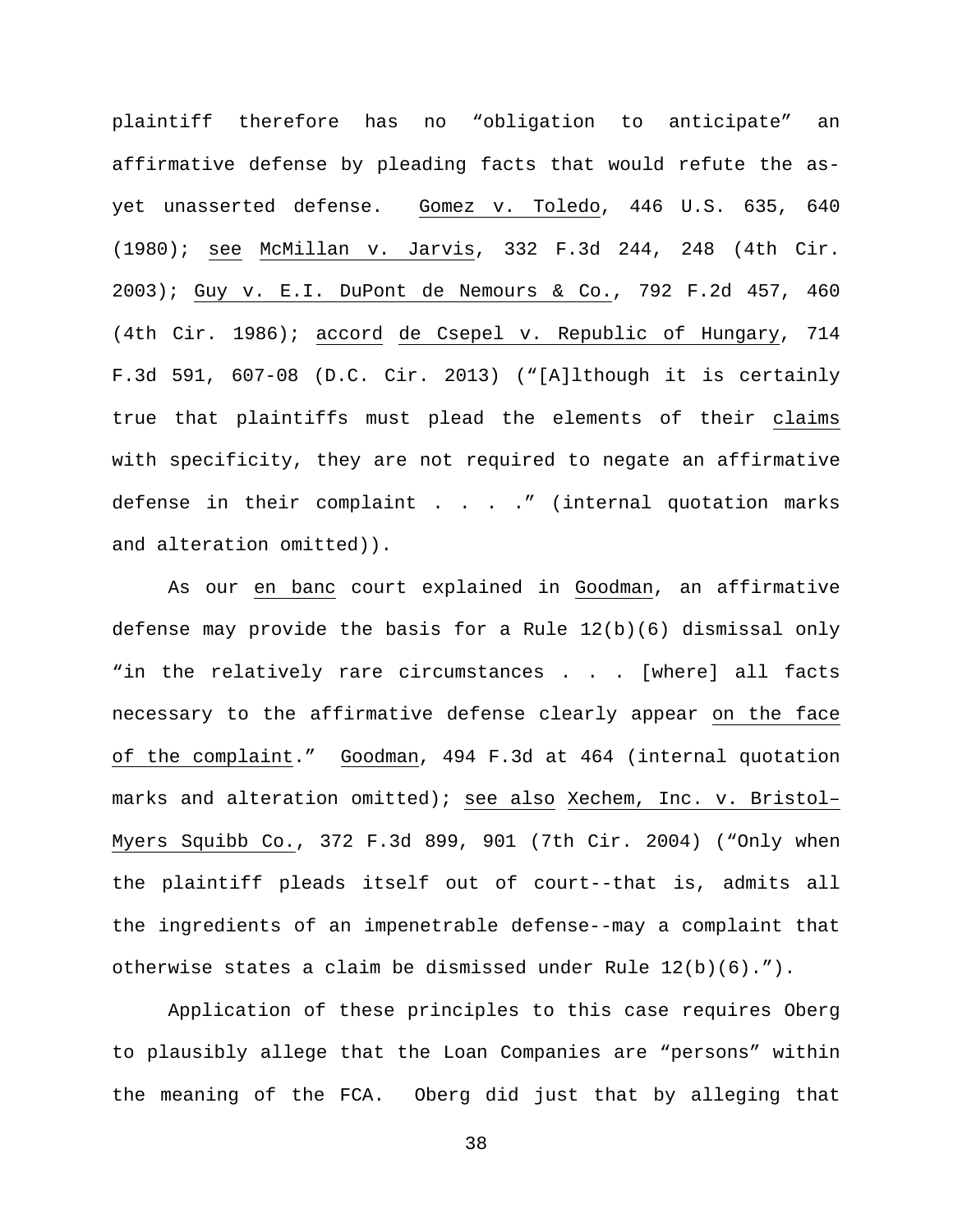plaintiff therefore has no "obligation to anticipate" an affirmative defense by pleading facts that would refute the as-yet unasserted defense. Gomez v. Toledo, 446 U.S. 635, 640 (1980); see McMillan v. Jarvis, 332 F.3d 244, 248 (4th Cir. 2003); Guy v. E.I. DuPont de Nemours & Co., 792 F.2d 457, 460 (4th Cir. 1986); accord de Csepel v. Republic of Hungary, 714 F.3d 591, 607-08 (D.C. Cir. 2013) ("[A]lthough it is certainly true that plaintiffs must plead the elements of their claims with specificity, they are not required to negate an affirmative defense in their complaint . . . ." (internal quotation marks and alteration omitted)).

As our en banc court explained in Goodman, an affirmative defense may provide the basis for a Rule 12(b)(6) dismissal only "in the relatively rare circumstances . . . [where] all facts necessary to the affirmative defense clearly appear on the face of the complaint." Goodman, 494 F.3d at 464 (internal quotation marks and alteration omitted); see also Xechem, Inc. v. Bristol–Myers Squibb Co., 372 F.3d 899, 901 (7th Cir. 2004) ("Only when the plaintiff pleads itself out of court--that is, admits all the ingredients of an impenetrable defense--may a complaint that otherwise states a claim be dismissed under Rule 12(b)(6).").

Application of these principles to this case requires Oberg to plausibly allege that the Loan Companies are "persons" within the meaning of the FCA. Oberg did just that by alleging that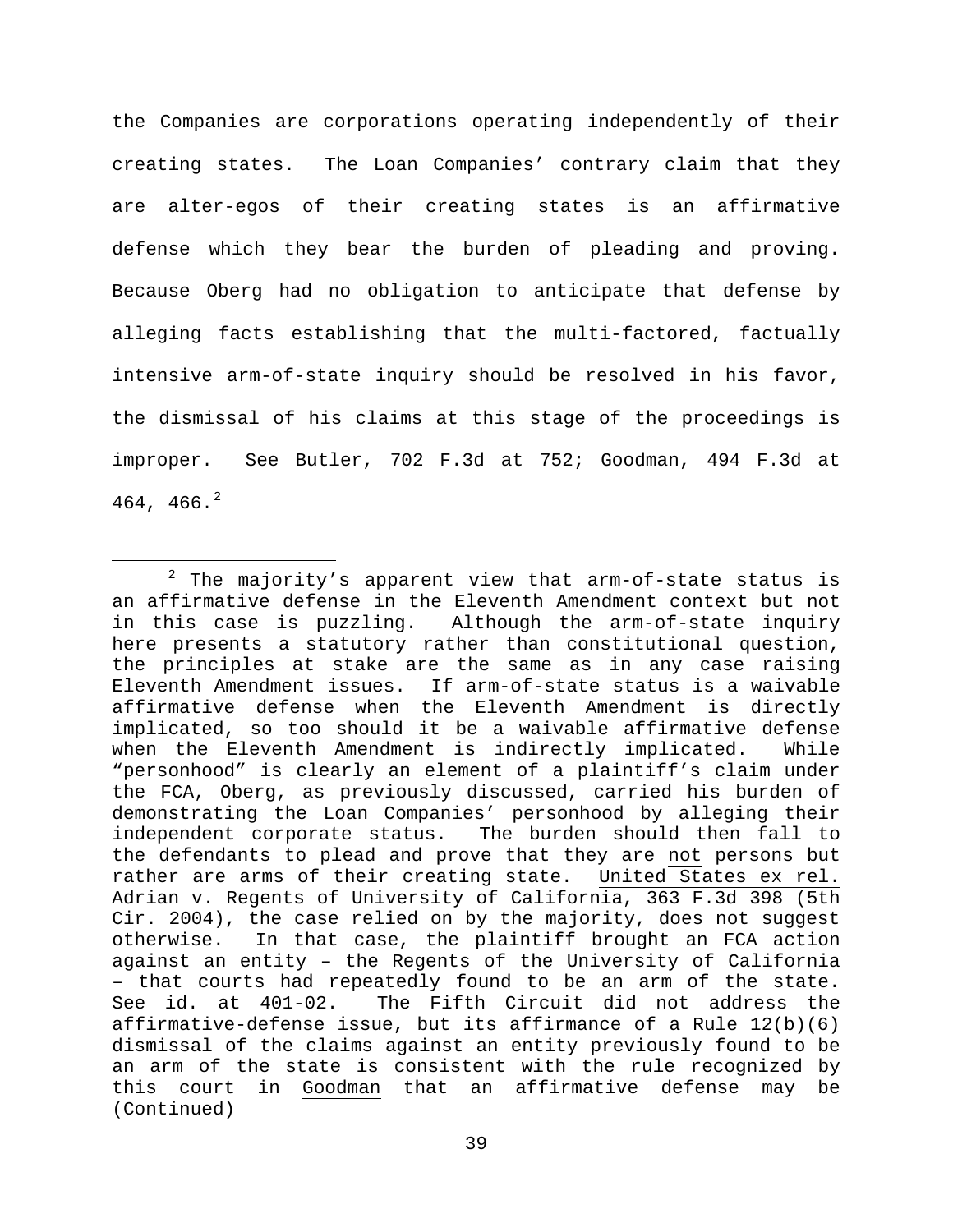the Companies are corporations operating independently of their creating states. The Loan Companies' contrary claim that they are alter-egos of their creating states is an affirmative defense which they bear the burden of pleading and proving. Because Oberg had no obligation to anticipate that defense by alleging facts establishing that the multi-factored, factually intensive arm-of-state inquiry should be resolved in his favor, the dismissal of his claims at this stage of the proceedings is improper. See Butler, 702 F.3d at 752; Goodman, 494 F.3d at 464, 466.[2]

---

[2] The majority's apparent view that arm-of-state status is an affirmative defense in the Eleventh Amendment context but not in this case is puzzling. Although the arm-of-state inquiry here presents a statutory rather than constitutional question, the principles at stake are the same as in any case raising Eleventh Amendment issues. If arm-of-state status is a waivable affirmative defense when the Eleventh Amendment is directly implicated, so too should it be a waivable affirmative defense when the Eleventh Amendment is indirectly implicated. While "personhood" is clearly an element of a plaintiff's claim under the FCA, Oberg, as previously discussed, carried his burden of demonstrating the Loan Companies' personhood by alleging their independent corporate status. The burden should then fall to the defendants to plead and prove that they are not persons but rather are arms of their creating state. United States ex rel. Adrian v. Regents of University of California, 363 F.3d 398 (5th Cir. 2004), the case relied on by the majority, does not suggest otherwise. In that case, the plaintiff brought an FCA action against an entity – the Regents of the University of California – that courts had repeatedly found to be an arm of the state. See id. at 401-02. The Fifth Circuit did not address the affirmative-defense issue, but its affirmance of a Rule 12(b)(6) dismissal of the claims against an entity previously found to be an arm of the state is consistent with the rule recognized by this court in Goodman that an affirmative defense may be (Continued)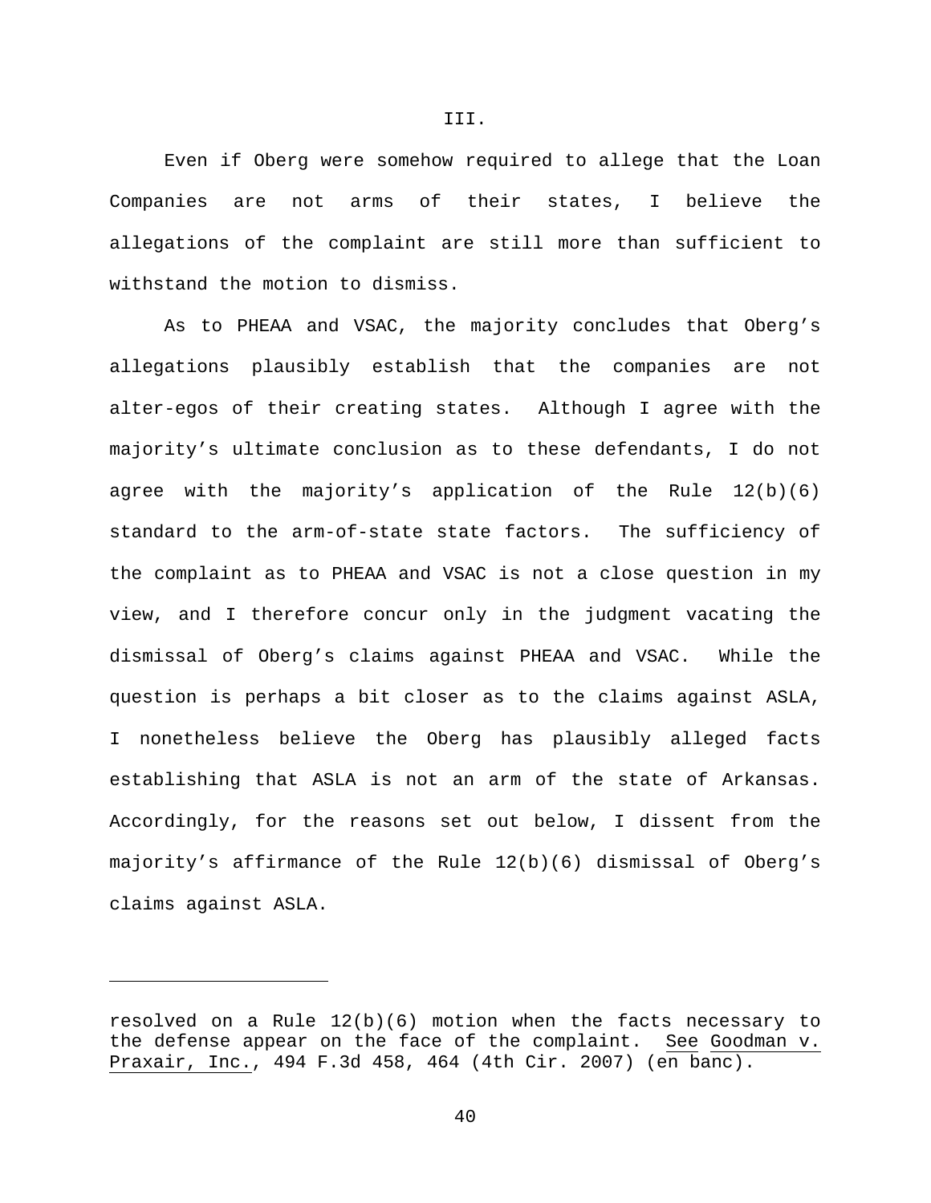III.

Even if Oberg were somehow required to allege that the Loan Companies are not arms of their states, I believe the allegations of the complaint are still more than sufficient to withstand the motion to dismiss.

As to PHEAA and VSAC, the majority concludes that Oberg's allegations plausibly establish that the companies are not alter-egos of their creating states. Although I agree with the majority's ultimate conclusion as to these defendants, I do not agree with the majority's application of the Rule 12(b)(6) standard to the arm-of-state state factors. The sufficiency of the complaint as to PHEAA and VSAC is not a close question in my view, and I therefore concur only in the judgment vacating the dismissal of Oberg's claims against PHEAA and VSAC. While the question is perhaps a bit closer as to the claims against ASLA, I nonetheless believe the Oberg has plausibly alleged facts establishing that ASLA is not an arm of the state of Arkansas. Accordingly, for the reasons set out below, I dissent from the majority's affirmance of the Rule 12(b)(6) dismissal of Oberg's claims against ASLA.

---

resolved on a Rule 12(b)(6) motion when the facts necessary to the defense appear on the face of the complaint. See Goodman v. Praxair, Inc., 494 F.3d 458, 464 (4th Cir. 2007) (en banc).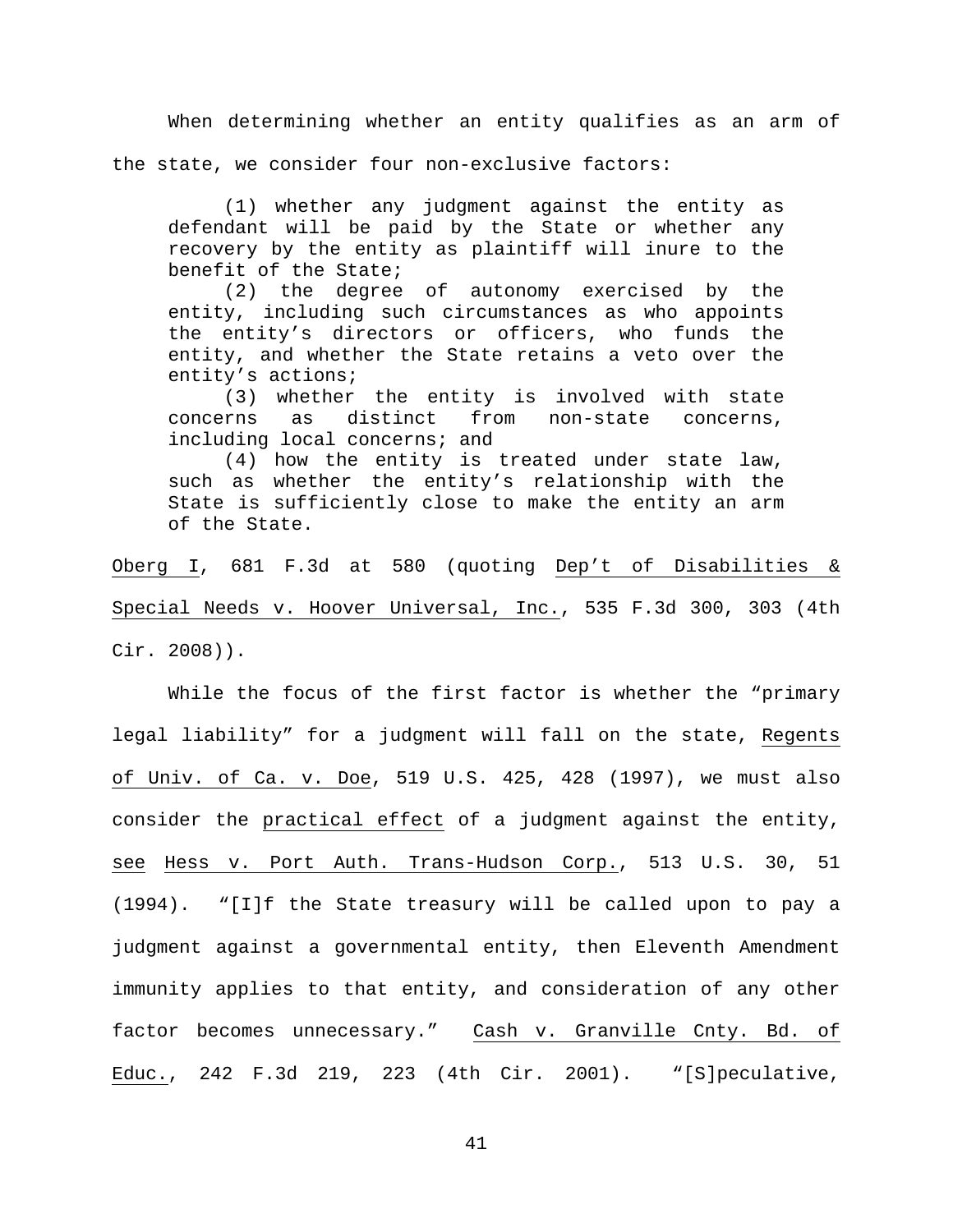When determining whether an entity qualifies as an arm of the state, we consider four non-exclusive factors:

> (1) whether any judgment against the entity as defendant will be paid by the State or whether any recovery by the entity as plaintiff will inure to the benefit of the State;
> (2) the degree of autonomy exercised by the entity, including such circumstances as who appoints the entity's directors or officers, who funds the entity, and whether the State retains a veto over the entity's actions;
> (3) whether the entity is involved with state concerns as distinct from non-state concerns, including local concerns; and
> (4) how the entity is treated under state law, such as whether the entity's relationship with the State is sufficiently close to make the entity an arm of the State.

Oberg I, 681 F.3d at 580 (quoting Dep't of Disabilities & Special Needs v. Hoover Universal, Inc., 535 F.3d 300, 303 (4th Cir. 2008)).

While the focus of the first factor is whether the "primary legal liability" for a judgment will fall on the state, Regents of Univ. of Ca. v. Doe, 519 U.S. 425, 428 (1997), we must also consider the practical effect of a judgment against the entity, see Hess v. Port Auth. Trans-Hudson Corp., 513 U.S. 30, 51 (1994). "[I]f the State treasury will be called upon to pay a judgment against a governmental entity, then Eleventh Amendment immunity applies to that entity, and consideration of any other factor becomes unnecessary." Cash v. Granville Cnty. Bd. of Educ., 242 F.3d 219, 223 (4th Cir. 2001). "[S]peculative,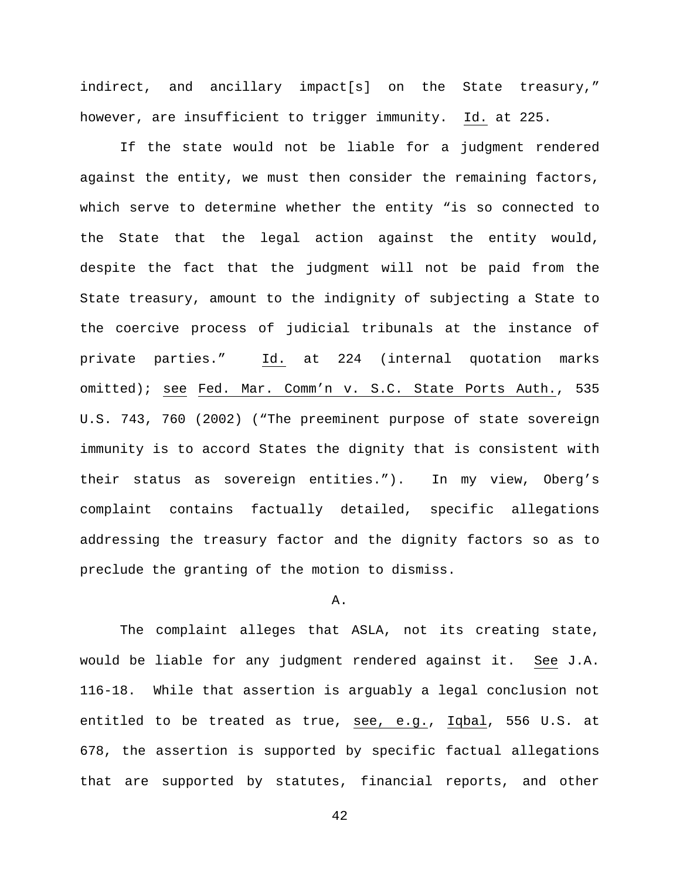indirect, and ancillary impact[s] on the State treasury," however, are insufficient to trigger immunity. Id. at 225.

If the state would not be liable for a judgment rendered against the entity, we must then consider the remaining factors, which serve to determine whether the entity "is so connected to the State that the legal action against the entity would, despite the fact that the judgment will not be paid from the State treasury, amount to the indignity of subjecting a State to the coercive process of judicial tribunals at the instance of private parties." Id. at 224 (internal quotation marks omitted); see Fed. Mar. Comm'n v. S.C. State Ports Auth., 535 U.S. 743, 760 (2002) ("The preeminent purpose of state sovereign immunity is to accord States the dignity that is consistent with their status as sovereign entities."). In my view, Oberg's complaint contains factually detailed, specific allegations addressing the treasury factor and the dignity factors so as to preclude the granting of the motion to dismiss.

A.

The complaint alleges that ASLA, not its creating state, would be liable for any judgment rendered against it. See J.A. 116-18. While that assertion is arguably a legal conclusion not entitled to be treated as true, see, e.g., Iqbal, 556 U.S. at 678, the assertion is supported by specific factual allegations that are supported by statutes, financial reports, and other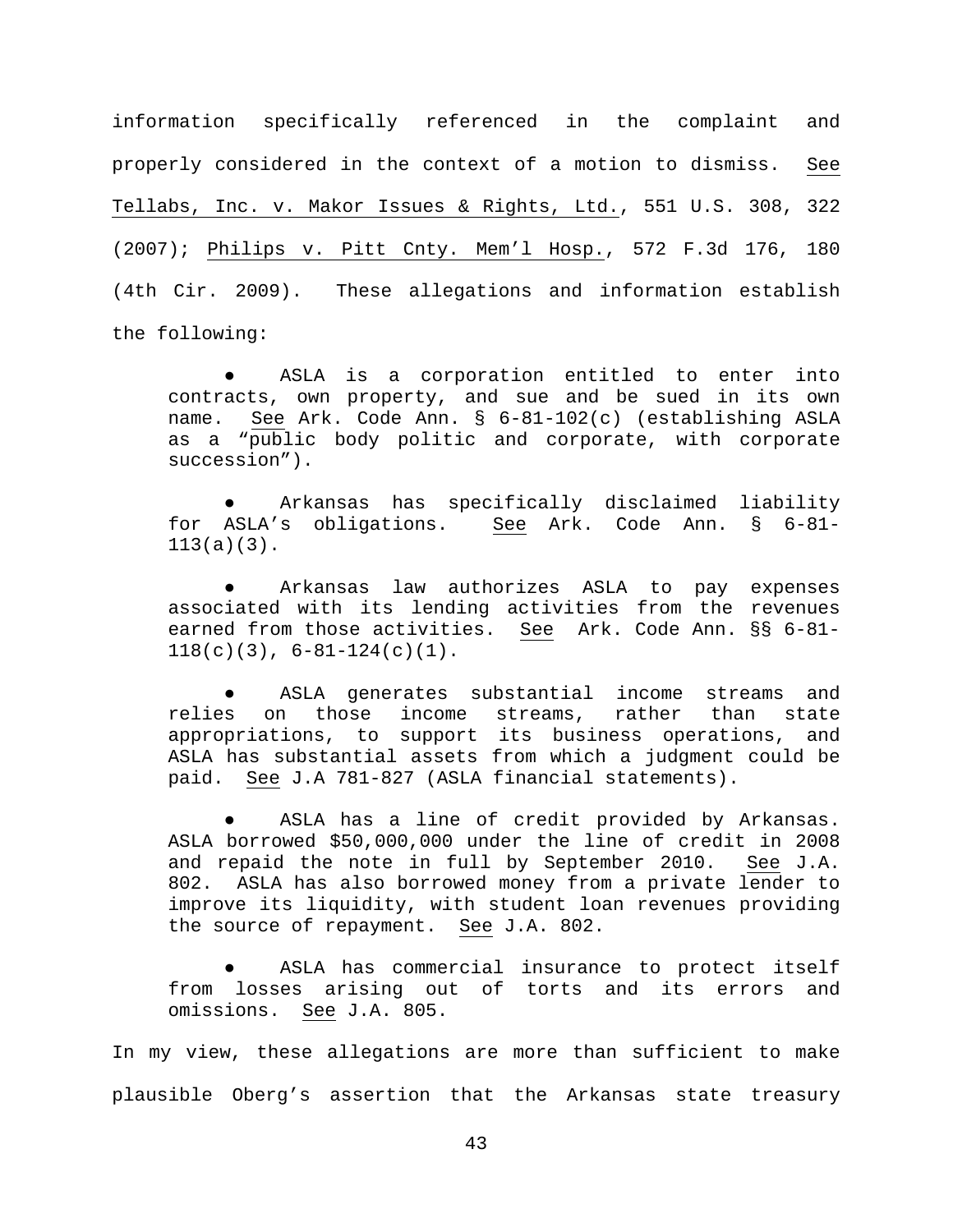information specifically referenced in the complaint and properly considered in the context of a motion to dismiss. See Tellabs, Inc. v. Makor Issues & Rights, Ltd., 551 U.S. 308, 322 (2007); Philips v. Pitt Cnty. Mem'l Hosp., 572 F.3d 176, 180 (4th Cir. 2009). These allegations and information establish the following:

- ASLA is a corporation entitled to enter into contracts, own property, and sue and be sued in its own name. See Ark. Code Ann. § 6-81-102(c) (establishing ASLA as a "public body politic and corporate, with corporate succession").

- Arkansas has specifically disclaimed liability for ASLA's obligations. See Ark. Code Ann. § 6-81-113(a)(3).

- Arkansas law authorizes ASLA to pay expenses associated with its lending activities from the revenues earned from those activities. See Ark. Code Ann. §§ 6-81-118(c)(3), 6-81-124(c)(1).

- ASLA generates substantial income streams and relies on those income streams, rather than state appropriations, to support its business operations, and ASLA has substantial assets from which a judgment could be paid. See J.A 781-827 (ASLA financial statements).

- ASLA has a line of credit provided by Arkansas. ASLA borrowed $50,000,000 under the line of credit in 2008 and repaid the note in full by September 2010. See J.A. 802. ASLA has also borrowed money from a private lender to improve its liquidity, with student loan revenues providing the source of repayment. See J.A. 802.

- ASLA has commercial insurance to protect itself from losses arising out of torts and its errors and omissions. See J.A. 805.

In my view, these allegations are more than sufficient to make plausible Oberg's assertion that the Arkansas state treasury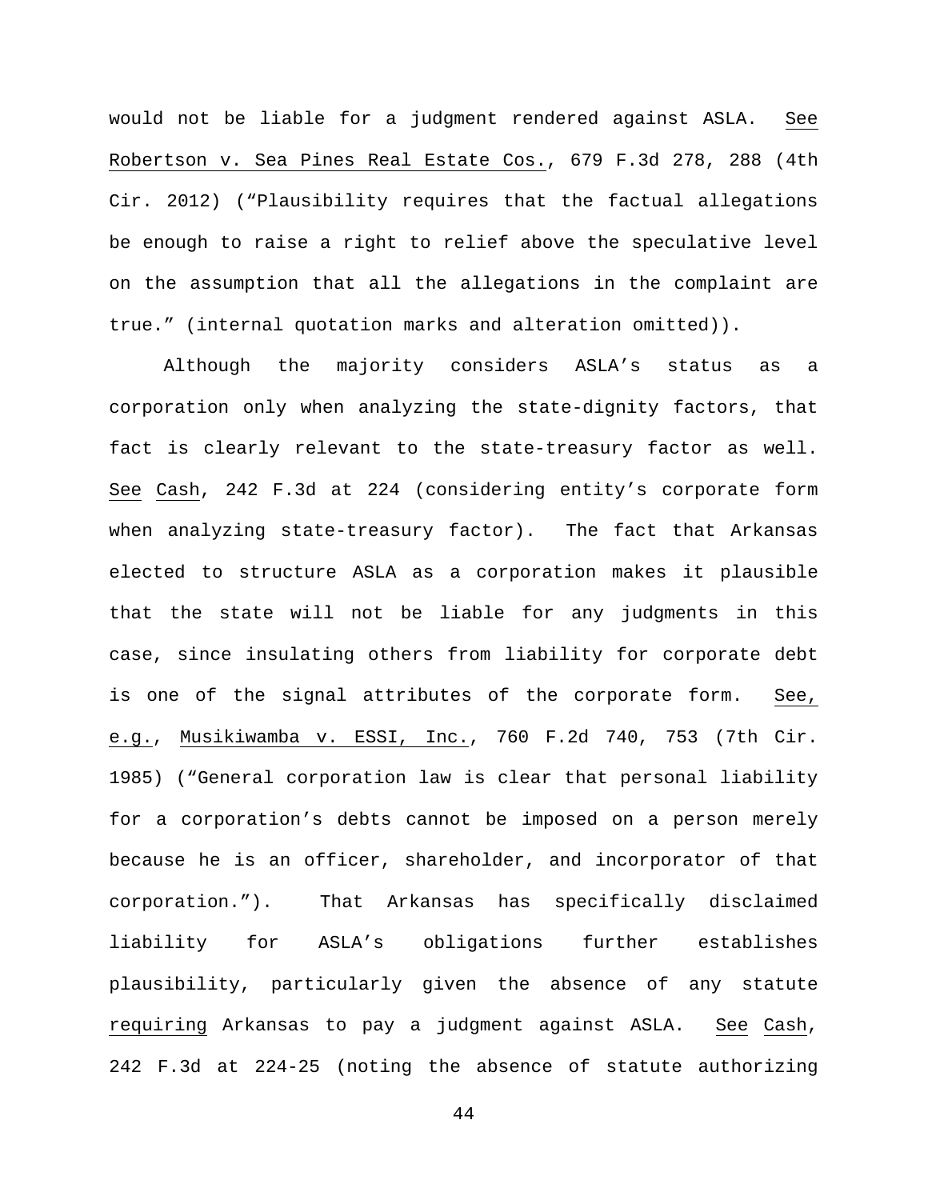would not be liable for a judgment rendered against ASLA. See Robertson v. Sea Pines Real Estate Cos., 679 F.3d 278, 288 (4th Cir. 2012) ("Plausibility requires that the factual allegations be enough to raise a right to relief above the speculative level on the assumption that all the allegations in the complaint are true." (internal quotation marks and alteration omitted)).

Although the majority considers ASLA's status as a corporation only when analyzing the state-dignity factors, that fact is clearly relevant to the state-treasury factor as well. See Cash, 242 F.3d at 224 (considering entity's corporate form when analyzing state-treasury factor). The fact that Arkansas elected to structure ASLA as a corporation makes it plausible that the state will not be liable for any judgments in this case, since insulating others from liability for corporate debt is one of the signal attributes of the corporate form. See, e.g., Musikiwamba v. ESSI, Inc., 760 F.2d 740, 753 (7th Cir. 1985) ("General corporation law is clear that personal liability for a corporation's debts cannot be imposed on a person merely because he is an officer, shareholder, and incorporator of that corporation."). That Arkansas has specifically disclaimed liability for ASLA's obligations further establishes plausibility, particularly given the absence of any statute requiring Arkansas to pay a judgment against ASLA. See Cash, 242 F.3d at 224-25 (noting the absence of statute authorizing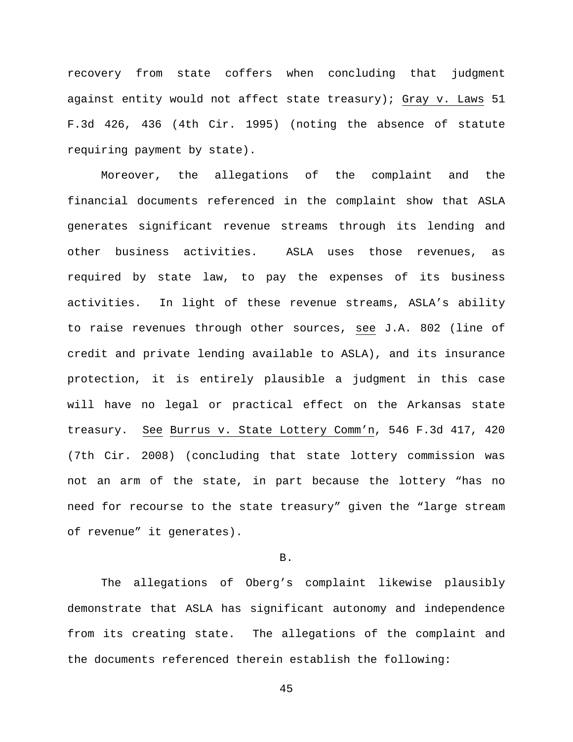recovery from state coffers when concluding that judgment against entity would not affect state treasury); Gray v. Laws 51 F.3d 426, 436 (4th Cir. 1995) (noting the absence of statute requiring payment by state).

Moreover, the allegations of the complaint and the financial documents referenced in the complaint show that ASLA generates significant revenue streams through its lending and other business activities. ASLA uses those revenues, as required by state law, to pay the expenses of its business activities. In light of these revenue streams, ASLA's ability to raise revenues through other sources, see J.A. 802 (line of credit and private lending available to ASLA), and its insurance protection, it is entirely plausible a judgment in this case will have no legal or practical effect on the Arkansas state treasury. See Burrus v. State Lottery Comm'n, 546 F.3d 417, 420 (7th Cir. 2008) (concluding that state lottery commission was not an arm of the state, in part because the lottery "has no need for recourse to the state treasury" given the "large stream of revenue" it generates).

B.

The allegations of Oberg's complaint likewise plausibly demonstrate that ASLA has significant autonomy and independence from its creating state. The allegations of the complaint and the documents referenced therein establish the following: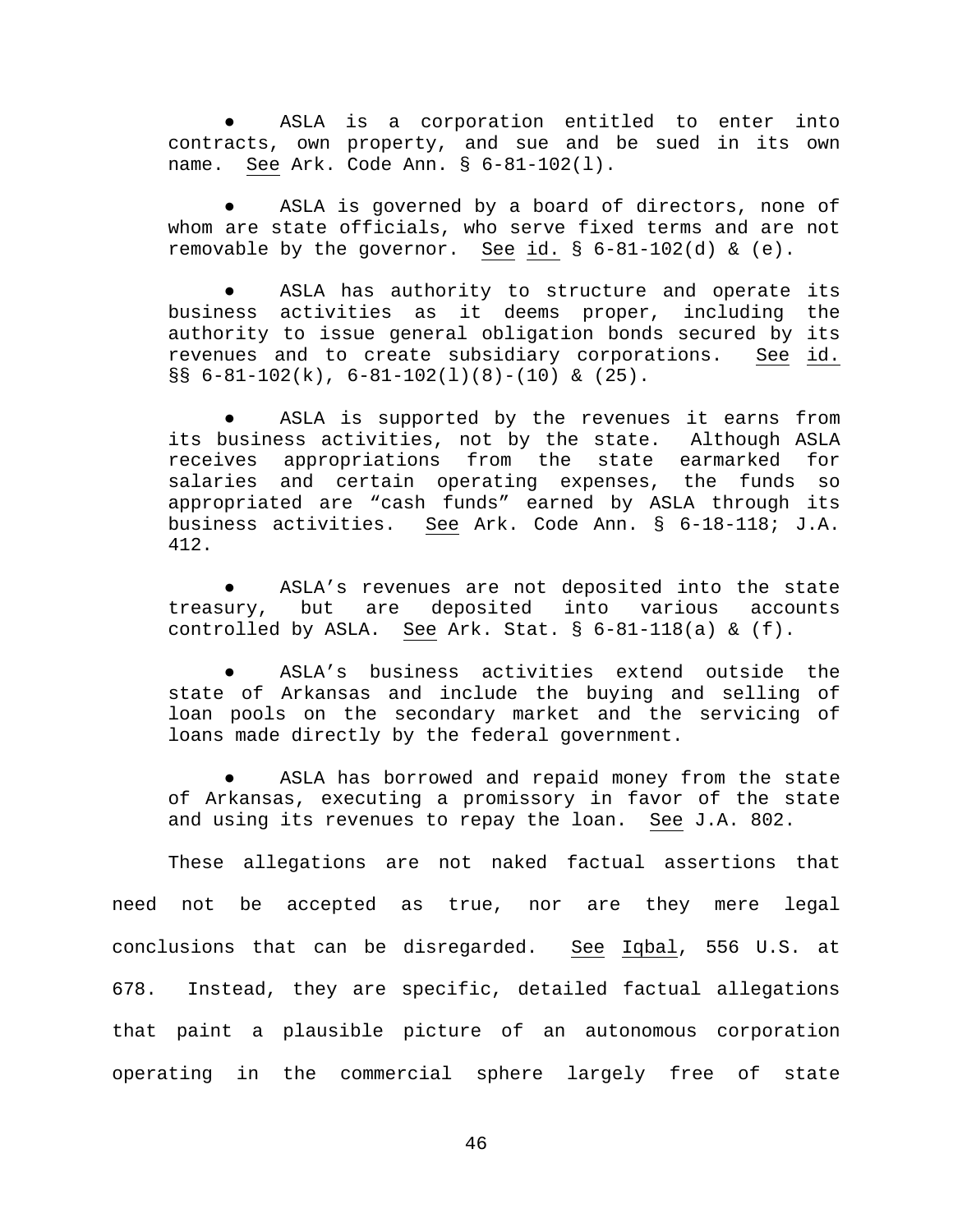- ASLA is a corporation entitled to enter into contracts, own property, and sue and be sued in its own name. See Ark. Code Ann. § 6-81-102(l).

- ASLA is governed by a board of directors, none of whom are state officials, who serve fixed terms and are not removable by the governor. See id. § 6-81-102(d) & (e).

- ASLA has authority to structure and operate its business activities as it deems proper, including the authority to issue general obligation bonds secured by its revenues and to create subsidiary corporations. See id. §§ 6-81-102(k), 6-81-102(l)(8)-(10) & (25).

- ASLA is supported by the revenues it earns from its business activities, not by the state. Although ASLA receives appropriations from the state earmarked for salaries and certain operating expenses, the funds so appropriated are "cash funds" earned by ASLA through its business activities. See Ark. Code Ann. § 6-18-118; J.A. 412.

- ASLA's revenues are not deposited into the state treasury, but are deposited into various accounts controlled by ASLA. See Ark. Stat. § 6-81-118(a) & (f).

- ASLA's business activities extend outside the state of Arkansas and include the buying and selling of loan pools on the secondary market and the servicing of loans made directly by the federal government.

- ASLA has borrowed and repaid money from the state of Arkansas, executing a promissory in favor of the state and using its revenues to repay the loan. See J.A. 802.

These allegations are not naked factual assertions that need not be accepted as true, nor are they mere legal conclusions that can be disregarded. See Iqbal, 556 U.S. at 678. Instead, they are specific, detailed factual allegations that paint a plausible picture of an autonomous corporation operating in the commercial sphere largely free of state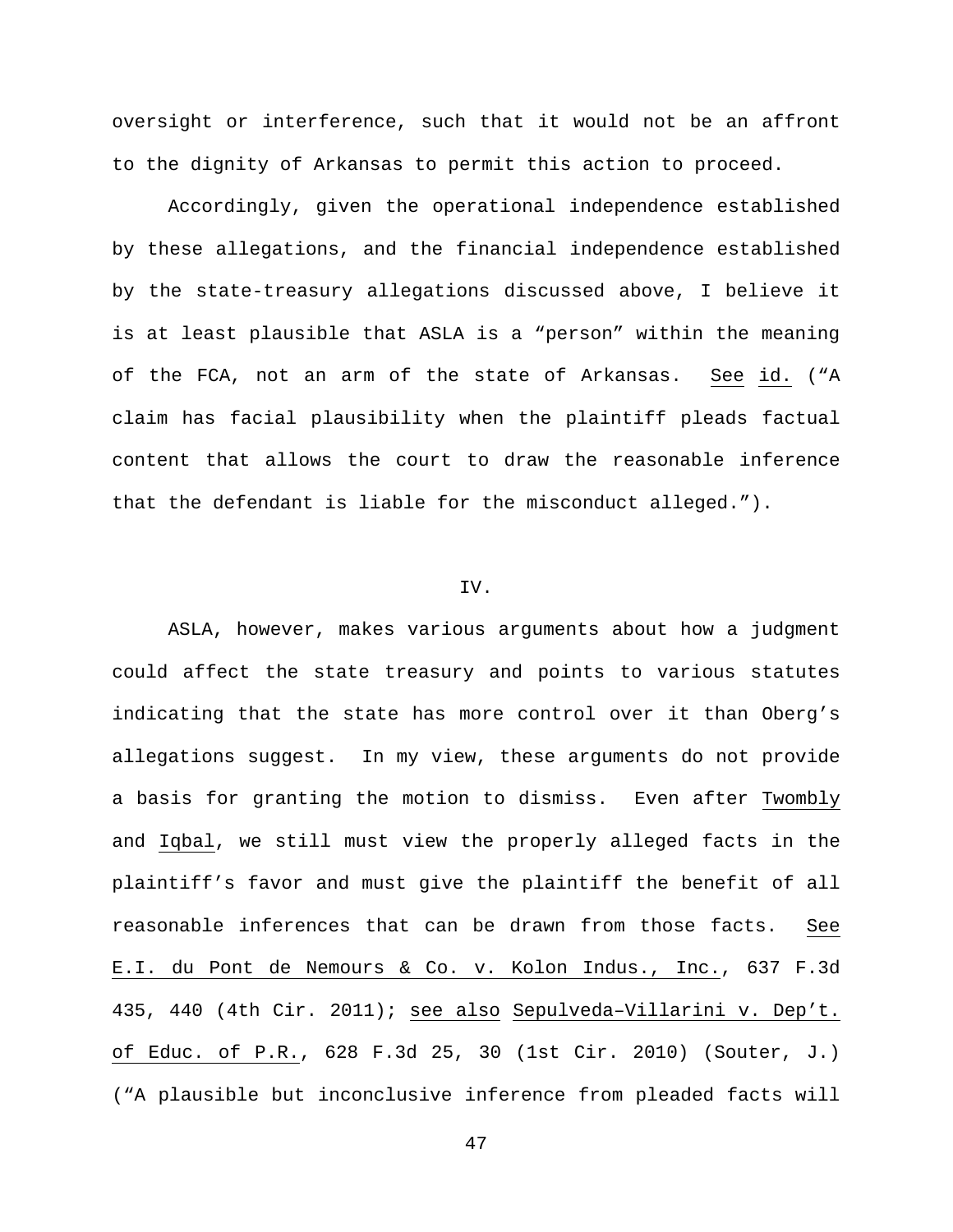oversight or interference, such that it would not be an affront to the dignity of Arkansas to permit this action to proceed.

Accordingly, given the operational independence established by these allegations, and the financial independence established by the state-treasury allegations discussed above, I believe it is at least plausible that ASLA is a "person" within the meaning of the FCA, not an arm of the state of Arkansas. See id. ("A claim has facial plausibility when the plaintiff pleads factual content that allows the court to draw the reasonable inference that the defendant is liable for the misconduct alleged.").

IV.

ASLA, however, makes various arguments about how a judgment could affect the state treasury and points to various statutes indicating that the state has more control over it than Oberg's allegations suggest. In my view, these arguments do not provide a basis for granting the motion to dismiss. Even after Twombly and Iqbal, we still must view the properly alleged facts in the plaintiff's favor and must give the plaintiff the benefit of all reasonable inferences that can be drawn from those facts. See E.I. du Pont de Nemours & Co. v. Kolon Indus., Inc., 637 F.3d 435, 440 (4th Cir. 2011); see also Sepulveda–Villarini v. Dep't. of Educ. of P.R., 628 F.3d 25, 30 (1st Cir. 2010) (Souter, J.) ("A plausible but inconclusive inference from pleaded facts will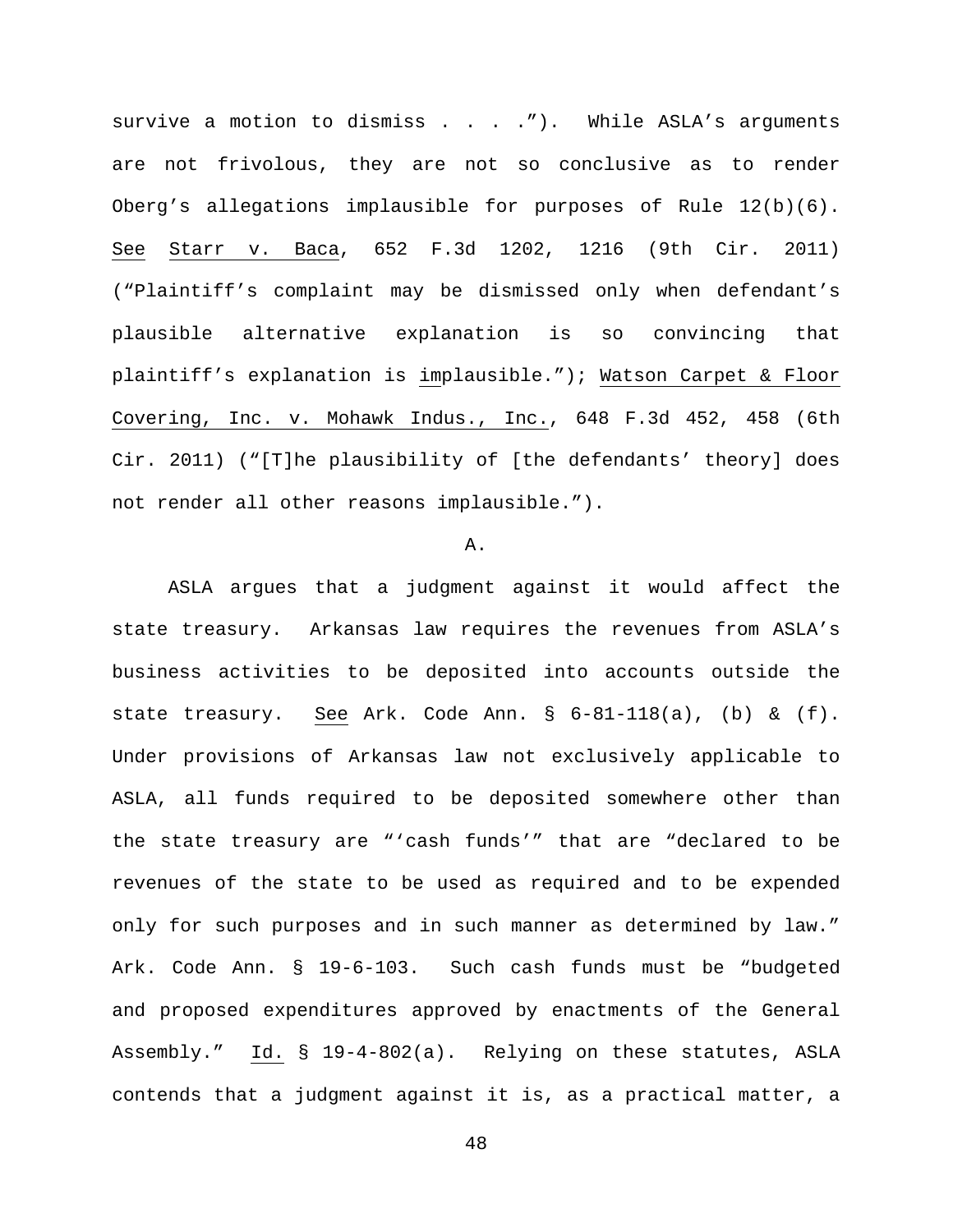survive a motion to dismiss . . . ."). While ASLA's arguments are not frivolous, they are not so conclusive as to render Oberg's allegations implausible for purposes of Rule 12(b)(6). See Starr v. Baca, 652 F.3d 1202, 1216 (9th Cir. 2011) ("Plaintiff's complaint may be dismissed only when defendant's plausible alternative explanation is so convincing that plaintiff's explanation is implausible."); Watson Carpet & Floor Covering, Inc. v. Mohawk Indus., Inc., 648 F.3d 452, 458 (6th Cir. 2011) ("[T]he plausibility of [the defendants' theory] does not render all other reasons implausible.").

A.

ASLA argues that a judgment against it would affect the state treasury. Arkansas law requires the revenues from ASLA's business activities to be deposited into accounts outside the state treasury. See Ark. Code Ann. § 6-81-118(a), (b) & (f). Under provisions of Arkansas law not exclusively applicable to ASLA, all funds required to be deposited somewhere other than the state treasury are "'cash funds'" that are "declared to be revenues of the state to be used as required and to be expended only for such purposes and in such manner as determined by law." Ark. Code Ann. § 19-6-103. Such cash funds must be "budgeted and proposed expenditures approved by enactments of the General Assembly." Id. § 19-4-802(a). Relying on these statutes, ASLA contends that a judgment against it is, as a practical matter, a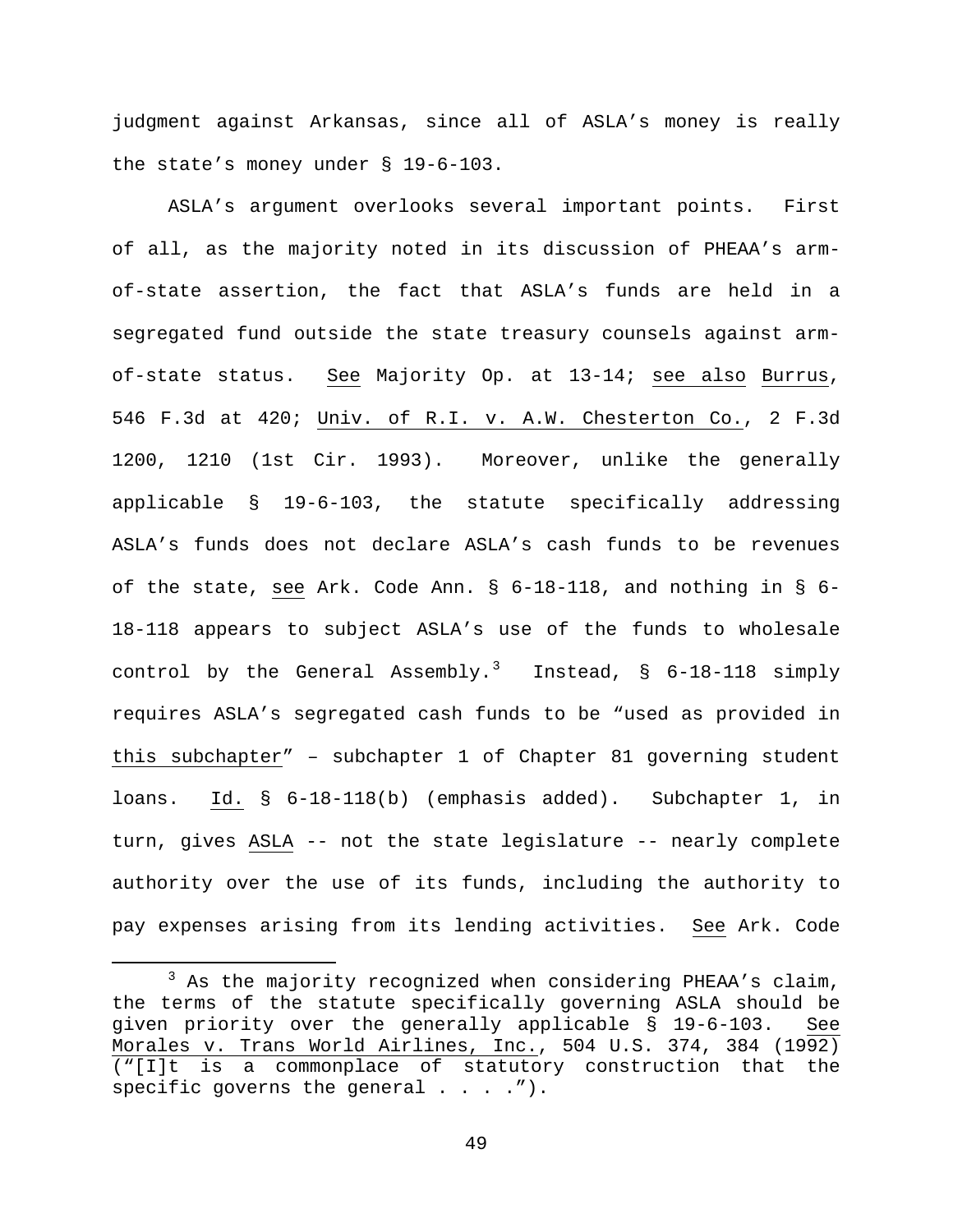judgment against Arkansas, since all of ASLA's money is really the state's money under § 19-6-103.

ASLA's argument overlooks several important points. First of all, as the majority noted in its discussion of PHEAA's arm-of-state assertion, the fact that ASLA's funds are held in a segregated fund outside the state treasury counsels against arm-of-state status. _See_ Majority Op. at 13-14; _see also_ _Burrus_, 546 F.3d at 420; _Univ. of R.I. v. A.W. Chesterton Co._, 2 F.3d 1200, 1210 (1st Cir. 1993). Moreover, unlike the generally applicable § 19-6-103, the statute specifically addressing ASLA's funds does not declare ASLA's cash funds to be revenues of the state, _see_ Ark. Code Ann. § 6-18-118, and nothing in § 6-18-118 appears to subject ASLA's use of the funds to wholesale control by the General Assembly.[3] Instead, § 6-18-118 simply requires ASLA's segregated cash funds to be "used as provided in _this subchapter_" – subchapter 1 of Chapter 81 governing student loans. _Id._ § 6-18-118(b) (emphasis added). Subchapter 1, in turn, gives _ASLA_ -- not the state legislature -- nearly complete authority over the use of its funds, including the authority to pay expenses arising from its lending activities. _See_ Ark. Code

[3] As the majority recognized when considering PHEAA's claim, the terms of the statute specifically governing ASLA should be given priority over the generally applicable § 19-6-103. _See_ _Morales v. Trans World Airlines, Inc._, 504 U.S. 374, 384 (1992) ("[I]t is a commonplace of statutory construction that the specific governs the general . . . .").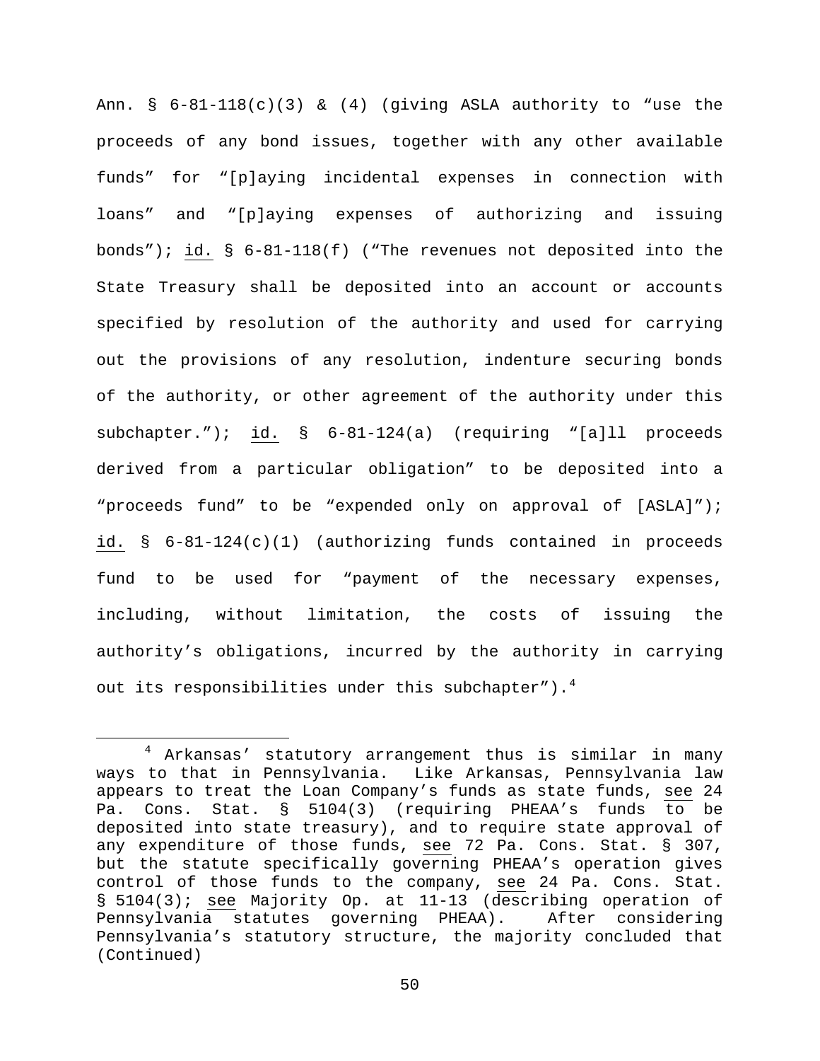Ann. § 6-81-118(c)(3) & (4) (giving ASLA authority to "use the proceeds of any bond issues, together with any other available funds" for "[p]aying incidental expenses in connection with loans" and "[p]aying expenses of authorizing and issuing bonds"); id. § 6-81-118(f) ("The revenues not deposited into the State Treasury shall be deposited into an account or accounts specified by resolution of the authority and used for carrying out the provisions of any resolution, indenture securing bonds of the authority, or other agreement of the authority under this subchapter."); id. § 6-81-124(a) (requiring "[a]ll proceeds derived from a particular obligation" to be deposited into a "proceeds fund" to be "expended only on approval of [ASLA]"); id. § 6-81-124(c)(1) (authorizing funds contained in proceeds fund to be used for "payment of the necessary expenses, including, without limitation, the costs of issuing the authority's obligations, incurred by the authority in carrying out its responsibilities under this subchapter").[4]

---

[4] Arkansas' statutory arrangement thus is similar in many ways to that in Pennsylvania. Like Arkansas, Pennsylvania law appears to treat the Loan Company's funds as state funds, see 24 Pa. Cons. Stat. § 5104(3) (requiring PHEAA's funds to be deposited into state treasury), and to require state approval of any expenditure of those funds, see 72 Pa. Cons. Stat. § 307, but the statute specifically governing PHEAA's operation gives control of those funds to the company, see 24 Pa. Cons. Stat. § 5104(3); see Majority Op. at 11-13 (describing operation of Pennsylvania statutes governing PHEAA). After considering Pennsylvania's statutory structure, the majority concluded that (Continued)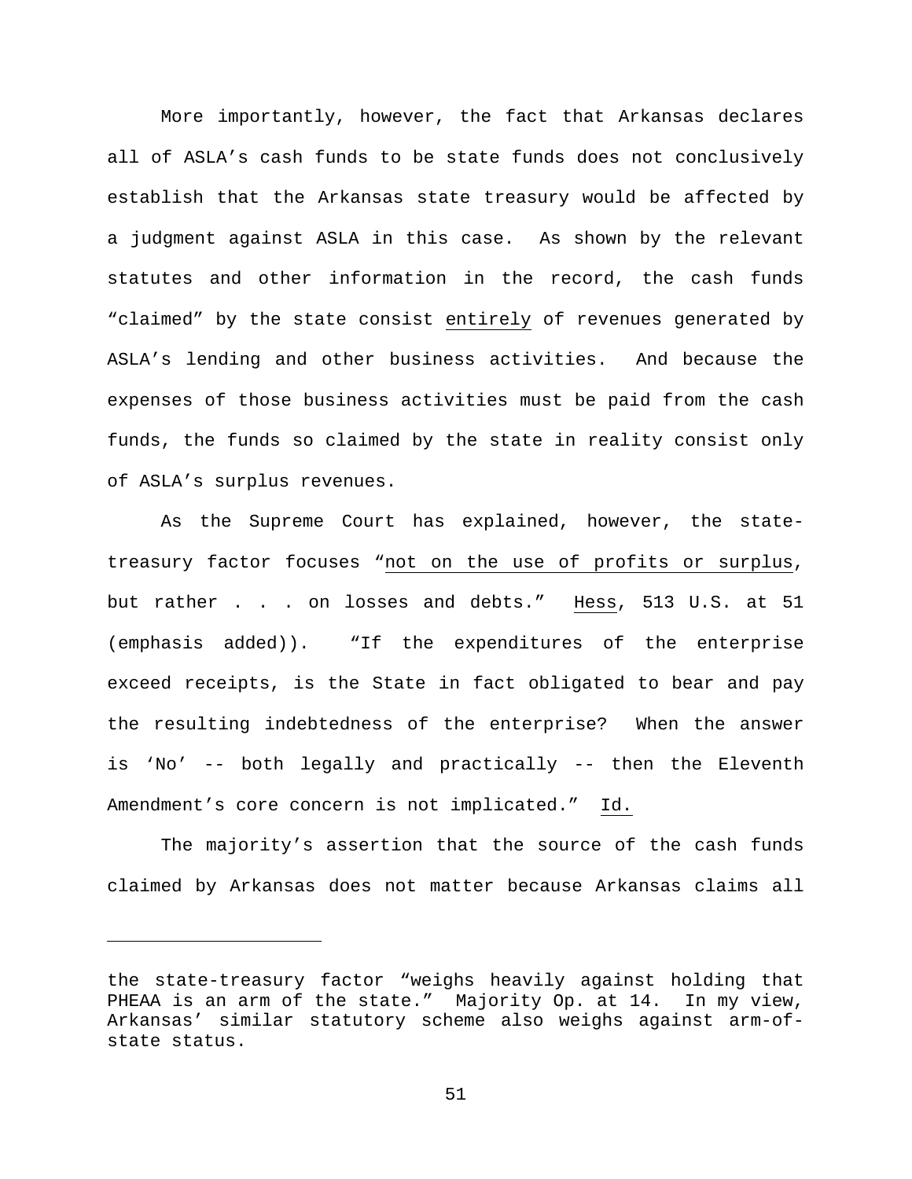More importantly, however, the fact that Arkansas declares all of ASLA's cash funds to be state funds does not conclusively establish that the Arkansas state treasury would be affected by a judgment against ASLA in this case. As shown by the relevant statutes and other information in the record, the cash funds "claimed" by the state consist <u>entirely</u> of revenues generated by ASLA's lending and other business activities. And because the expenses of those business activities must be paid from the cash funds, the funds so claimed by the state in reality consist only of ASLA's surplus revenues.

As the Supreme Court has explained, however, the state-treasury factor focuses "<u>not on the use of profits or surplus</u>, but rather . . . on losses and debts." <u>Hess</u>, 513 U.S. at 51 (emphasis added)). "If the expenditures of the enterprise exceed receipts, is the State in fact obligated to bear and pay the resulting indebtedness of the enterprise? When the answer is 'No' -- both legally and practically -- then the Eleventh Amendment's core concern is not implicated." <u>Id.</u>

The majority's assertion that the source of the cash funds claimed by Arkansas does not matter because Arkansas claims all

---

the state-treasury factor "weighs heavily against holding that PHEAA is an arm of the state." Majority Op. at 14. In my view, Arkansas' similar statutory scheme also weighs against arm-of-state status.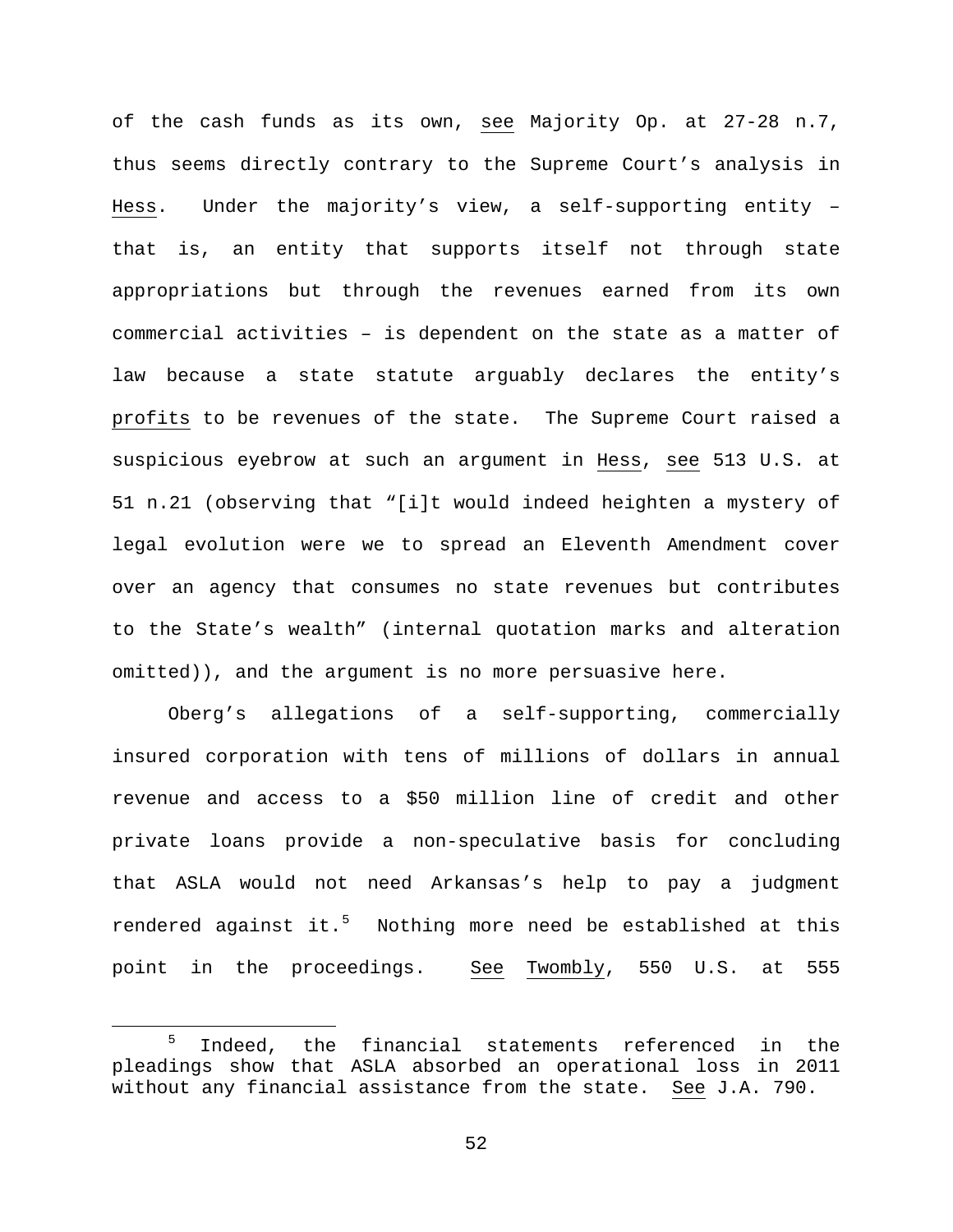of the cash funds as its own, _see_ Majority Op. at 27-28 n.7, thus seems directly contrary to the Supreme Court's analysis in _Hess_. Under the majority's view, a self-supporting entity – that is, an entity that supports itself not through state appropriations but through the revenues earned from its own commercial activities – is dependent on the state as a matter of law because a state statute arguably declares the entity's _profits_ to be revenues of the state. The Supreme Court raised a suspicious eyebrow at such an argument in _Hess_, _see_ 513 U.S. at 51 n.21 (observing that "[i]t would indeed heighten a mystery of legal evolution were we to spread an Eleventh Amendment cover over an agency that consumes no state revenues but contributes to the State's wealth" (internal quotation marks and alteration omitted)), and the argument is no more persuasive here.

Oberg's allegations of a self-supporting, commercially insured corporation with tens of millions of dollars in annual revenue and access to a $50 million line of credit and other private loans provide a non-speculative basis for concluding that ASLA would not need Arkansas's help to pay a judgment rendered against it.[5] Nothing more need be established at this point in the proceedings. _See_ _Twombly_, 550 U.S. at 555

[5] Indeed, the financial statements referenced in the pleadings show that ASLA absorbed an operational loss in 2011 without any financial assistance from the state. _See_ J.A. 790.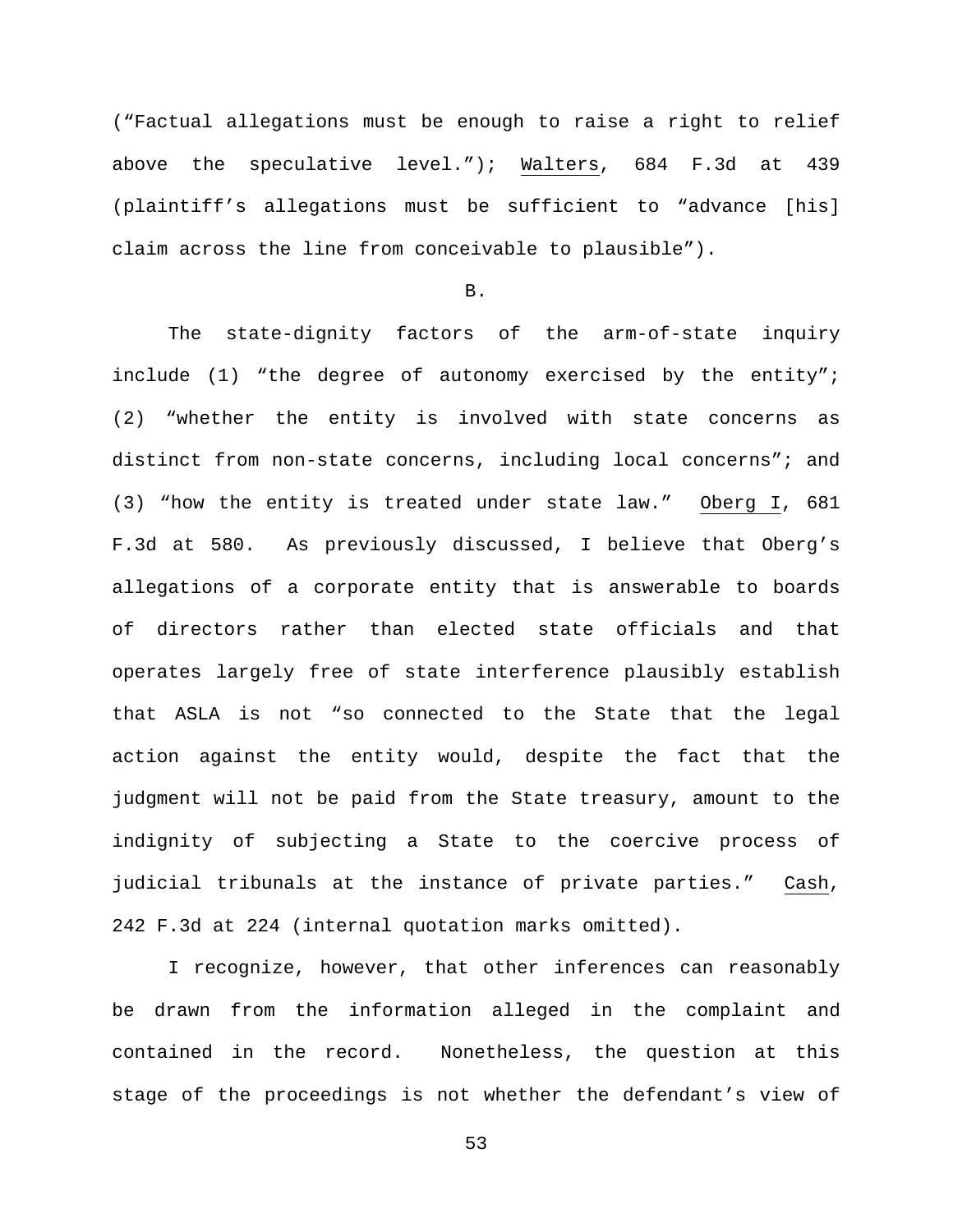("Factual allegations must be enough to raise a right to relief above the speculative level."); Walters, 684 F.3d at 439 (plaintiff's allegations must be sufficient to "advance [his] claim across the line from conceivable to plausible").

B.

The state-dignity factors of the arm-of-state inquiry include (1) "the degree of autonomy exercised by the entity"; (2) "whether the entity is involved with state concerns as distinct from non-state concerns, including local concerns"; and (3) "how the entity is treated under state law." Oberg I, 681 F.3d at 580. As previously discussed, I believe that Oberg's allegations of a corporate entity that is answerable to boards of directors rather than elected state officials and that operates largely free of state interference plausibly establish that ASLA is not "so connected to the State that the legal action against the entity would, despite the fact that the judgment will not be paid from the State treasury, amount to the indignity of subjecting a State to the coercive process of judicial tribunals at the instance of private parties." Cash, 242 F.3d at 224 (internal quotation marks omitted).

I recognize, however, that other inferences can reasonably be drawn from the information alleged in the complaint and contained in the record. Nonetheless, the question at this stage of the proceedings is not whether the defendant's view of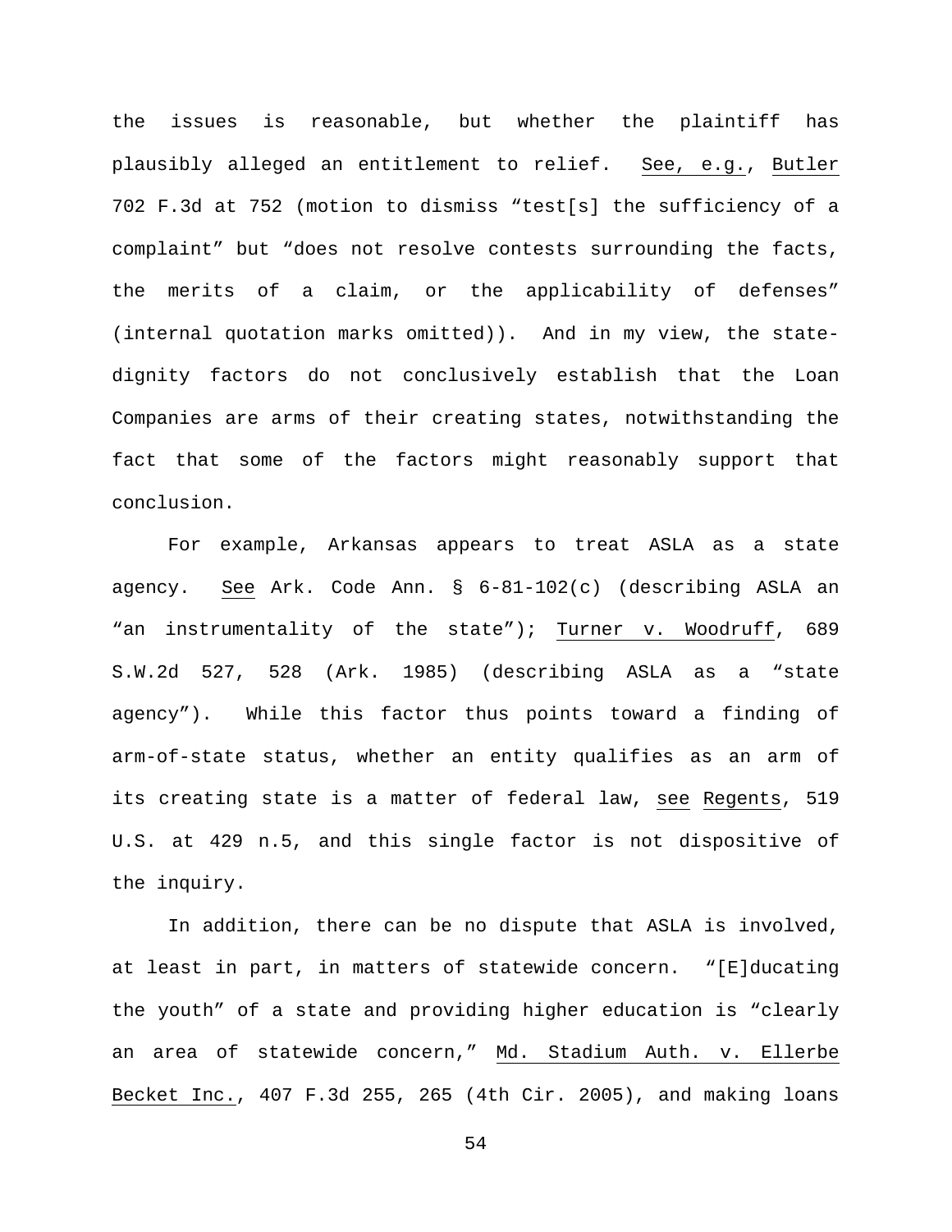the issues is reasonable, but whether the plaintiff has plausibly alleged an entitlement to relief. See, e.g., Butler 702 F.3d at 752 (motion to dismiss "test[s] the sufficiency of a complaint" but "does not resolve contests surrounding the facts, the merits of a claim, or the applicability of defenses" (internal quotation marks omitted)). And in my view, the state-dignity factors do not conclusively establish that the Loan Companies are arms of their creating states, notwithstanding the fact that some of the factors might reasonably support that conclusion.

For example, Arkansas appears to treat ASLA as a state agency. See Ark. Code Ann. § 6-81-102(c) (describing ASLA an "an instrumentality of the state"); Turner v. Woodruff, 689 S.W.2d 527, 528 (Ark. 1985) (describing ASLA as a "state agency"). While this factor thus points toward a finding of arm-of-state status, whether an entity qualifies as an arm of its creating state is a matter of federal law, see Regents, 519 U.S. at 429 n.5, and this single factor is not dispositive of the inquiry.

In addition, there can be no dispute that ASLA is involved, at least in part, in matters of statewide concern. "[E]ducating the youth" of a state and providing higher education is "clearly an area of statewide concern," Md. Stadium Auth. v. Ellerbe Becket Inc., 407 F.3d 255, 265 (4th Cir. 2005), and making loans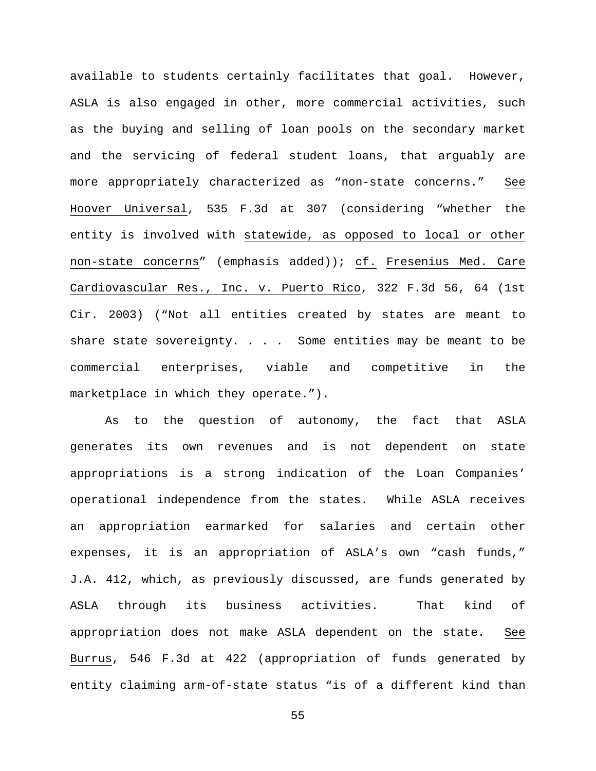available to students certainly facilitates that goal. However, ASLA is also engaged in other, more commercial activities, such as the buying and selling of loan pools on the secondary market and the servicing of federal student loans, that arguably are more appropriately characterized as "non-state concerns." See Hoover Universal, 535 F.3d at 307 (considering "whether the entity is involved with statewide, as opposed to local or other non-state concerns" (emphasis added)); cf. Fresenius Med. Care Cardiovascular Res., Inc. v. Puerto Rico, 322 F.3d 56, 64 (1st Cir. 2003) ("Not all entities created by states are meant to share state sovereignty. . . . Some entities may be meant to be commercial enterprises, viable and competitive in the marketplace in which they operate.").

As to the question of autonomy, the fact that ASLA generates its own revenues and is not dependent on state appropriations is a strong indication of the Loan Companies' operational independence from the states. While ASLA receives an appropriation earmarked for salaries and certain other expenses, it is an appropriation of ASLA's own "cash funds," J.A. 412, which, as previously discussed, are funds generated by ASLA through its business activities. That kind of appropriation does not make ASLA dependent on the state. See Burrus, 546 F.3d at 422 (appropriation of funds generated by entity claiming arm-of-state status "is of a different kind than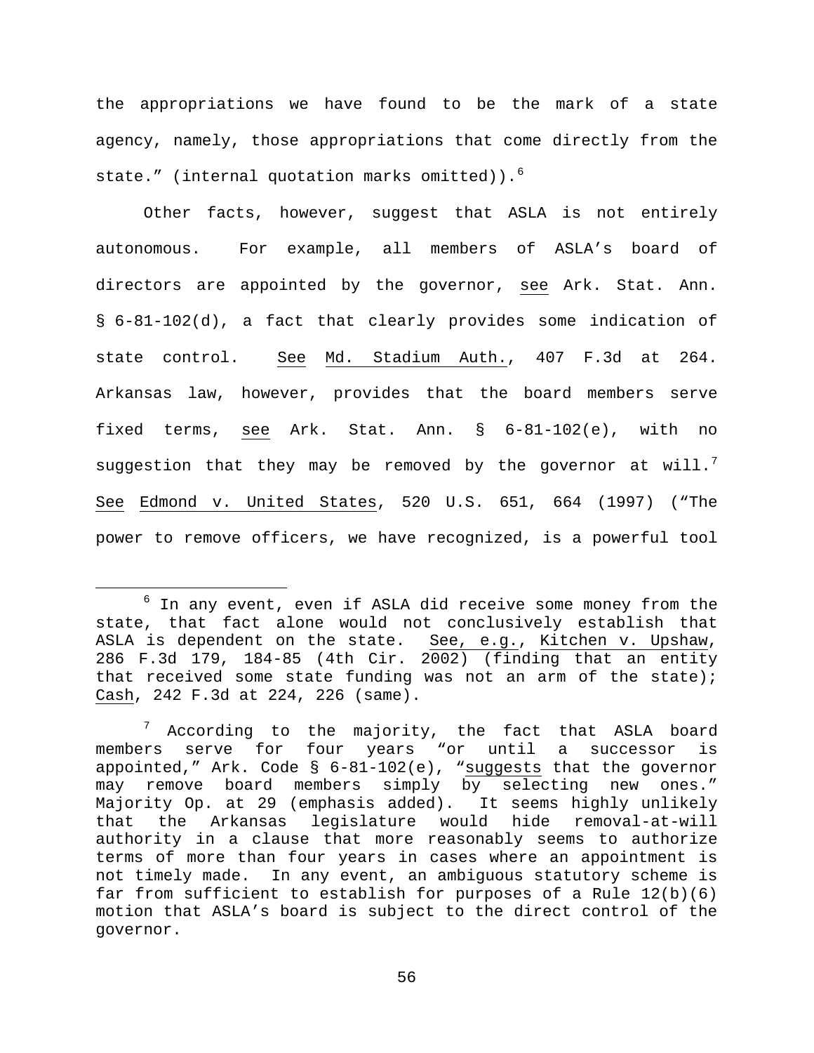the appropriations we have found to be the mark of a state agency, namely, those appropriations that come directly from the state." (internal quotation marks omitted)).[6]

Other facts, however, suggest that ASLA is not entirely autonomous. For example, all members of ASLA's board of directors are appointed by the governor, see Ark. Stat. Ann. § 6-81-102(d), a fact that clearly provides some indication of state control. See Md. Stadium Auth., 407 F.3d at 264. Arkansas law, however, provides that the board members serve fixed terms, see Ark. Stat. Ann. § 6-81-102(e), with no suggestion that they may be removed by the governor at will.[7] See Edmond v. United States, 520 U.S. 651, 664 (1997) ("The power to remove officers, we have recognized, is a powerful tool

[6] In any event, even if ASLA did receive some money from the state, that fact alone would not conclusively establish that ASLA is dependent on the state. See, e.g., Kitchen v. Upshaw, 286 F.3d 179, 184-85 (4th Cir. 2002) (finding that an entity that received some state funding was not an arm of the state); Cash, 242 F.3d at 224, 226 (same).

[7] According to the majority, the fact that ASLA board members serve for four years "or until a successor is appointed," Ark. Code § 6-81-102(e), "suggests that the governor may remove board members simply by selecting new ones." Majority Op. at 29 (emphasis added). It seems highly unlikely that the Arkansas legislature would hide removal-at-will authority in a clause that more reasonably seems to authorize terms of more than four years in cases where an appointment is not timely made. In any event, an ambiguous statutory scheme is far from sufficient to establish for purposes of a Rule 12(b)(6) motion that ASLA's board is subject to the direct control of the governor.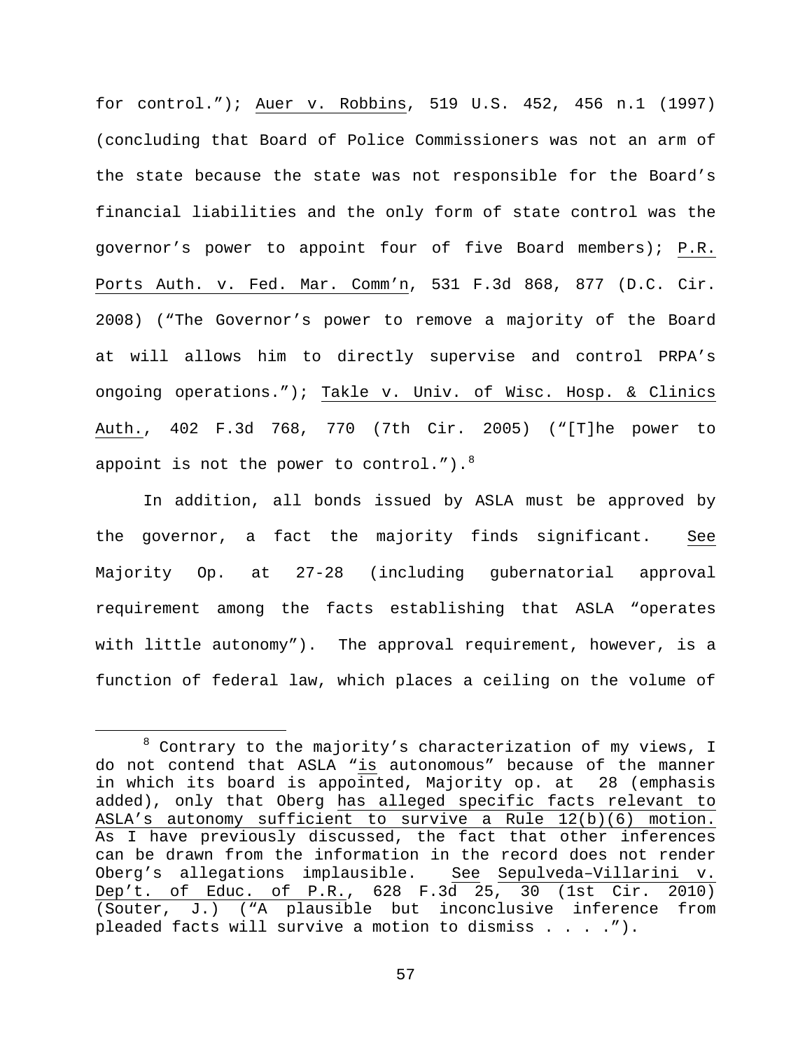for control."); Auer v. Robbins, 519 U.S. 452, 456 n.1 (1997) (concluding that Board of Police Commissioners was not an arm of the state because the state was not responsible for the Board's financial liabilities and the only form of state control was the governor's power to appoint four of five Board members); P.R. Ports Auth. v. Fed. Mar. Comm'n, 531 F.3d 868, 877 (D.C. Cir. 2008) ("The Governor's power to remove a majority of the Board at will allows him to directly supervise and control PRPA's ongoing operations."); Takle v. Univ. of Wisc. Hosp. & Clinics Auth., 402 F.3d 768, 770 (7th Cir. 2005) ("[T]he power to appoint is not the power to control.").[8]

In addition, all bonds issued by ASLA must be approved by the governor, a fact the majority finds significant. See Majority Op. at 27-28 (including gubernatorial approval requirement among the facts establishing that ASLA "operates with little autonomy"). The approval requirement, however, is a function of federal law, which places a ceiling on the volume of

---

[8] Contrary to the majority's characterization of my views, I do not contend that ASLA "is autonomous" because of the manner in which its board is appointed, Majority op. at 28 (emphasis added), only that Oberg has alleged specific facts relevant to ASLA's autonomy sufficient to survive a Rule 12(b)(6) motion. As I have previously discussed, the fact that other inferences can be drawn from the information in the record does not render Oberg's allegations implausible. See Sepulveda–Villarini v. Dep't. of Educ. of P.R., 628 F.3d 25, 30 (1st Cir. 2010) (Souter, J.) ("A plausible but inconclusive inference from pleaded facts will survive a motion to dismiss . . . .").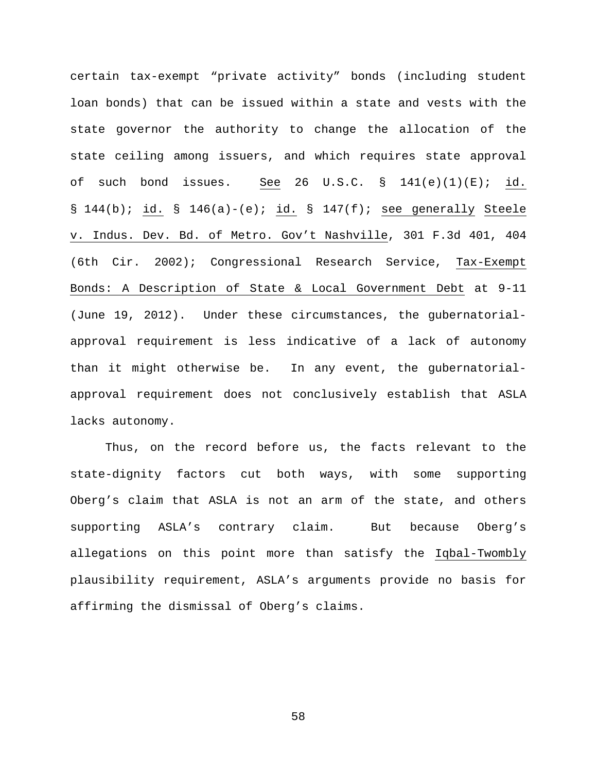certain tax-exempt "private activity" bonds (including student loan bonds) that can be issued within a state and vests with the state governor the authority to change the allocation of the state ceiling among issuers, and which requires state approval of such bond issues. See 26 U.S.C. § 141(e)(1)(E); id. § 144(b); id. § 146(a)-(e); id. § 147(f); see generally Steele v. Indus. Dev. Bd. of Metro. Gov't Nashville, 301 F.3d 401, 404 (6th Cir. 2002); Congressional Research Service, Tax-Exempt Bonds: A Description of State & Local Government Debt at 9-11 (June 19, 2012). Under these circumstances, the gubernatorial-approval requirement is less indicative of a lack of autonomy than it might otherwise be. In any event, the gubernatorial-approval requirement does not conclusively establish that ASLA lacks autonomy.

Thus, on the record before us, the facts relevant to the state-dignity factors cut both ways, with some supporting Oberg's claim that ASLA is not an arm of the state, and others supporting ASLA's contrary claim. But because Oberg's allegations on this point more than satisfy the Iqbal-Twombly plausibility requirement, ASLA's arguments provide no basis for affirming the dismissal of Oberg's claims.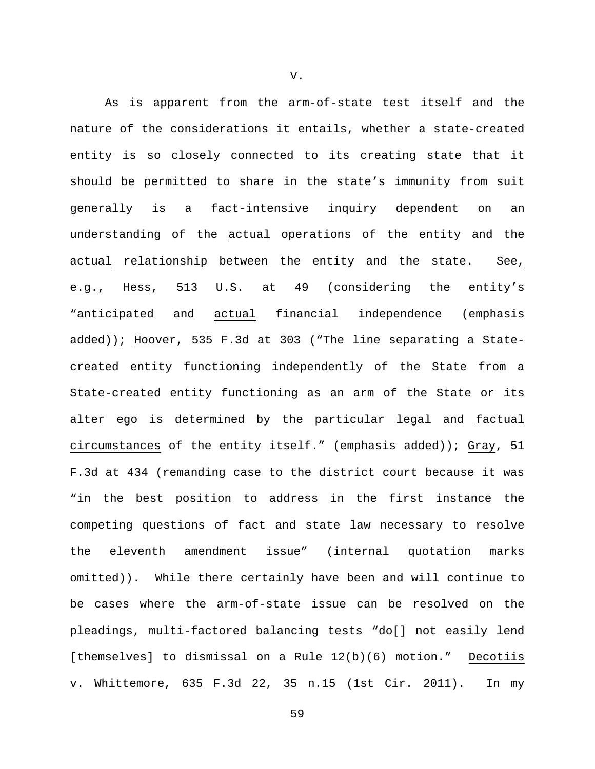V.

As is apparent from the arm-of-state test itself and the nature of the considerations it entails, whether a state-created entity is so closely connected to its creating state that it should be permitted to share in the state's immunity from suit generally is a fact-intensive inquiry dependent on an understanding of the <u>actual</u> operations of the entity and the <u>actual</u> relationship between the entity and the state. <u>See, e.g.</u>, <u>Hess</u>, 513 U.S. at 49 (considering the entity's "anticipated and <u>actual</u> financial independence (emphasis added)); <u>Hoover</u>, 535 F.3d at 303 ("The line separating a State-created entity functioning independently of the State from a State-created entity functioning as an arm of the State or its alter ego is determined by the particular legal and <u>factual circumstances</u> of the entity itself." (emphasis added)); <u>Gray</u>, 51 F.3d at 434 (remanding case to the district court because it was "in the best position to address in the first instance the competing questions of fact and state law necessary to resolve the eleventh amendment issue" (internal quotation marks omitted)). While there certainly have been and will continue to be cases where the arm-of-state issue can be resolved on the pleadings, multi-factored balancing tests "do[] not easily lend [themselves] to dismissal on a Rule 12(b)(6) motion." <u>Decotiis v. Whittemore</u>, 635 F.3d 22, 35 n.15 (1st Cir. 2011). In my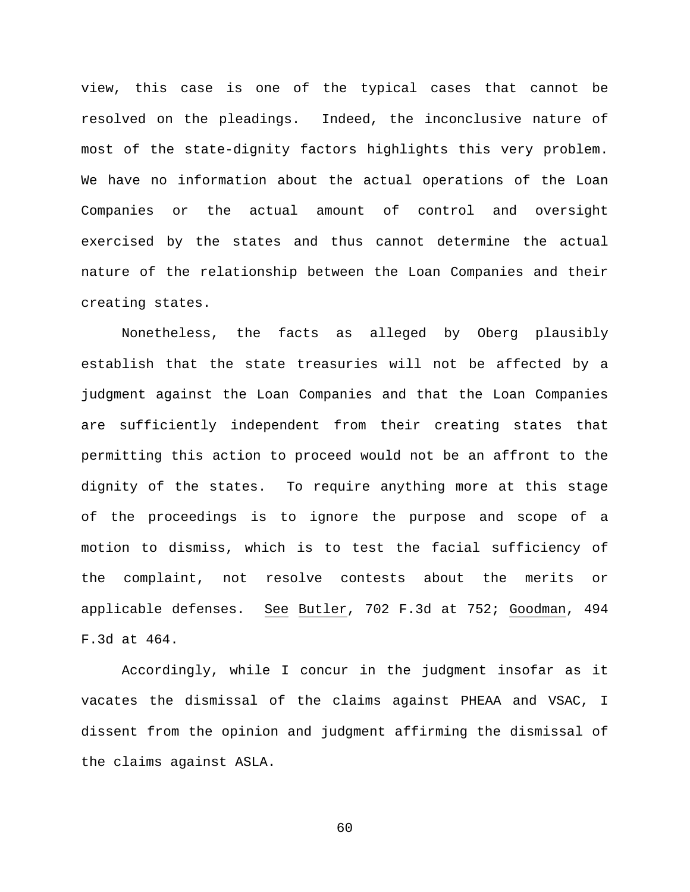view, this case is one of the typical cases that cannot be resolved on the pleadings. Indeed, the inconclusive nature of most of the state-dignity factors highlights this very problem. We have no information about the actual operations of the Loan Companies or the actual amount of control and oversight exercised by the states and thus cannot determine the actual nature of the relationship between the Loan Companies and their creating states.

Nonetheless, the facts as alleged by Oberg plausibly establish that the state treasuries will not be affected by a judgment against the Loan Companies and that the Loan Companies are sufficiently independent from their creating states that permitting this action to proceed would not be an affront to the dignity of the states. To require anything more at this stage of the proceedings is to ignore the purpose and scope of a motion to dismiss, which is to test the facial sufficiency of the complaint, not resolve contests about the merits or applicable defenses. See Butler, 702 F.3d at 752; Goodman, 494 F.3d at 464.

Accordingly, while I concur in the judgment insofar as it vacates the dismissal of the claims against PHEAA and VSAC, I dissent from the opinion and judgment affirming the dismissal of the claims against ASLA.